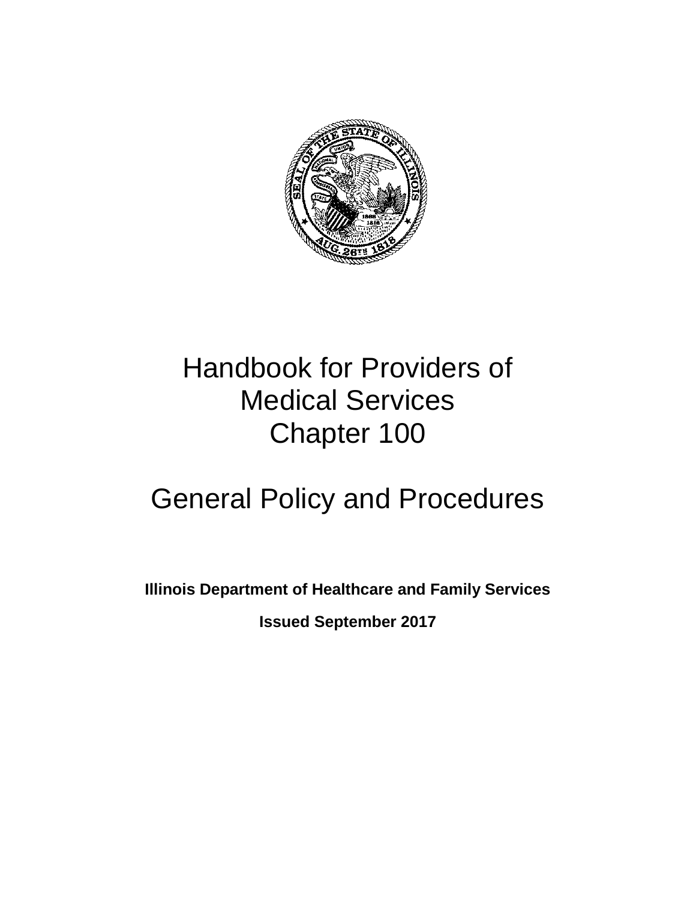# Handbook for Providers of Medical Services
# Chapter 100

# General Policy and Procedures

**Illinois Department of Healthcare and Family Services**

**Issued September 2017**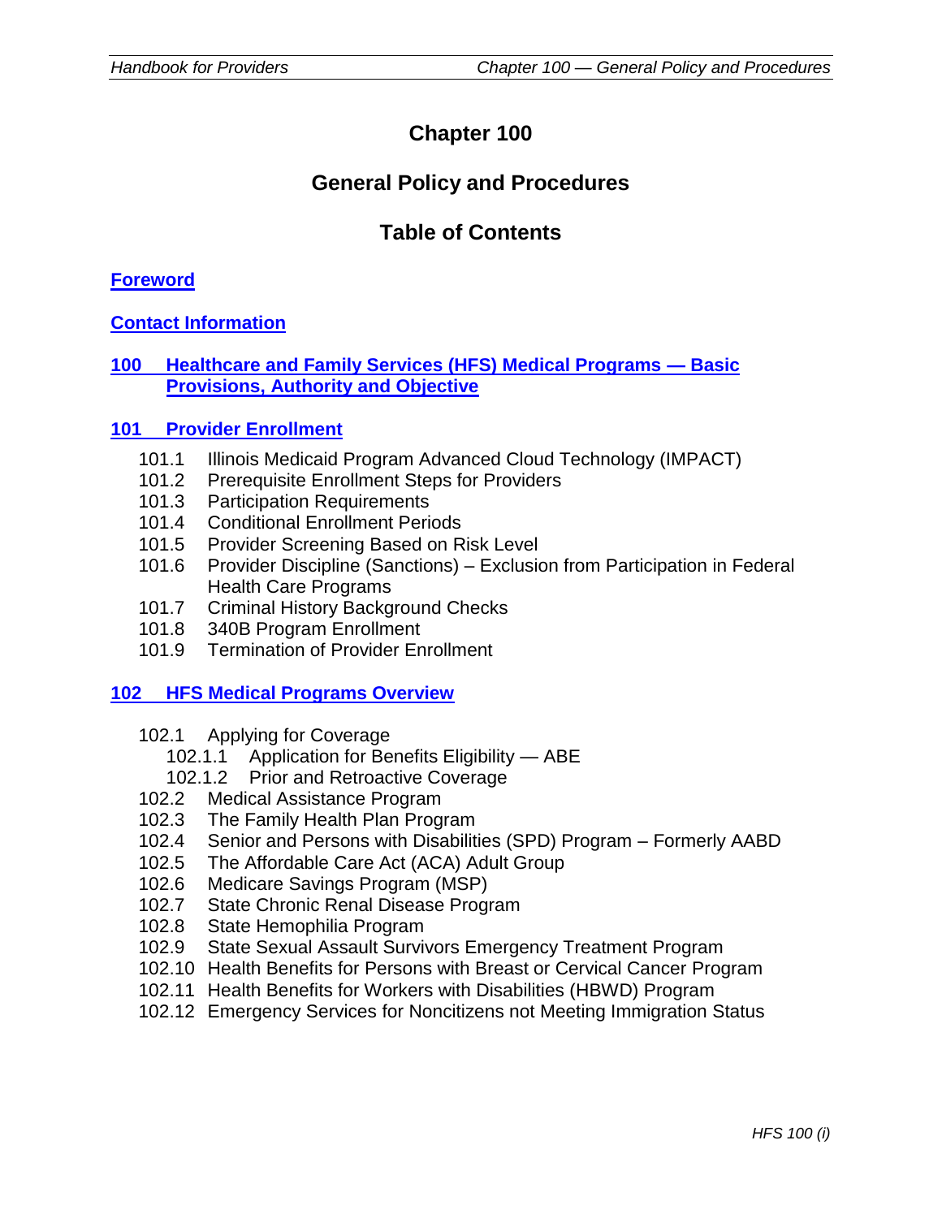# Chapter 100

## General Policy and Procedures

## Table of Contents

**Foreword**

**Contact Information**

**100 Healthcare and Family Services (HFS) Medical Programs — Basic Provisions, Authority and Objective**

**101 Provider Enrollment**

- 101.1 Illinois Medicaid Program Advanced Cloud Technology (IMPACT)
- 101.2 Prerequisite Enrollment Steps for Providers
- 101.3 Participation Requirements
- 101.4 Conditional Enrollment Periods
- 101.5 Provider Screening Based on Risk Level
- 101.6 Provider Discipline (Sanctions) – Exclusion from Participation in Federal Health Care Programs
- 101.7 Criminal History Background Checks
- 101.8 340B Program Enrollment
- 101.9 Termination of Provider Enrollment

**102 HFS Medical Programs Overview**

- 102.1 Applying for Coverage
  - 102.1.1 Application for Benefits Eligibility — ABE
  - 102.1.2 Prior and Retroactive Coverage
- 102.2 Medical Assistance Program
- 102.3 The Family Health Plan Program
- 102.4 Senior and Persons with Disabilities (SPD) Program – Formerly AABD
- 102.5 The Affordable Care Act (ACA) Adult Group
- 102.6 Medicare Savings Program (MSP)
- 102.7 State Chronic Renal Disease Program
- 102.8 State Hemophilia Program
- 102.9 State Sexual Assault Survivors Emergency Treatment Program
- 102.10 Health Benefits for Persons with Breast or Cervical Cancer Program
- 102.11 Health Benefits for Workers with Disabilities (HBWD) Program
- 102.12 Emergency Services for Noncitizens not Meeting Immigration Status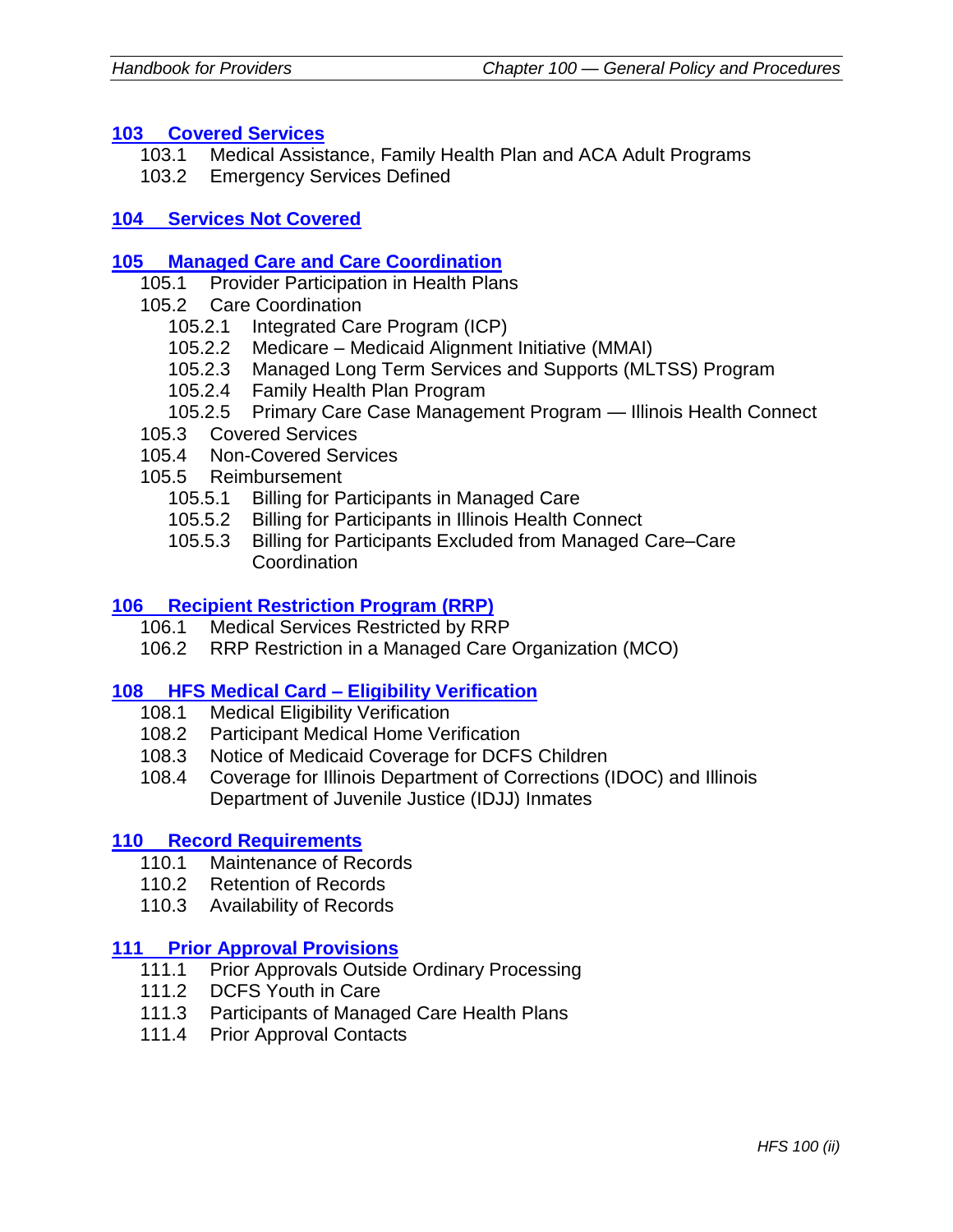**103 Covered Services**

- 103.1 Medical Assistance, Family Health Plan and ACA Adult Programs
- 103.2 Emergency Services Defined

**104 Services Not Covered**

**105 Managed Care and Care Coordination**

- 105.1 Provider Participation in Health Plans
- 105.2 Care Coordination
  - 105.2.1 Integrated Care Program (ICP)
  - 105.2.2 Medicare – Medicaid Alignment Initiative (MMAI)
  - 105.2.3 Managed Long Term Services and Supports (MLTSS) Program
  - 105.2.4 Family Health Plan Program
  - 105.2.5 Primary Care Case Management Program — Illinois Health Connect
- 105.3 Covered Services
- 105.4 Non-Covered Services
- 105.5 Reimbursement
  - 105.5.1 Billing for Participants in Managed Care
  - 105.5.2 Billing for Participants in Illinois Health Connect
  - 105.5.3 Billing for Participants Excluded from Managed Care–Care Coordination

**106 Recipient Restriction Program (RRP)**

- 106.1 Medical Services Restricted by RRP
- 106.2 RRP Restriction in a Managed Care Organization (MCO)

**108 HFS Medical Card – Eligibility Verification**

- 108.1 Medical Eligibility Verification
- 108.2 Participant Medical Home Verification
- 108.3 Notice of Medicaid Coverage for DCFS Children
- 108.4 Coverage for Illinois Department of Corrections (IDOC) and Illinois Department of Juvenile Justice (IDJJ) Inmates

**110 Record Requirements**

- 110.1 Maintenance of Records
- 110.2 Retention of Records
- 110.3 Availability of Records

**111 Prior Approval Provisions**

- 111.1 Prior Approvals Outside Ordinary Processing
- 111.2 DCFS Youth in Care
- 111.3 Participants of Managed Care Health Plans
- 111.4 Prior Approval Contacts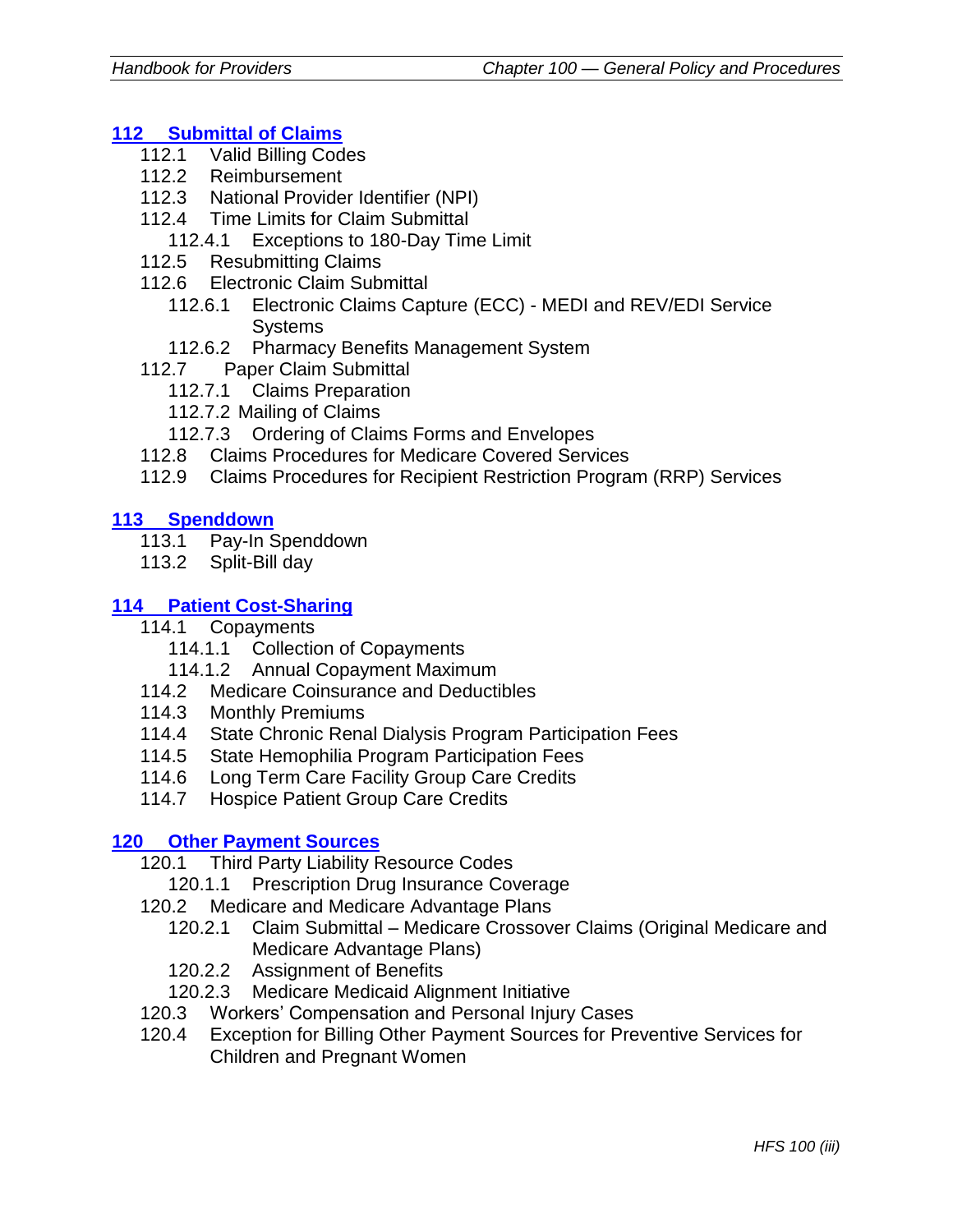**[112 Submittal of Claims]()**

- 112.1 Valid Billing Codes
- 112.2 Reimbursement
- 112.3 National Provider Identifier (NPI)
- 112.4 Time Limits for Claim Submittal
  - 112.4.1 Exceptions to 180-Day Time Limit
- 112.5 Resubmitting Claims
- 112.6 Electronic Claim Submittal
  - 112.6.1 Electronic Claims Capture (ECC) - MEDI and REV/EDI Service Systems
  - 112.6.2 Pharmacy Benefits Management System
- 112.7 Paper Claim Submittal
  - 112.7.1 Claims Preparation
  - 112.7.2 Mailing of Claims
  - 112.7.3 Ordering of Claims Forms and Envelopes
- 112.8 Claims Procedures for Medicare Covered Services
- 112.9 Claims Procedures for Recipient Restriction Program (RRP) Services

**[113 Spenddown]()**

- 113.1 Pay-In Spenddown
- 113.2 Split-Bill day

**[114 Patient Cost-Sharing]()**

- 114.1 Copayments
  - 114.1.1 Collection of Copayments
  - 114.1.2 Annual Copayment Maximum
- 114.2 Medicare Coinsurance and Deductibles
- 114.3 Monthly Premiums
- 114.4 State Chronic Renal Dialysis Program Participation Fees
- 114.5 State Hemophilia Program Participation Fees
- 114.6 Long Term Care Facility Group Care Credits
- 114.7 Hospice Patient Group Care Credits

**[120 Other Payment Sources]()**

- 120.1 Third Party Liability Resource Codes
  - 120.1.1 Prescription Drug Insurance Coverage
- 120.2 Medicare and Medicare Advantage Plans
  - 120.2.1 Claim Submittal – Medicare Crossover Claims (Original Medicare and Medicare Advantage Plans)
  - 120.2.2 Assignment of Benefits
  - 120.2.3 Medicare Medicaid Alignment Initiative
- 120.3 Workers' Compensation and Personal Injury Cases
- 120.4 Exception for Billing Other Payment Sources for Preventive Services for Children and Pregnant Women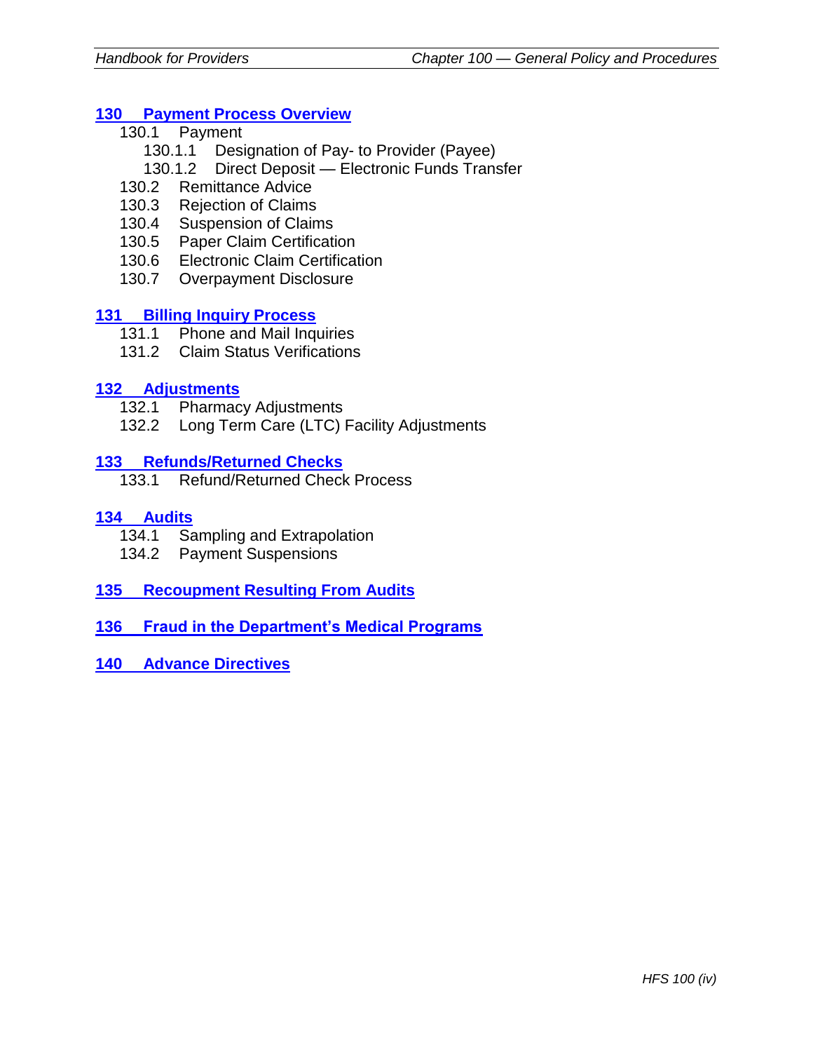**130 Payment Process Overview**

- 130.1 Payment
  - 130.1.1 Designation of Pay- to Provider (Payee)
  - 130.1.2 Direct Deposit — Electronic Funds Transfer
- 130.2 Remittance Advice
- 130.3 Rejection of Claims
- 130.4 Suspension of Claims
- 130.5 Paper Claim Certification
- 130.6 Electronic Claim Certification
- 130.7 Overpayment Disclosure

**131 Billing Inquiry Process**

- 131.1 Phone and Mail Inquiries
- 131.2 Claim Status Verifications

**132 Adjustments**

- 132.1 Pharmacy Adjustments
- 132.2 Long Term Care (LTC) Facility Adjustments

**133 Refunds/Returned Checks**

- 133.1 Refund/Returned Check Process

**134 Audits**

- 134.1 Sampling and Extrapolation
- 134.2 Payment Suspensions

**135 Recoupment Resulting From Audits**

**136 Fraud in the Department's Medical Programs**

**140 Advance Directives**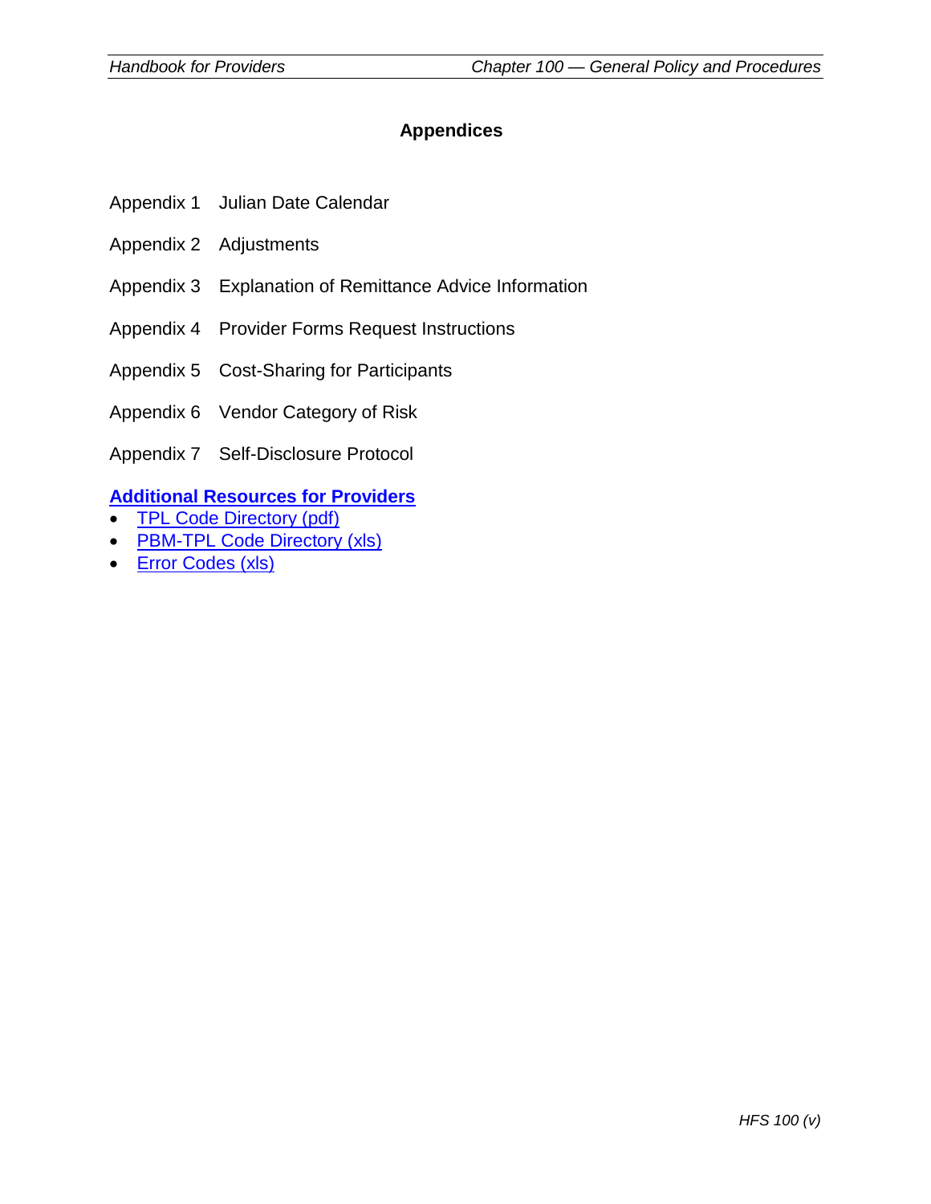## Appendices

Appendix 1 Julian Date Calendar

Appendix 2 Adjustments

Appendix 3 Explanation of Remittance Advice Information

Appendix 4 Provider Forms Request Instructions

Appendix 5 Cost-Sharing for Participants

Appendix 6 Vendor Category of Risk

Appendix 7 Self-Disclosure Protocol

**Additional Resources for Providers**

- TPL Code Directory (pdf)
- PBM-TPL Code Directory (xls)
- Error Codes (xls)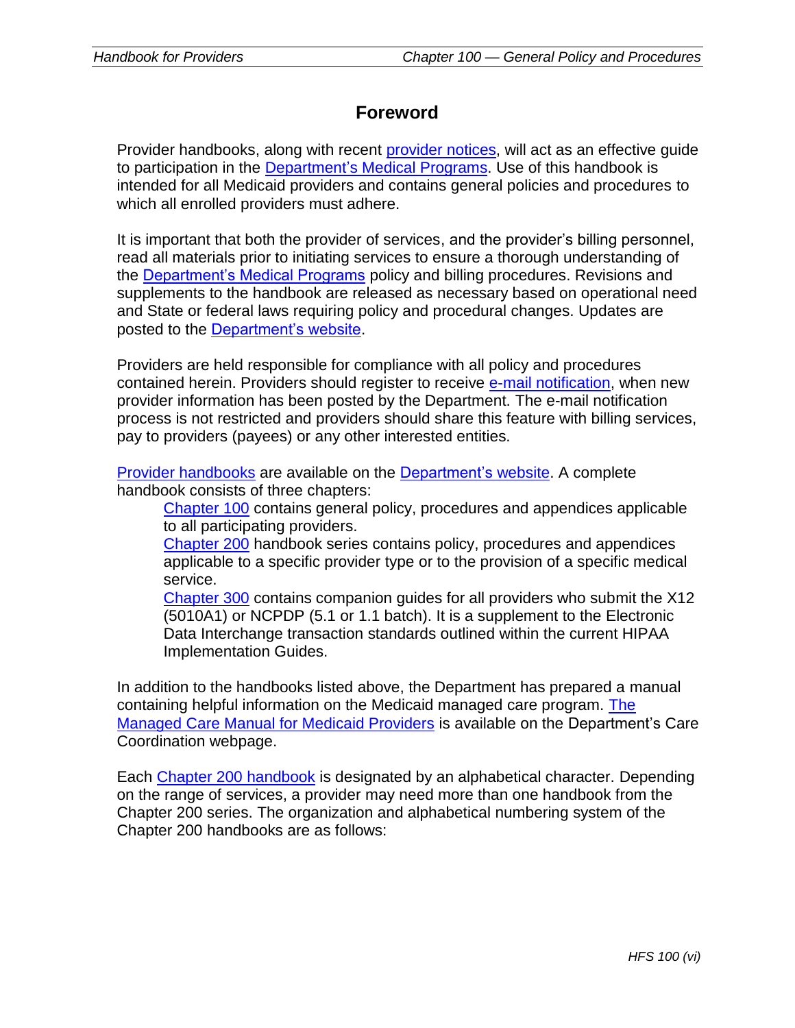# Foreword

Provider handbooks, along with recent provider notices, will act as an effective guide to participation in the Department's Medical Programs. Use of this handbook is intended for all Medicaid providers and contains general policies and procedures to which all enrolled providers must adhere.

It is important that both the provider of services, and the provider's billing personnel, read all materials prior to initiating services to ensure a thorough understanding of the Department's Medical Programs policy and billing procedures. Revisions and supplements to the handbook are released as necessary based on operational need and State or federal laws requiring policy and procedural changes. Updates are posted to the Department's website.

Providers are held responsible for compliance with all policy and procedures contained herein. Providers should register to receive e-mail notification, when new provider information has been posted by the Department. The e-mail notification process is not restricted and providers should share this feature with billing services, pay to providers (payees) or any other interested entities.

Provider handbooks are available on the Department's website. A complete handbook consists of three chapters:

> Chapter 100 contains general policy, procedures and appendices applicable to all participating providers.
>
> Chapter 200 handbook series contains policy, procedures and appendices applicable to a specific provider type or to the provision of a specific medical service.
>
> Chapter 300 contains companion guides for all providers who submit the X12 (5010A1) or NCPDP (5.1 or 1.1 batch). It is a supplement to the Electronic Data Interchange transaction standards outlined within the current HIPAA Implementation Guides.

In addition to the handbooks listed above, the Department has prepared a manual containing helpful information on the Medicaid managed care program. The Managed Care Manual for Medicaid Providers is available on the Department's Care Coordination webpage.

Each Chapter 200 handbook is designated by an alphabetical character. Depending on the range of services, a provider may need more than one handbook from the Chapter 200 series. The organization and alphabetical numbering system of the Chapter 200 handbooks are as follows: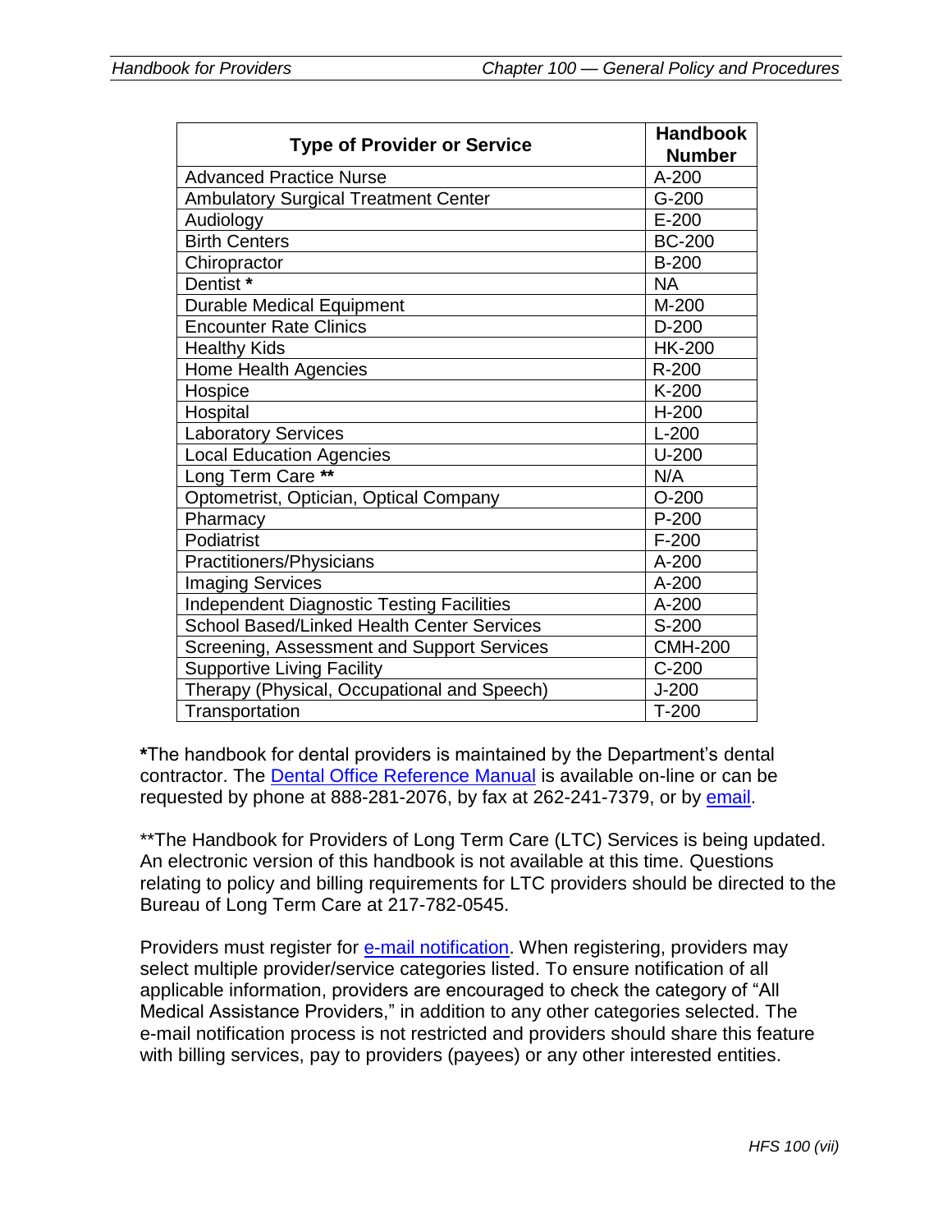| Type of Provider or Service | Handbook Number |
|---|---|
| Advanced Practice Nurse | A-200 |
| Ambulatory Surgical Treatment Center | G-200 |
| Audiology | E-200 |
| Birth Centers | BC-200 |
| Chiropractor | B-200 |
| Dentist **\*** | NA |
| Durable Medical Equipment | M-200 |
| Encounter Rate Clinics | D-200 |
| Healthy Kids | HK-200 |
| Home Health Agencies | R-200 |
| Hospice | K-200 |
| Hospital | H-200 |
| Laboratory Services | L-200 |
| Local Education Agencies | U-200 |
| Long Term Care **\*\*** | N/A |
| Optometrist, Optician, Optical Company | O-200 |
| Pharmacy | P-200 |
| Podiatrist | F-200 |
| Practitioners/Physicians | A-200 |
| Imaging Services | A-200 |
| Independent Diagnostic Testing Facilities | A-200 |
| School Based/Linked Health Center Services | S-200 |
| Screening, Assessment and Support Services | CMH-200 |
| Supportive Living Facility | C-200 |
| Therapy (Physical, Occupational and Speech) | J-200 |
| Transportation | T-200 |

**\***The handbook for dental providers is maintained by the Department's dental contractor. The Dental Office Reference Manual is available on-line or can be requested by phone at 888-281-2076, by fax at 262-241-7379, or by email.

\*\*The Handbook for Providers of Long Term Care (LTC) Services is being updated. An electronic version of this handbook is not available at this time. Questions relating to policy and billing requirements for LTC providers should be directed to the Bureau of Long Term Care at 217-782-0545.

Providers must register for e-mail notification. When registering, providers may select multiple provider/service categories listed. To ensure notification of all applicable information, providers are encouraged to check the category of "All Medical Assistance Providers," in addition to any other categories selected. The e-mail notification process is not restricted and providers should share this feature with billing services, pay to providers (payees) or any other interested entities.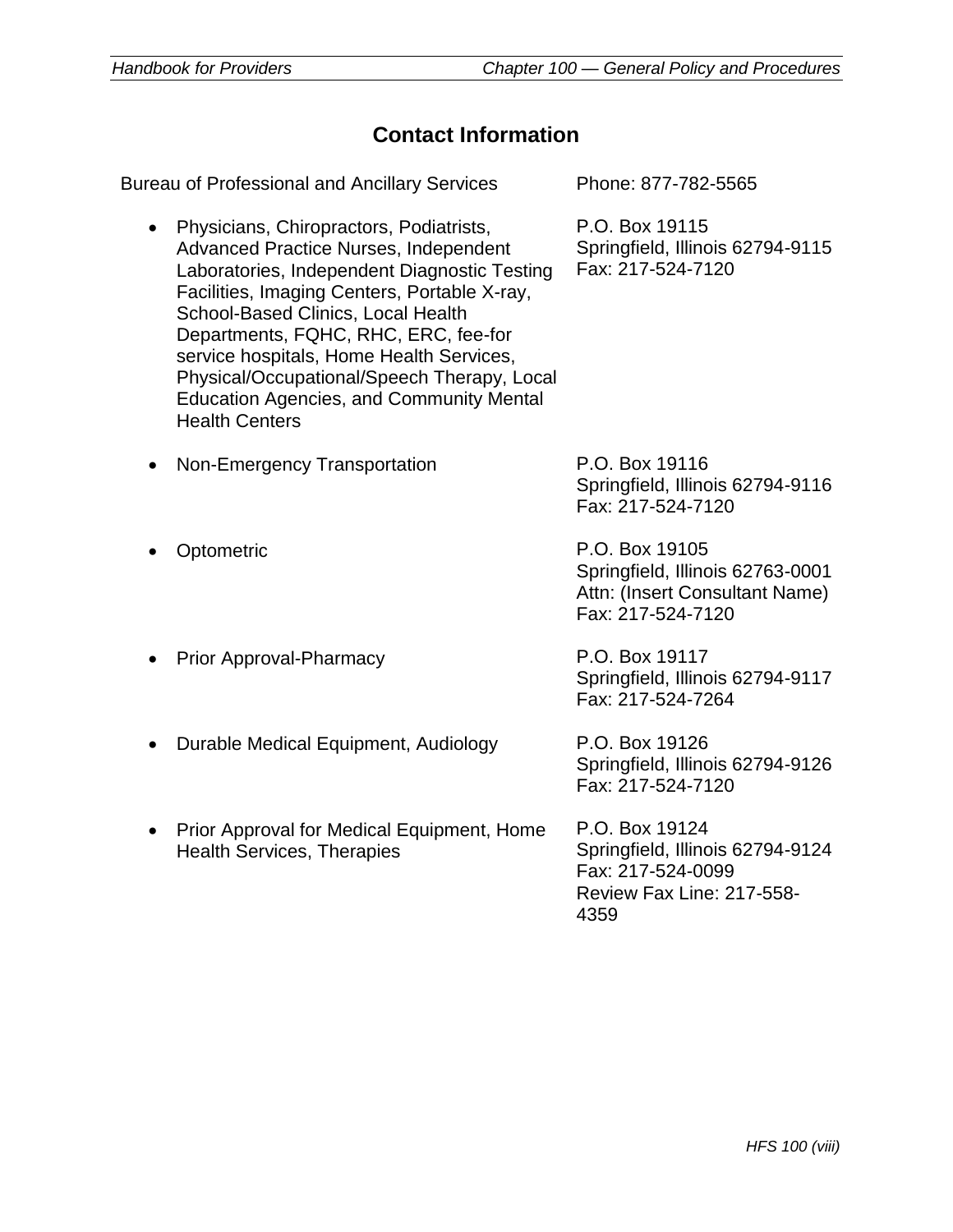## Contact Information

| | |
|---|---|
| Bureau of Professional and Ancillary Services | Phone: 877-782-5565 |
| • Physicians, Chiropractors, Podiatrists, Advanced Practice Nurses, Independent Laboratories, Independent Diagnostic Testing Facilities, Imaging Centers, Portable X-ray, School-Based Clinics, Local Health Departments, FQHC, RHC, ERC, fee-for service hospitals, Home Health Services, Physical/Occupational/Speech Therapy, Local Education Agencies, and Community Mental Health Centers | P.O. Box 19115<br>Springfield, Illinois 62794-9115<br>Fax: 217-524-7120 |
| • Non-Emergency Transportation | P.O. Box 19116<br>Springfield, Illinois 62794-9116<br>Fax: 217-524-7120 |
| • Optometric | P.O. Box 19105<br>Springfield, Illinois 62763-0001<br>Attn: (Insert Consultant Name)<br>Fax: 217-524-7120 |
| • Prior Approval-Pharmacy | P.O. Box 19117<br>Springfield, Illinois 62794-9117<br>Fax: 217-524-7264 |
| • Durable Medical Equipment, Audiology | P.O. Box 19126<br>Springfield, Illinois 62794-9126<br>Fax: 217-524-7120 |
| • Prior Approval for Medical Equipment, Home Health Services, Therapies | P.O. Box 19124<br>Springfield, Illinois 62794-9124<br>Fax: 217-524-0099<br>Review Fax Line: 217-558-4359 |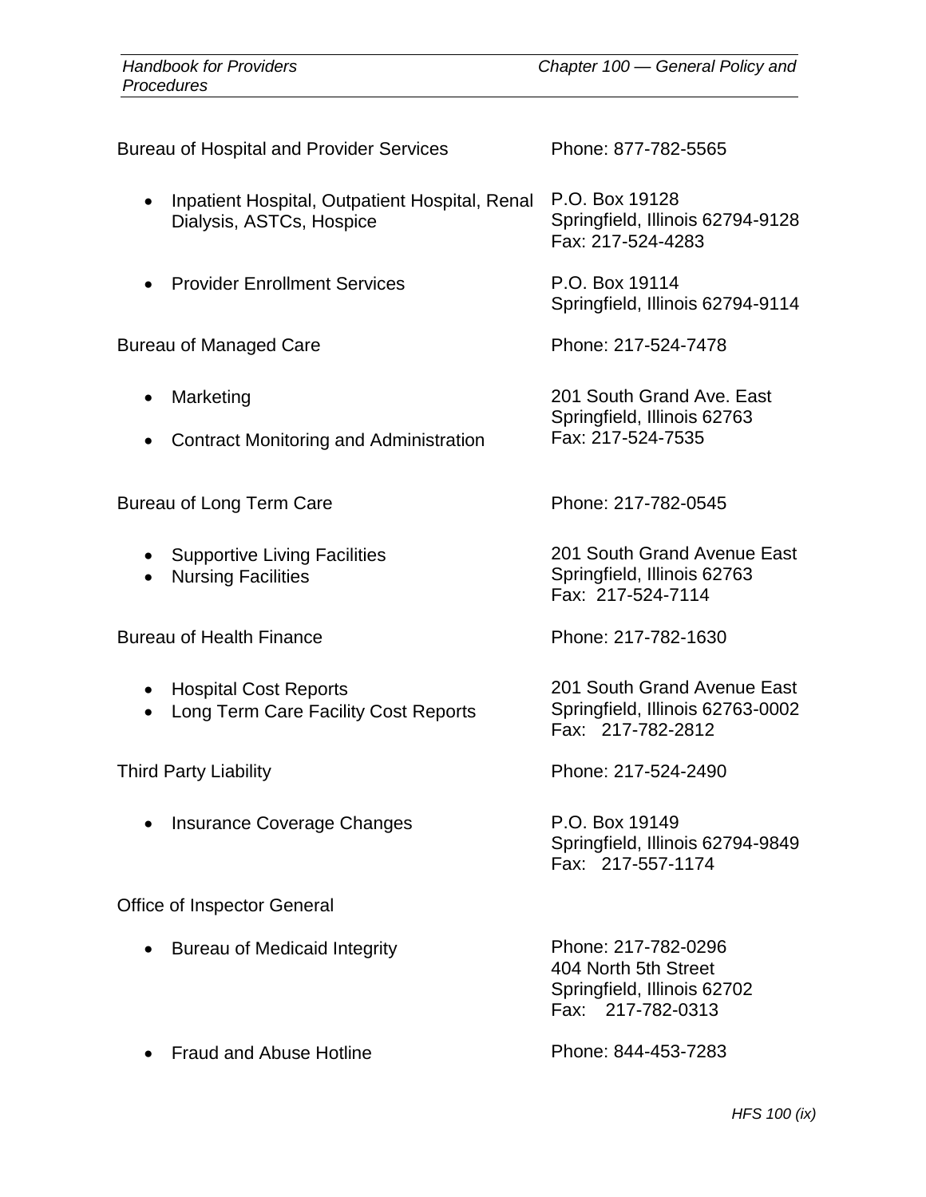Bureau of Hospital and Provider Services — Phone: 877-782-5565

- Inpatient Hospital, Outpatient Hospital, Renal Dialysis, ASTCs, Hospice
  P.O. Box 19128
  Springfield, Illinois 62794-9128
  Fax: 217-524-4283

- Provider Enrollment Services
  P.O. Box 19114
  Springfield, Illinois 62794-9114

Bureau of Managed Care — Phone: 217-524-7478

- Marketing
- Contract Monitoring and Administration

201 South Grand Ave. East
Springfield, Illinois 62763
Fax: 217-524-7535

Bureau of Long Term Care — Phone: 217-782-0545

- Supportive Living Facilities
- Nursing Facilities

201 South Grand Avenue East
Springfield, Illinois 62763
Fax: 217-524-7114

Bureau of Health Finance — Phone: 217-782-1630

- Hospital Cost Reports
- Long Term Care Facility Cost Reports

201 South Grand Avenue East
Springfield, Illinois 62763-0002
Fax: 217-782-2812

Third Party Liability — Phone: 217-524-2490

- Insurance Coverage Changes
  P.O. Box 19149
  Springfield, Illinois 62794-9849
  Fax: 217-557-1174

Office of Inspector General

- Bureau of Medicaid Integrity
  Phone: 217-782-0296
  404 North 5th Street
  Springfield, Illinois 62702
  Fax: 217-782-0313

- Fraud and Abuse Hotline
  Phone: 844-453-7283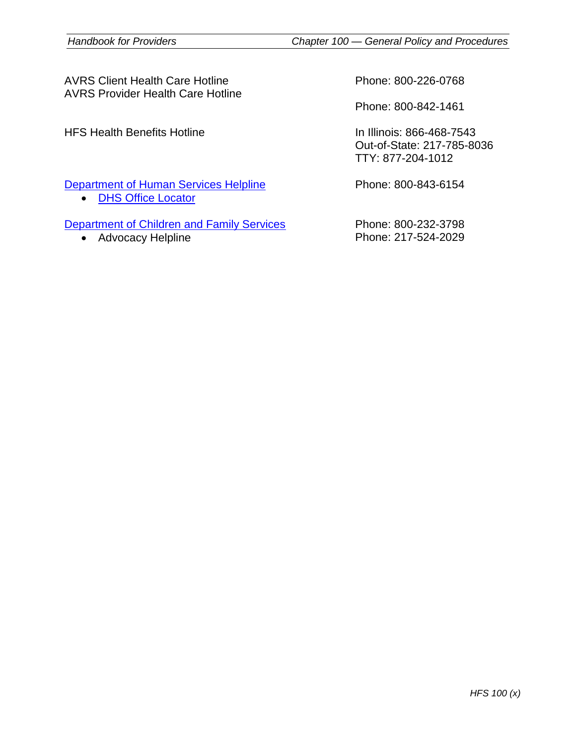AVRS Client Health Care Hotline — Phone: 800-226-0768

AVRS Provider Health Care Hotline — Phone: 800-842-1461

HFS Health Benefits Hotline — In Illinois: 866-468-7543
Out-of-State: 217-785-8036
TTY: 877-204-1012

Department of Human Services Helpline — Phone: 800-843-6154

- DHS Office Locator

Department of Children and Family Services — Phone: 800-232-3798

- Advocacy Helpline — Phone: 217-524-2029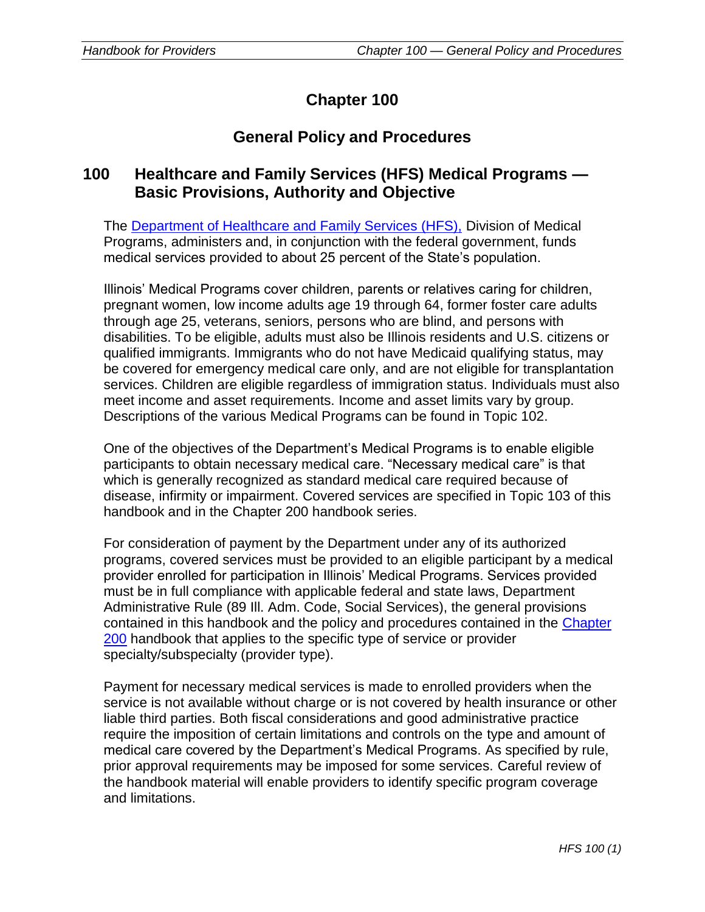# Chapter 100

## General Policy and Procedures

## 100 Healthcare and Family Services (HFS) Medical Programs — Basic Provisions, Authority and Objective

The Department of Healthcare and Family Services (HFS), Division of Medical Programs, administers and, in conjunction with the federal government, funds medical services provided to about 25 percent of the State's population.

Illinois' Medical Programs cover children, parents or relatives caring for children, pregnant women, low income adults age 19 through 64, former foster care adults through age 25, veterans, seniors, persons who are blind, and persons with disabilities. To be eligible, adults must also be Illinois residents and U.S. citizens or qualified immigrants. Immigrants who do not have Medicaid qualifying status, may be covered for emergency medical care only, and are not eligible for transplantation services. Children are eligible regardless of immigration status. Individuals must also meet income and asset requirements. Income and asset limits vary by group. Descriptions of the various Medical Programs can be found in Topic 102.

One of the objectives of the Department's Medical Programs is to enable eligible participants to obtain necessary medical care. "Necessary medical care" is that which is generally recognized as standard medical care required because of disease, infirmity or impairment. Covered services are specified in Topic 103 of this handbook and in the Chapter 200 handbook series.

For consideration of payment by the Department under any of its authorized programs, covered services must be provided to an eligible participant by a medical provider enrolled for participation in Illinois' Medical Programs. Services provided must be in full compliance with applicable federal and state laws, Department Administrative Rule (89 Ill. Adm. Code, Social Services), the general provisions contained in this handbook and the policy and procedures contained in the Chapter 200 handbook that applies to the specific type of service or provider specialty/subspecialty (provider type).

Payment for necessary medical services is made to enrolled providers when the service is not available without charge or is not covered by health insurance or other liable third parties. Both fiscal considerations and good administrative practice require the imposition of certain limitations and controls on the type and amount of medical care covered by the Department's Medical Programs. As specified by rule, prior approval requirements may be imposed for some services. Careful review of the handbook material will enable providers to identify specific program coverage and limitations.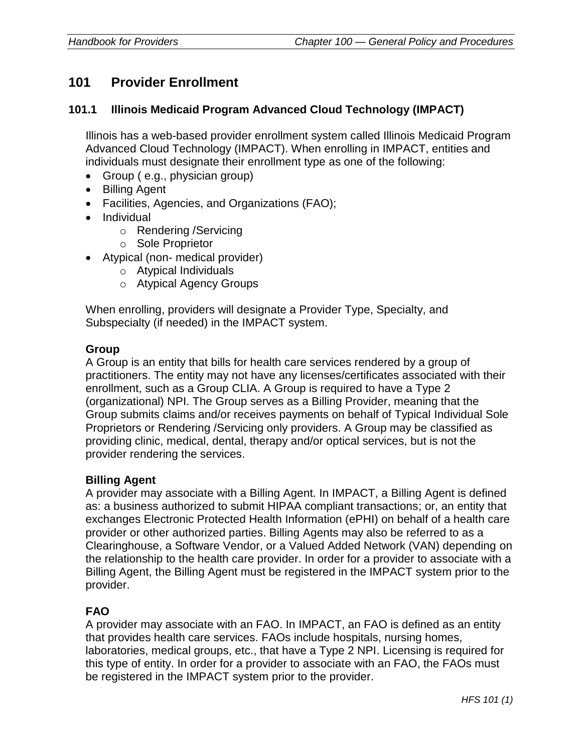# 101 Provider Enrollment

## 101.1 Illinois Medicaid Program Advanced Cloud Technology (IMPACT)

Illinois has a web-based provider enrollment system called Illinois Medicaid Program Advanced Cloud Technology (IMPACT). When enrolling in IMPACT, entities and individuals must designate their enrollment type as one of the following:

- Group ( e.g., physician group)
- Billing Agent
- Facilities, Agencies, and Organizations (FAO);
- Individual
  - Rendering /Servicing
  - Sole Proprietor
- Atypical (non- medical provider)
  - Atypical Individuals
  - Atypical Agency Groups

When enrolling, providers will designate a Provider Type, Specialty, and Subspecialty (if needed) in the IMPACT system.

**Group**

A Group is an entity that bills for health care services rendered by a group of practitioners. The entity may not have any licenses/certificates associated with their enrollment, such as a Group CLIA. A Group is required to have a Type 2 (organizational) NPI. The Group serves as a Billing Provider, meaning that the Group submits claims and/or receives payments on behalf of Typical Individual Sole Proprietors or Rendering /Servicing only providers. A Group may be classified as providing clinic, medical, dental, therapy and/or optical services, but is not the provider rendering the services.

**Billing Agent**

A provider may associate with a Billing Agent. In IMPACT, a Billing Agent is defined as: a business authorized to submit HIPAA compliant transactions; or, an entity that exchanges Electronic Protected Health Information (ePHI) on behalf of a health care provider or other authorized parties. Billing Agents may also be referred to as a Clearinghouse, a Software Vendor, or a Valued Added Network (VAN) depending on the relationship to the health care provider. In order for a provider to associate with a Billing Agent, the Billing Agent must be registered in the IMPACT system prior to the provider.

**FAO**

A provider may associate with an FAO. In IMPACT, an FAO is defined as an entity that provides health care services. FAOs include hospitals, nursing homes, laboratories, medical groups, etc., that have a Type 2 NPI. Licensing is required for this type of entity. In order for a provider to associate with an FAO, the FAOs must be registered in the IMPACT system prior to the provider.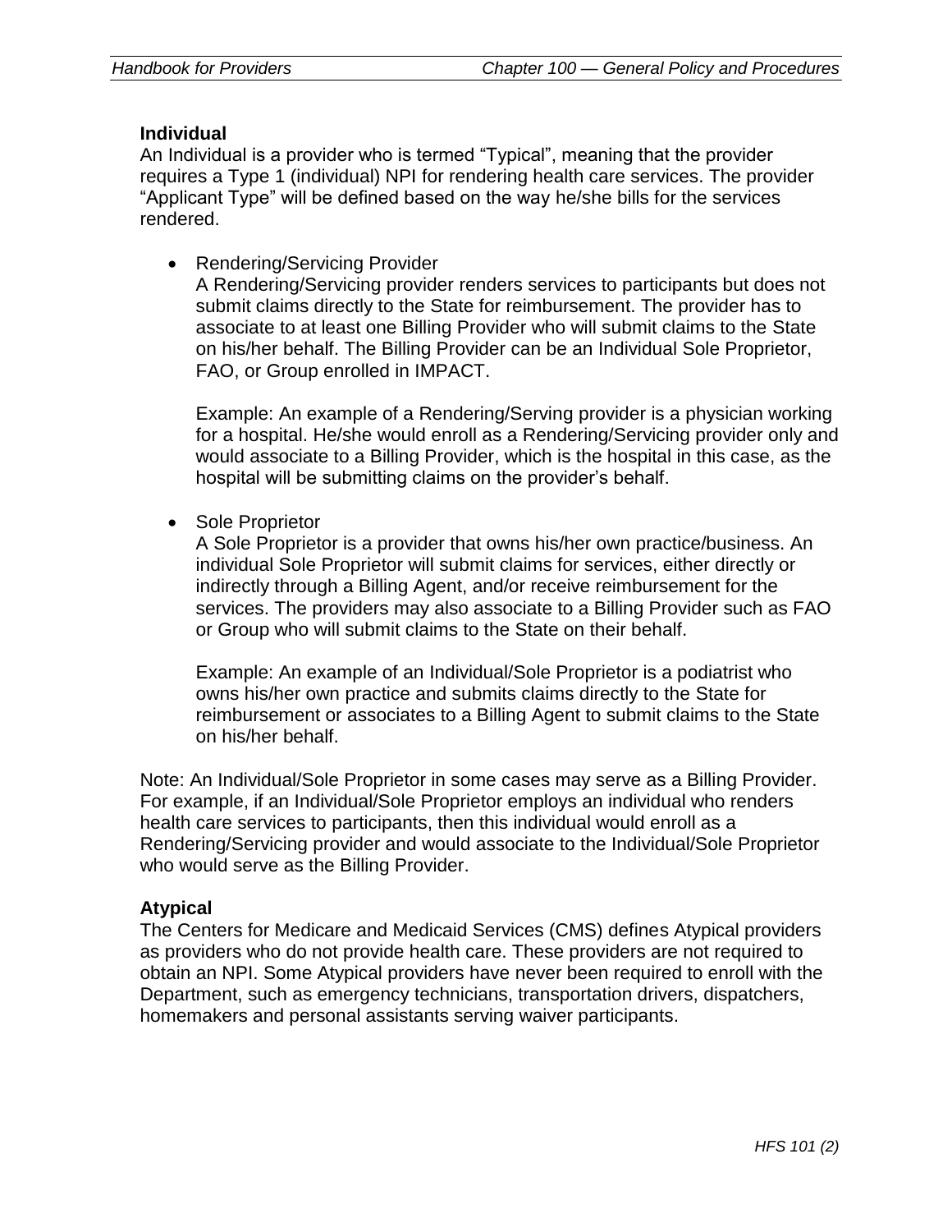**Individual**

An Individual is a provider who is termed "Typical", meaning that the provider requires a Type 1 (individual) NPI for rendering health care services. The provider "Applicant Type" will be defined based on the way he/she bills for the services rendered.

- Rendering/Servicing Provider

  A Rendering/Servicing provider renders services to participants but does not submit claims directly to the State for reimbursement. The provider has to associate to at least one Billing Provider who will submit claims to the State on his/her behalf. The Billing Provider can be an Individual Sole Proprietor, FAO, or Group enrolled in IMPACT.

  Example: An example of a Rendering/Serving provider is a physician working for a hospital. He/she would enroll as a Rendering/Servicing provider only and would associate to a Billing Provider, which is the hospital in this case, as the hospital will be submitting claims on the provider's behalf.

- Sole Proprietor

  A Sole Proprietor is a provider that owns his/her own practice/business. An individual Sole Proprietor will submit claims for services, either directly or indirectly through a Billing Agent, and/or receive reimbursement for the services. The providers may also associate to a Billing Provider such as FAO or Group who will submit claims to the State on their behalf.

  Example: An example of an Individual/Sole Proprietor is a podiatrist who owns his/her own practice and submits claims directly to the State for reimbursement or associates to a Billing Agent to submit claims to the State on his/her behalf.

Note: An Individual/Sole Proprietor in some cases may serve as a Billing Provider. For example, if an Individual/Sole Proprietor employs an individual who renders health care services to participants, then this individual would enroll as a Rendering/Servicing provider and would associate to the Individual/Sole Proprietor who would serve as the Billing Provider.

**Atypical**

The Centers for Medicare and Medicaid Services (CMS) defines Atypical providers as providers who do not provide health care. These providers are not required to obtain an NPI. Some Atypical providers have never been required to enroll with the Department, such as emergency technicians, transportation drivers, dispatchers, homemakers and personal assistants serving waiver participants.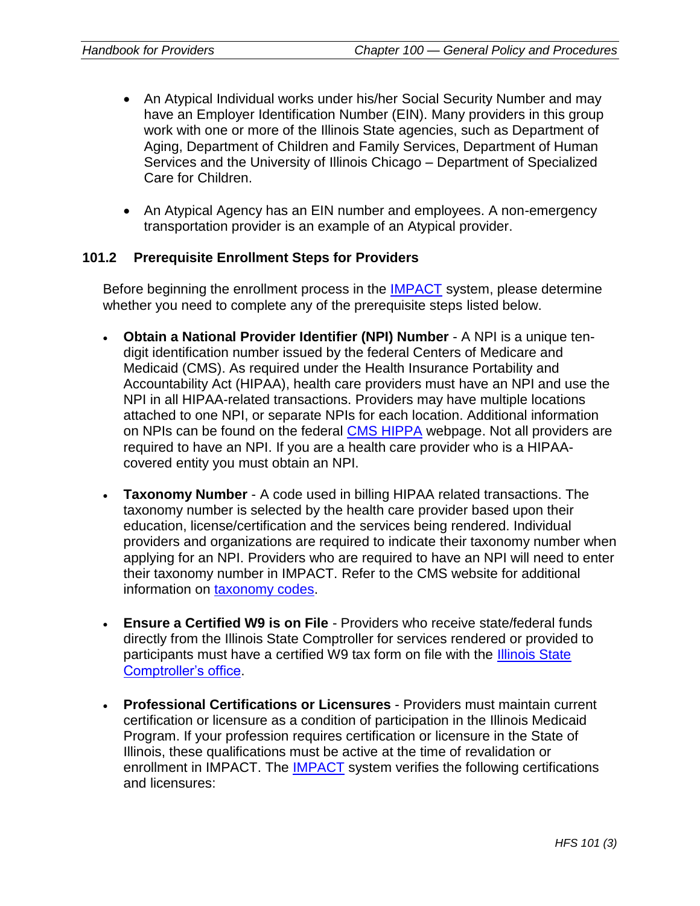- An Atypical Individual works under his/her Social Security Number and may have an Employer Identification Number (EIN). Many providers in this group work with one or more of the Illinois State agencies, such as Department of Aging, Department of Children and Family Services, Department of Human Services and the University of Illinois Chicago – Department of Specialized Care for Children.

- An Atypical Agency has an EIN number and employees. A non-emergency transportation provider is an example of an Atypical provider.

### 101.2 Prerequisite Enrollment Steps for Providers

Before beginning the enrollment process in the IMPACT system, please determine whether you need to complete any of the prerequisite steps listed below.

- **Obtain a National Provider Identifier (NPI) Number** - A NPI is a unique ten-digit identification number issued by the federal Centers of Medicare and Medicaid (CMS). As required under the Health Insurance Portability and Accountability Act (HIPAA), health care providers must have an NPI and use the NPI in all HIPAA-related transactions. Providers may have multiple locations attached to one NPI, or separate NPIs for each location. Additional information on NPIs can be found on the federal CMS HIPPA webpage. Not all providers are required to have an NPI. If you are a health care provider who is a HIPAA-covered entity you must obtain an NPI.

- **Taxonomy Number** - A code used in billing HIPAA related transactions. The taxonomy number is selected by the health care provider based upon their education, license/certification and the services being rendered. Individual providers and organizations are required to indicate their taxonomy number when applying for an NPI. Providers who are required to have an NPI will need to enter their taxonomy number in IMPACT. Refer to the CMS website for additional information on taxonomy codes.

- **Ensure a Certified W9 is on File** - Providers who receive state/federal funds directly from the Illinois State Comptroller for services rendered or provided to participants must have a certified W9 tax form on file with the Illinois State Comptroller's office.

- **Professional Certifications or Licensures** - Providers must maintain current certification or licensure as a condition of participation in the Illinois Medicaid Program. If your profession requires certification or licensure in the State of Illinois, these qualifications must be active at the time of revalidation or enrollment in IMPACT. The IMPACT system verifies the following certifications and licensures: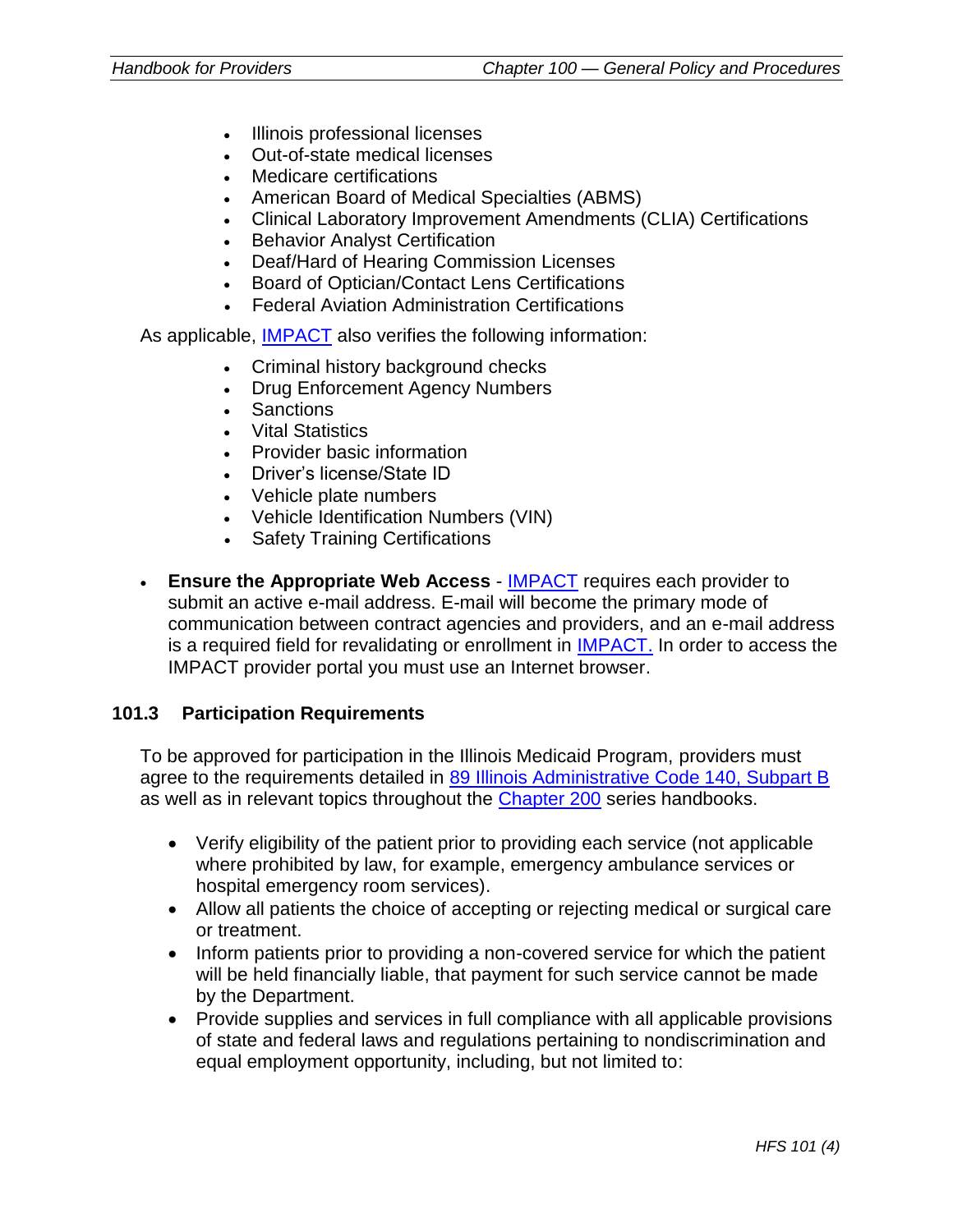- Illinois professional licenses
- Out-of-state medical licenses
- Medicare certifications
- American Board of Medical Specialties (ABMS)
- Clinical Laboratory Improvement Amendments (CLIA) Certifications
- Behavior Analyst Certification
- Deaf/Hard of Hearing Commission Licenses
- Board of Optician/Contact Lens Certifications
- Federal Aviation Administration Certifications

As applicable, [IMPACT](#) also verifies the following information:

- Criminal history background checks
- Drug Enforcement Agency Numbers
- Sanctions
- Vital Statistics
- Provider basic information
- Driver's license/State ID
- Vehicle plate numbers
- Vehicle Identification Numbers (VIN)
- Safety Training Certifications

- **Ensure the Appropriate Web Access** - [IMPACT](#) requires each provider to submit an active e-mail address. E-mail will become the primary mode of communication between contract agencies and providers, and an e-mail address is a required field for revalidating or enrollment in [IMPACT.](#) In order to access the IMPACT provider portal you must use an Internet browser.

### 101.3 Participation Requirements

To be approved for participation in the Illinois Medicaid Program, providers must agree to the requirements detailed in [89 Illinois Administrative Code 140, Subpart B](#) as well as in relevant topics throughout the [Chapter 200](#) series handbooks.

- Verify eligibility of the patient prior to providing each service (not applicable where prohibited by law, for example, emergency ambulance services or hospital emergency room services).
- Allow all patients the choice of accepting or rejecting medical or surgical care or treatment.
- Inform patients prior to providing a non-covered service for which the patient will be held financially liable, that payment for such service cannot be made by the Department.
- Provide supplies and services in full compliance with all applicable provisions of state and federal laws and regulations pertaining to nondiscrimination and equal employment opportunity, including, but not limited to: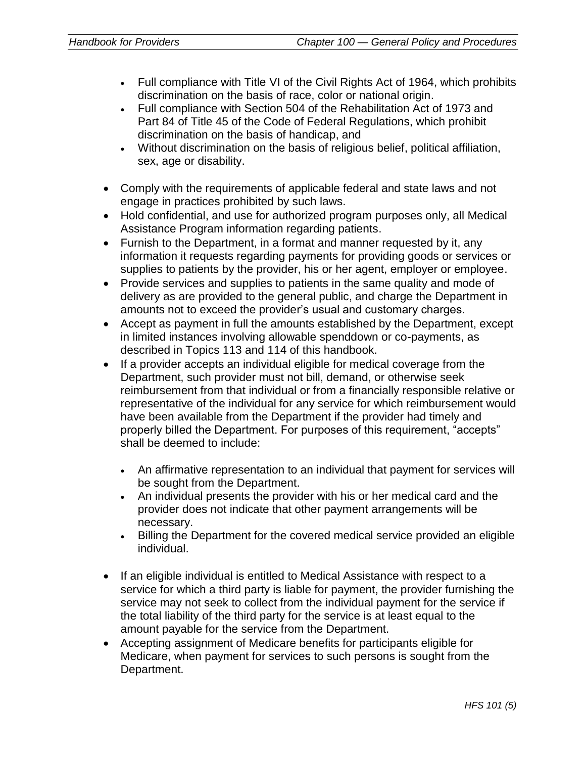- Full compliance with Title VI of the Civil Rights Act of 1964, which prohibits discrimination on the basis of race, color or national origin.
    - Full compliance with Section 504 of the Rehabilitation Act of 1973 and Part 84 of Title 45 of the Code of Federal Regulations, which prohibit discrimination on the basis of handicap, and
    - Without discrimination on the basis of religious belief, political affiliation, sex, age or disability.

- Comply with the requirements of applicable federal and state laws and not engage in practices prohibited by such laws.
- Hold confidential, and use for authorized program purposes only, all Medical Assistance Program information regarding patients.
- Furnish to the Department, in a format and manner requested by it, any information it requests regarding payments for providing goods or services or supplies to patients by the provider, his or her agent, employer or employee.
- Provide services and supplies to patients in the same quality and mode of delivery as are provided to the general public, and charge the Department in amounts not to exceed the provider's usual and customary charges.
- Accept as payment in full the amounts established by the Department, except in limited instances involving allowable spenddown or co-payments, as described in Topics 113 and 114 of this handbook.
- If a provider accepts an individual eligible for medical coverage from the Department, such provider must not bill, demand, or otherwise seek reimbursement from that individual or from a financially responsible relative or representative of the individual for any service for which reimbursement would have been available from the Department if the provider had timely and properly billed the Department. For purposes of this requirement, "accepts" shall be deemed to include:

    - An affirmative representation to an individual that payment for services will be sought from the Department.
    - An individual presents the provider with his or her medical card and the provider does not indicate that other payment arrangements will be necessary.
    - Billing the Department for the covered medical service provided an eligible individual.

- If an eligible individual is entitled to Medical Assistance with respect to a service for which a third party is liable for payment, the provider furnishing the service may not seek to collect from the individual payment for the service if the total liability of the third party for the service is at least equal to the amount payable for the service from the Department.
- Accepting assignment of Medicare benefits for participants eligible for Medicare, when payment for services to such persons is sought from the Department.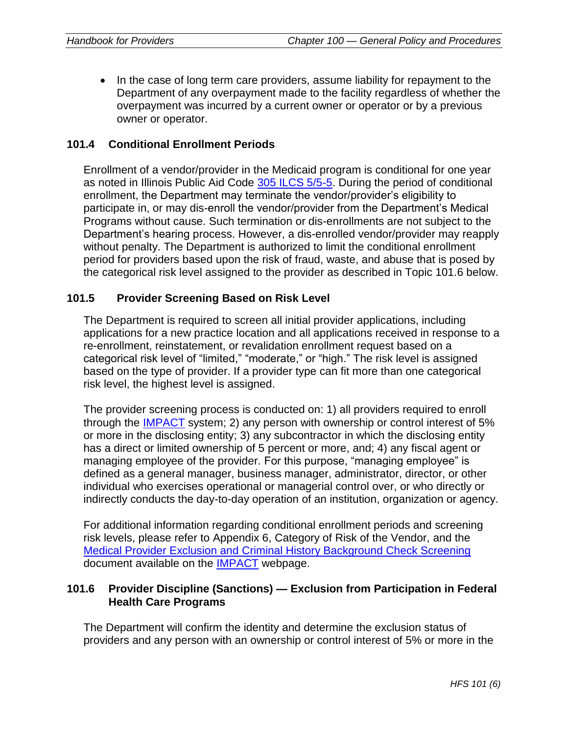- In the case of long term care providers, assume liability for repayment to the Department of any overpayment made to the facility regardless of whether the overpayment was incurred by a current owner or operator or by a previous owner or operator.

### 101.4 Conditional Enrollment Periods

Enrollment of a vendor/provider in the Medicaid program is conditional for one year as noted in Illinois Public Aid Code [305 ILCS 5/5-5](). During the period of conditional enrollment, the Department may terminate the vendor/provider's eligibility to participate in, or may dis-enroll the vendor/provider from the Department's Medical Programs without cause. Such termination or dis-enrollments are not subject to the Department's hearing process. However, a dis-enrolled vendor/provider may reapply without penalty. The Department is authorized to limit the conditional enrollment period for providers based upon the risk of fraud, waste, and abuse that is posed by the categorical risk level assigned to the provider as described in Topic 101.6 below.

### 101.5 Provider Screening Based on Risk Level

The Department is required to screen all initial provider applications, including applications for a new practice location and all applications received in response to a re-enrollment, reinstatement, or revalidation enrollment request based on a categorical risk level of "limited," "moderate," or "high." The risk level is assigned based on the type of provider. If a provider type can fit more than one categorical risk level, the highest level is assigned.

The provider screening process is conducted on: 1) all providers required to enroll through the [IMPACT]() system; 2) any person with ownership or control interest of 5% or more in the disclosing entity; 3) any subcontractor in which the disclosing entity has a direct or limited ownership of 5 percent or more, and; 4) any fiscal agent or managing employee of the provider. For this purpose, "managing employee" is defined as a general manager, business manager, administrator, director, or other individual who exercises operational or managerial control over, or who directly or indirectly conducts the day-to-day operation of an institution, organization or agency.

For additional information regarding conditional enrollment periods and screening risk levels, please refer to Appendix 6, Category of Risk of the Vendor, and the [Medical Provider Exclusion and Criminal History Background Check Screening]() document available on the [IMPACT]() webpage.

### 101.6 Provider Discipline (Sanctions) — Exclusion from Participation in Federal Health Care Programs

The Department will confirm the identity and determine the exclusion status of providers and any person with an ownership or control interest of 5% or more in the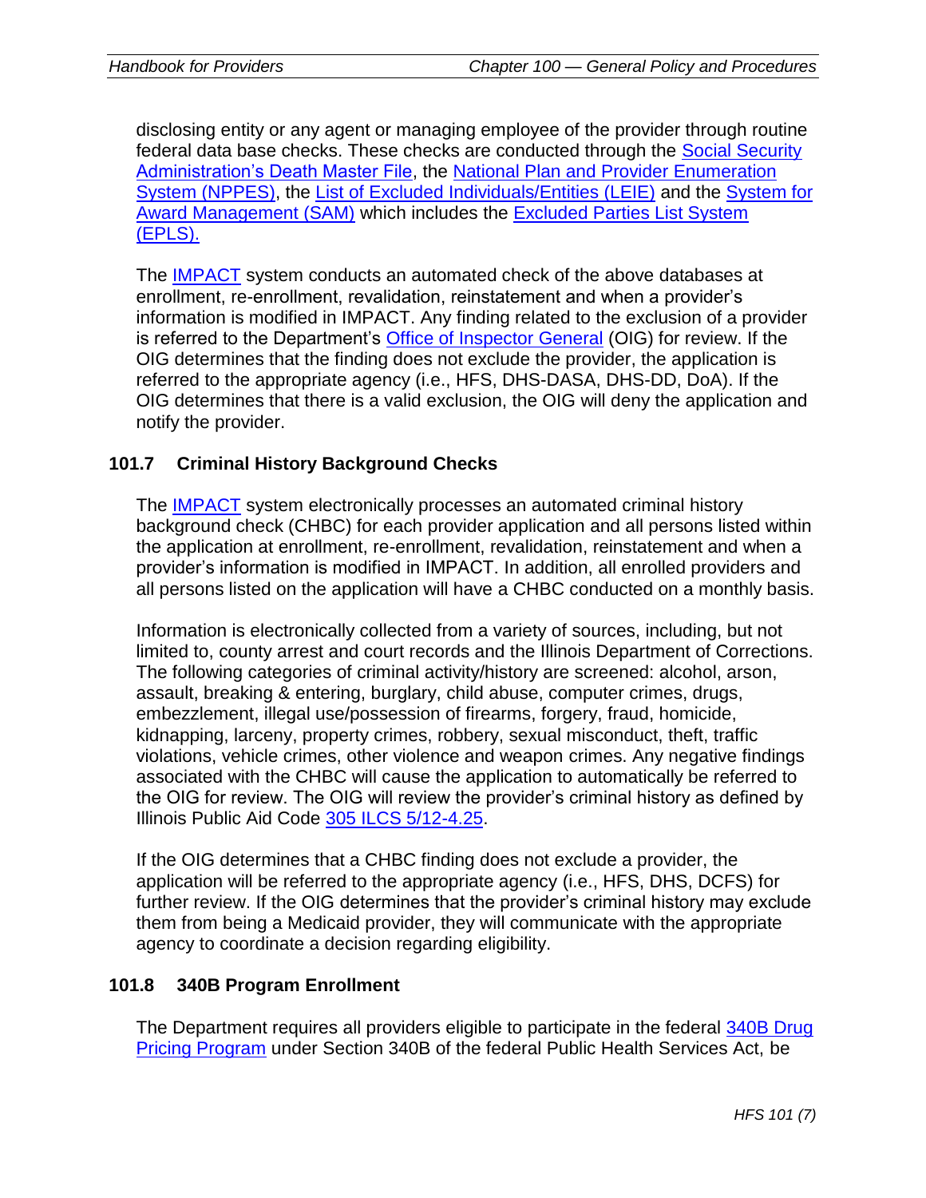disclosing entity or any agent or managing employee of the provider through routine federal data base checks. These checks are conducted through the Social Security Administration's Death Master File, the National Plan and Provider Enumeration System (NPPES), the List of Excluded Individuals/Entities (LEIE) and the System for Award Management (SAM) which includes the Excluded Parties List System (EPLS).

The IMPACT system conducts an automated check of the above databases at enrollment, re-enrollment, revalidation, reinstatement and when a provider's information is modified in IMPACT. Any finding related to the exclusion of a provider is referred to the Department's Office of Inspector General (OIG) for review. If the OIG determines that the finding does not exclude the provider, the application is referred to the appropriate agency (i.e., HFS, DHS-DASA, DHS-DD, DoA). If the OIG determines that there is a valid exclusion, the OIG will deny the application and notify the provider.

## 101.7 Criminal History Background Checks

The IMPACT system electronically processes an automated criminal history background check (CHBC) for each provider application and all persons listed within the application at enrollment, re-enrollment, revalidation, reinstatement and when a provider's information is modified in IMPACT. In addition, all enrolled providers and all persons listed on the application will have a CHBC conducted on a monthly basis.

Information is electronically collected from a variety of sources, including, but not limited to, county arrest and court records and the Illinois Department of Corrections. The following categories of criminal activity/history are screened: alcohol, arson, assault, breaking & entering, burglary, child abuse, computer crimes, drugs, embezzlement, illegal use/possession of firearms, forgery, fraud, homicide, kidnapping, larceny, property crimes, robbery, sexual misconduct, theft, traffic violations, vehicle crimes, other violence and weapon crimes. Any negative findings associated with the CHBC will cause the application to automatically be referred to the OIG for review. The OIG will review the provider's criminal history as defined by Illinois Public Aid Code 305 ILCS 5/12-4.25.

If the OIG determines that a CHBC finding does not exclude a provider, the application will be referred to the appropriate agency (i.e., HFS, DHS, DCFS) for further review. If the OIG determines that the provider's criminal history may exclude them from being a Medicaid provider, they will communicate with the appropriate agency to coordinate a decision regarding eligibility.

## 101.8 340B Program Enrollment

The Department requires all providers eligible to participate in the federal 340B Drug Pricing Program under Section 340B of the federal Public Health Services Act, be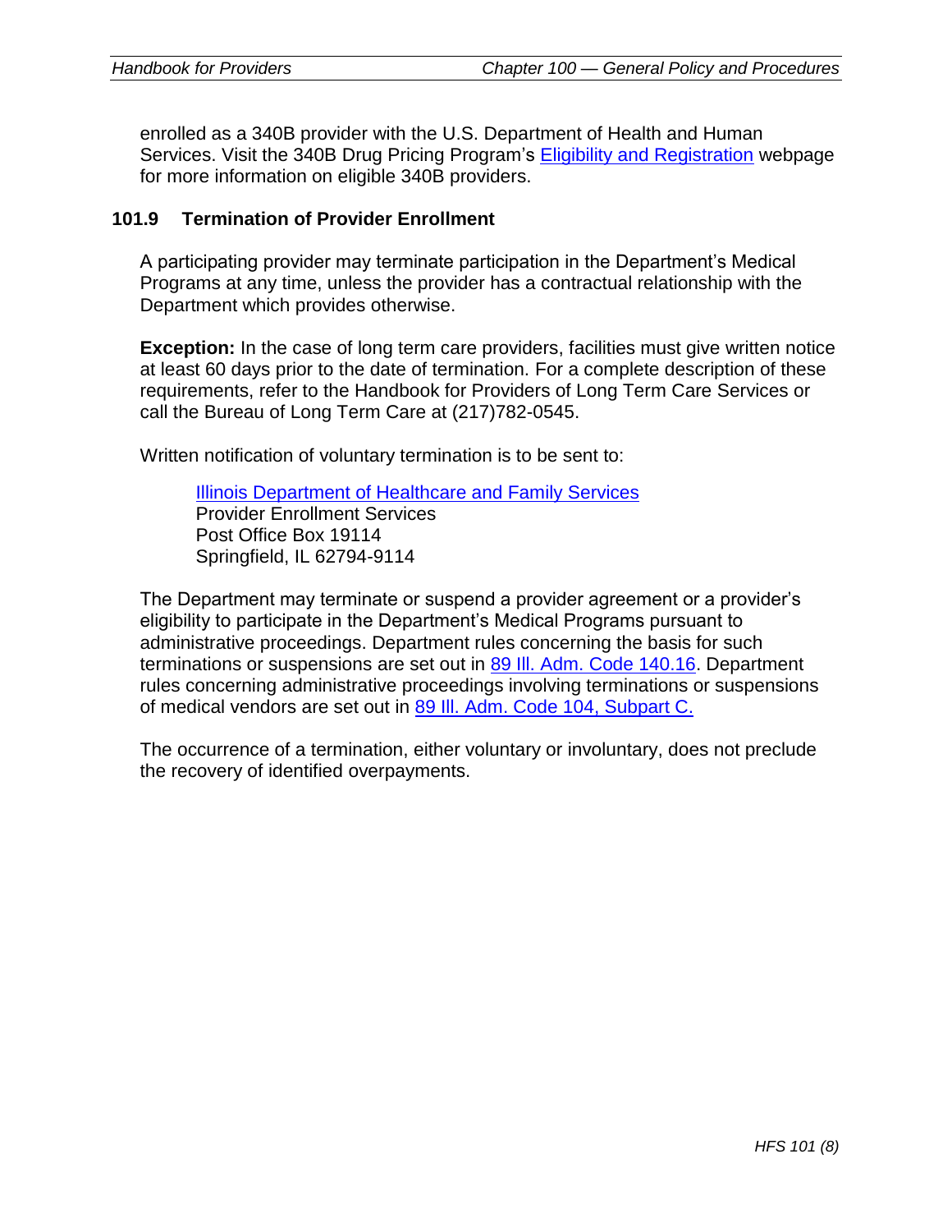enrolled as a 340B provider with the U.S. Department of Health and Human Services. Visit the 340B Drug Pricing Program's Eligibility and Registration webpage for more information on eligible 340B providers.

## 101.9 Termination of Provider Enrollment

A participating provider may terminate participation in the Department's Medical Programs at any time, unless the provider has a contractual relationship with the Department which provides otherwise.

**Exception:** In the case of long term care providers, facilities must give written notice at least 60 days prior to the date of termination. For a complete description of these requirements, refer to the Handbook for Providers of Long Term Care Services or call the Bureau of Long Term Care at (217)782-0545.

Written notification of voluntary termination is to be sent to:

> Illinois Department of Healthcare and Family Services
> Provider Enrollment Services
> Post Office Box 19114
> Springfield, IL 62794-9114

The Department may terminate or suspend a provider agreement or a provider's eligibility to participate in the Department's Medical Programs pursuant to administrative proceedings. Department rules concerning the basis for such terminations or suspensions are set out in 89 Ill. Adm. Code 140.16. Department rules concerning administrative proceedings involving terminations or suspensions of medical vendors are set out in 89 Ill. Adm. Code 104, Subpart C.

The occurrence of a termination, either voluntary or involuntary, does not preclude the recovery of identified overpayments.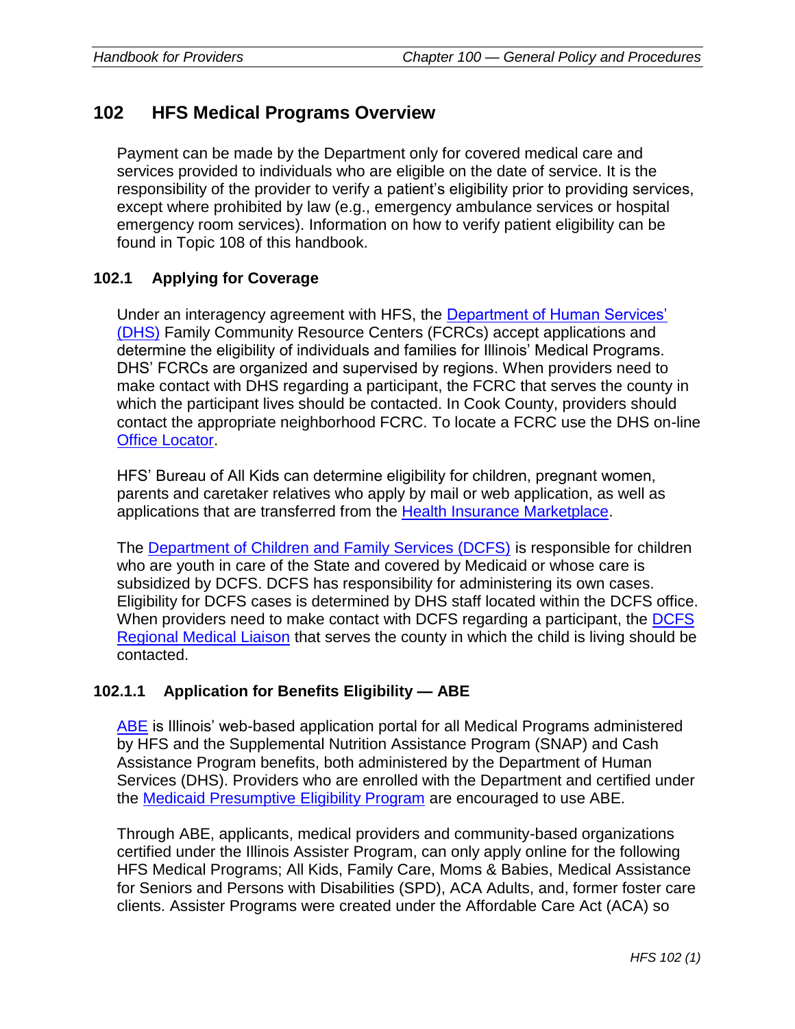## 102 HFS Medical Programs Overview

Payment can be made by the Department only for covered medical care and services provided to individuals who are eligible on the date of service. It is the responsibility of the provider to verify a patient's eligibility prior to providing services, except where prohibited by law (e.g., emergency ambulance services or hospital emergency room services). Information on how to verify patient eligibility can be found in Topic 108 of this handbook.

### 102.1 Applying for Coverage

Under an interagency agreement with HFS, the Department of Human Services' (DHS) Family Community Resource Centers (FCRCs) accept applications and determine the eligibility of individuals and families for Illinois' Medical Programs. DHS' FCRCs are organized and supervised by regions. When providers need to make contact with DHS regarding a participant, the FCRC that serves the county in which the participant lives should be contacted. In Cook County, providers should contact the appropriate neighborhood FCRC. To locate a FCRC use the DHS on-line Office Locator.

HFS' Bureau of All Kids can determine eligibility for children, pregnant women, parents and caretaker relatives who apply by mail or web application, as well as applications that are transferred from the Health Insurance Marketplace.

The Department of Children and Family Services (DCFS) is responsible for children who are youth in care of the State and covered by Medicaid or whose care is subsidized by DCFS. DCFS has responsibility for administering its own cases. Eligibility for DCFS cases is determined by DHS staff located within the DCFS office. When providers need to make contact with DCFS regarding a participant, the DCFS Regional Medical Liaison that serves the county in which the child is living should be contacted.

#### 102.1.1 Application for Benefits Eligibility — ABE

ABE is Illinois' web-based application portal for all Medical Programs administered by HFS and the Supplemental Nutrition Assistance Program (SNAP) and Cash Assistance Program benefits, both administered by the Department of Human Services (DHS). Providers who are enrolled with the Department and certified under the Medicaid Presumptive Eligibility Program are encouraged to use ABE.

Through ABE, applicants, medical providers and community-based organizations certified under the Illinois Assister Program, can only apply online for the following HFS Medical Programs; All Kids, Family Care, Moms & Babies, Medical Assistance for Seniors and Persons with Disabilities (SPD), ACA Adults, and, former foster care clients. Assister Programs were created under the Affordable Care Act (ACA) so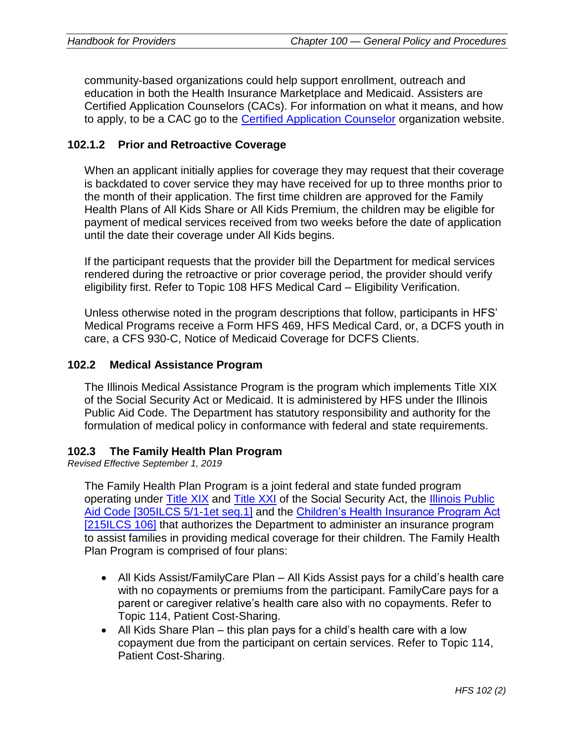community-based organizations could help support enrollment, outreach and education in both the Health Insurance Marketplace and Medicaid. Assisters are Certified Application Counselors (CACs). For information on what it means, and how to apply, to be a CAC go to the [Certified Application Counselor] organization website.

### 102.1.2 Prior and Retroactive Coverage

When an applicant initially applies for coverage they may request that their coverage is backdated to cover service they may have received for up to three months prior to the month of their application. The first time children are approved for the Family Health Plans of All Kids Share or All Kids Premium, the children may be eligible for payment of medical services received from two weeks before the date of application until the date their coverage under All Kids begins.

If the participant requests that the provider bill the Department for medical services rendered during the retroactive or prior coverage period, the provider should verify eligibility first. Refer to Topic 108 HFS Medical Card – Eligibility Verification.

Unless otherwise noted in the program descriptions that follow, participants in HFS' Medical Programs receive a Form HFS 469, HFS Medical Card, or, a DCFS youth in care, a CFS 930-C, Notice of Medicaid Coverage for DCFS Clients.

## 102.2 Medical Assistance Program

The Illinois Medical Assistance Program is the program which implements Title XIX of the Social Security Act or Medicaid. It is administered by HFS under the Illinois Public Aid Code. The Department has statutory responsibility and authority for the formulation of medical policy in conformance with federal and state requirements.

## 102.3 The Family Health Plan Program

*Revised Effective September 1, 2019*

The Family Health Plan Program is a joint federal and state funded program operating under Title XIX and Title XXI of the Social Security Act, the Illinois Public Aid Code [305ILCS 5/1-1et seq.1] and the Children's Health Insurance Program Act [215ILCS 106] that authorizes the Department to administer an insurance program to assist families in providing medical coverage for their children. The Family Health Plan Program is comprised of four plans:

- All Kids Assist/FamilyCare Plan – All Kids Assist pays for a child's health care with no copayments or premiums from the participant. FamilyCare pays for a parent or caregiver relative's health care also with no copayments. Refer to Topic 114, Patient Cost-Sharing.
- All Kids Share Plan – this plan pays for a child's health care with a low copayment due from the participant on certain services. Refer to Topic 114, Patient Cost-Sharing.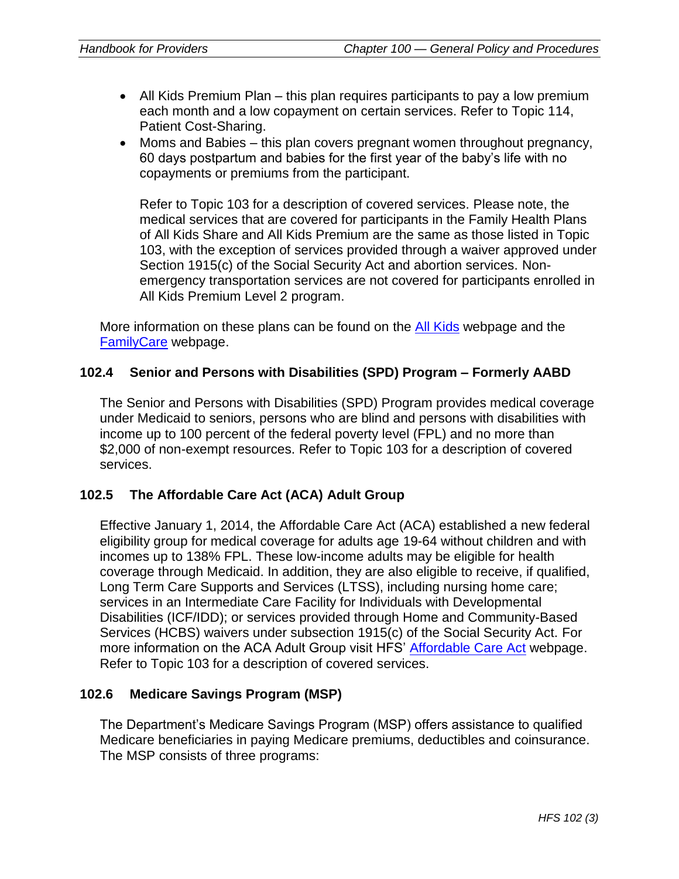- All Kids Premium Plan – this plan requires participants to pay a low premium each month and a low copayment on certain services. Refer to Topic 114, Patient Cost-Sharing.
- Moms and Babies – this plan covers pregnant women throughout pregnancy, 60 days postpartum and babies for the first year of the baby's life with no copayments or premiums from the participant.

  Refer to Topic 103 for a description of covered services. Please note, the medical services that are covered for participants in the Family Health Plans of All Kids Share and All Kids Premium are the same as those listed in Topic 103, with the exception of services provided through a waiver approved under Section 1915(c) of the Social Security Act and abortion services. Non-emergency transportation services are not covered for participants enrolled in All Kids Premium Level 2 program.

More information on these plans can be found on the [All Kids]() webpage and the [FamilyCare]() webpage.

### 102.4 Senior and Persons with Disabilities (SPD) Program – Formerly AABD

The Senior and Persons with Disabilities (SPD) Program provides medical coverage under Medicaid to seniors, persons who are blind and persons with disabilities with income up to 100 percent of the federal poverty level (FPL) and no more than $2,000 of non-exempt resources. Refer to Topic 103 for a description of covered services.

### 102.5 The Affordable Care Act (ACA) Adult Group

Effective January 1, 2014, the Affordable Care Act (ACA) established a new federal eligibility group for medical coverage for adults age 19-64 without children and with incomes up to 138% FPL. These low-income adults may be eligible for health coverage through Medicaid. In addition, they are also eligible to receive, if qualified, Long Term Care Supports and Services (LTSS), including nursing home care; services in an Intermediate Care Facility for Individuals with Developmental Disabilities (ICF/IDD); or services provided through Home and Community-Based Services (HCBS) waivers under subsection 1915(c) of the Social Security Act. For more information on the ACA Adult Group visit HFS' [Affordable Care Act]() webpage. Refer to Topic 103 for a description of covered services.

### 102.6 Medicare Savings Program (MSP)

The Department's Medicare Savings Program (MSP) offers assistance to qualified Medicare beneficiaries in paying Medicare premiums, deductibles and coinsurance. The MSP consists of three programs: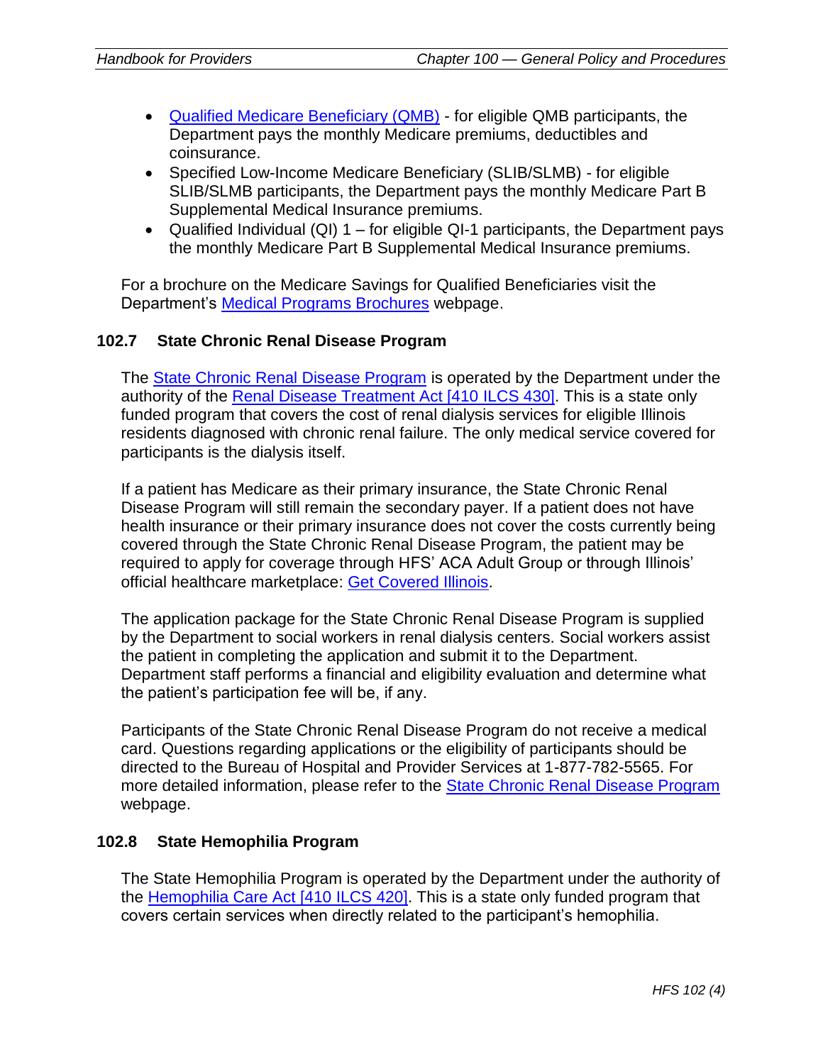- Qualified Medicare Beneficiary (QMB) - for eligible QMB participants, the Department pays the monthly Medicare premiums, deductibles and coinsurance.
- Specified Low-Income Medicare Beneficiary (SLIB/SLMB) - for eligible SLIB/SLMB participants, the Department pays the monthly Medicare Part B Supplemental Medical Insurance premiums.
- Qualified Individual (QI) 1 – for eligible QI-1 participants, the Department pays the monthly Medicare Part B Supplemental Medical Insurance premiums.

For a brochure on the Medicare Savings for Qualified Beneficiaries visit the Department's Medical Programs Brochures webpage.

### 102.7 State Chronic Renal Disease Program

The State Chronic Renal Disease Program is operated by the Department under the authority of the Renal Disease Treatment Act [410 ILCS 430]. This is a state only funded program that covers the cost of renal dialysis services for eligible Illinois residents diagnosed with chronic renal failure. The only medical service covered for participants is the dialysis itself.

If a patient has Medicare as their primary insurance, the State Chronic Renal Disease Program will still remain the secondary payer. If a patient does not have health insurance or their primary insurance does not cover the costs currently being covered through the State Chronic Renal Disease Program, the patient may be required to apply for coverage through HFS' ACA Adult Group or through Illinois' official healthcare marketplace: Get Covered Illinois.

The application package for the State Chronic Renal Disease Program is supplied by the Department to social workers in renal dialysis centers. Social workers assist the patient in completing the application and submit it to the Department. Department staff performs a financial and eligibility evaluation and determine what the patient's participation fee will be, if any.

Participants of the State Chronic Renal Disease Program do not receive a medical card. Questions regarding applications or the eligibility of participants should be directed to the Bureau of Hospital and Provider Services at 1-877-782-5565. For more detailed information, please refer to the State Chronic Renal Disease Program webpage.

### 102.8 State Hemophilia Program

The State Hemophilia Program is operated by the Department under the authority of the Hemophilia Care Act [410 ILCS 420]. This is a state only funded program that covers certain services when directly related to the participant's hemophilia.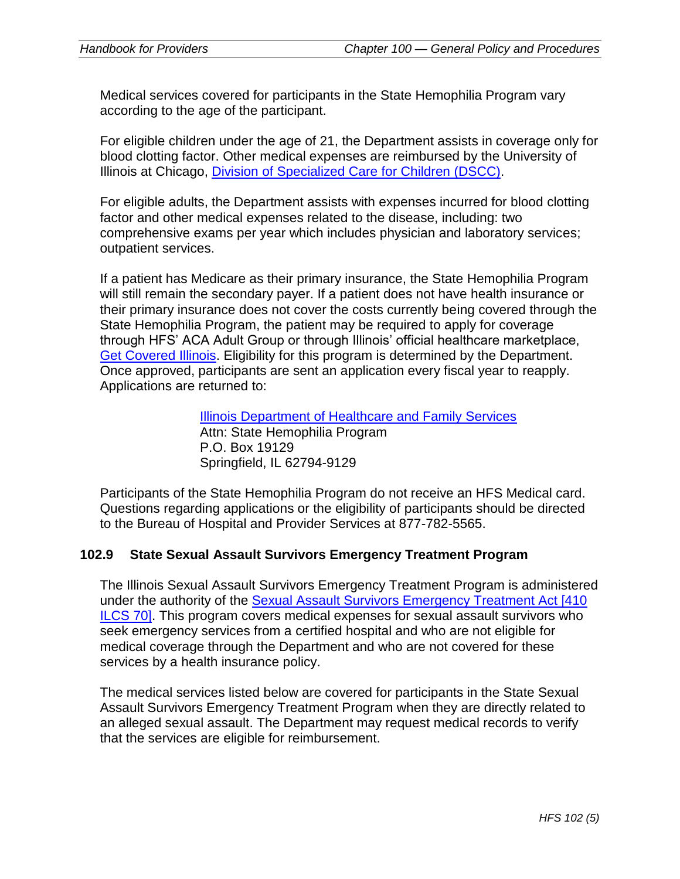Medical services covered for participants in the State Hemophilia Program vary according to the age of the participant.

For eligible children under the age of 21, the Department assists in coverage only for blood clotting factor. Other medical expenses are reimbursed by the University of Illinois at Chicago, Division of Specialized Care for Children (DSCC).

For eligible adults, the Department assists with expenses incurred for blood clotting factor and other medical expenses related to the disease, including: two comprehensive exams per year which includes physician and laboratory services; outpatient services.

If a patient has Medicare as their primary insurance, the State Hemophilia Program will still remain the secondary payer. If a patient does not have health insurance or their primary insurance does not cover the costs currently being covered through the State Hemophilia Program, the patient may be required to apply for coverage through HFS' ACA Adult Group or through Illinois' official healthcare marketplace, Get Covered Illinois. Eligibility for this program is determined by the Department. Once approved, participants are sent an application every fiscal year to reapply. Applications are returned to:

> Illinois Department of Healthcare and Family Services
> Attn: State Hemophilia Program
> P.O. Box 19129
> Springfield, IL 62794-9129

Participants of the State Hemophilia Program do not receive an HFS Medical card. Questions regarding applications or the eligibility of participants should be directed to the Bureau of Hospital and Provider Services at 877-782-5565.

## 102.9 State Sexual Assault Survivors Emergency Treatment Program

The Illinois Sexual Assault Survivors Emergency Treatment Program is administered under the authority of the Sexual Assault Survivors Emergency Treatment Act [410 ILCS 70]. This program covers medical expenses for sexual assault survivors who seek emergency services from a certified hospital and who are not eligible for medical coverage through the Department and who are not covered for these services by a health insurance policy.

The medical services listed below are covered for participants in the State Sexual Assault Survivors Emergency Treatment Program when they are directly related to an alleged sexual assault. The Department may request medical records to verify that the services are eligible for reimbursement.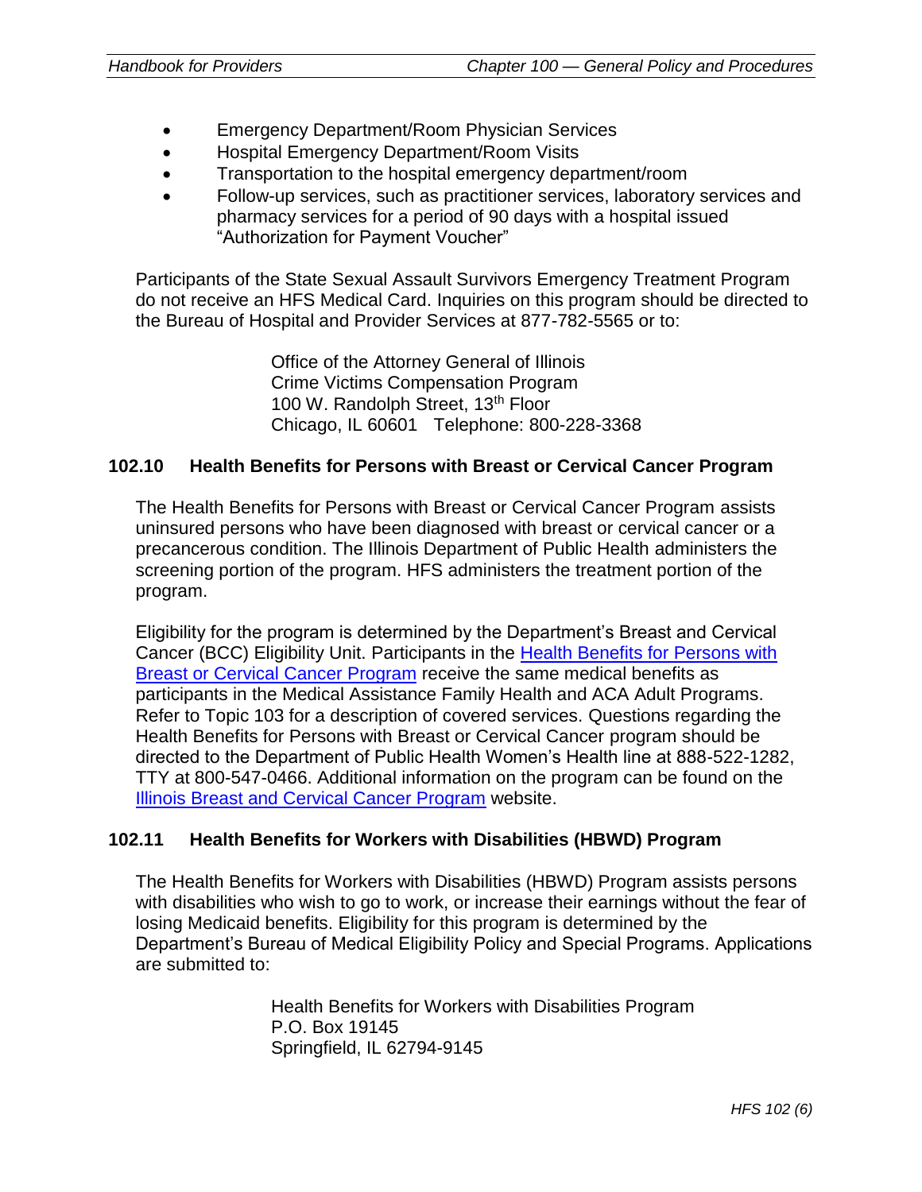- Emergency Department/Room Physician Services
- Hospital Emergency Department/Room Visits
- Transportation to the hospital emergency department/room
- Follow-up services, such as practitioner services, laboratory services and pharmacy services for a period of 90 days with a hospital issued "Authorization for Payment Voucher"

Participants of the State Sexual Assault Survivors Emergency Treatment Program do not receive an HFS Medical Card. Inquiries on this program should be directed to the Bureau of Hospital and Provider Services at 877-782-5565 or to:

> Office of the Attorney General of Illinois
> Crime Victims Compensation Program
> 100 W. Randolph Street, 13th Floor
> Chicago, IL 60601 Telephone: 800-228-3368

### 102.10 Health Benefits for Persons with Breast or Cervical Cancer Program

The Health Benefits for Persons with Breast or Cervical Cancer Program assists uninsured persons who have been diagnosed with breast or cervical cancer or a precancerous condition. The Illinois Department of Public Health administers the screening portion of the program. HFS administers the treatment portion of the program.

Eligibility for the program is determined by the Department's Breast and Cervical Cancer (BCC) Eligibility Unit. Participants in the Health Benefits for Persons with Breast or Cervical Cancer Program receive the same medical benefits as participants in the Medical Assistance Family Health and ACA Adult Programs. Refer to Topic 103 for a description of covered services. Questions regarding the Health Benefits for Persons with Breast or Cervical Cancer program should be directed to the Department of Public Health Women's Health line at 888-522-1282, TTY at 800-547-0466. Additional information on the program can be found on the Illinois Breast and Cervical Cancer Program website.

### 102.11 Health Benefits for Workers with Disabilities (HBWD) Program

The Health Benefits for Workers with Disabilities (HBWD) Program assists persons with disabilities who wish to go to work, or increase their earnings without the fear of losing Medicaid benefits. Eligibility for this program is determined by the Department's Bureau of Medical Eligibility Policy and Special Programs. Applications are submitted to:

> Health Benefits for Workers with Disabilities Program
> P.O. Box 19145
> Springfield, IL 62794-9145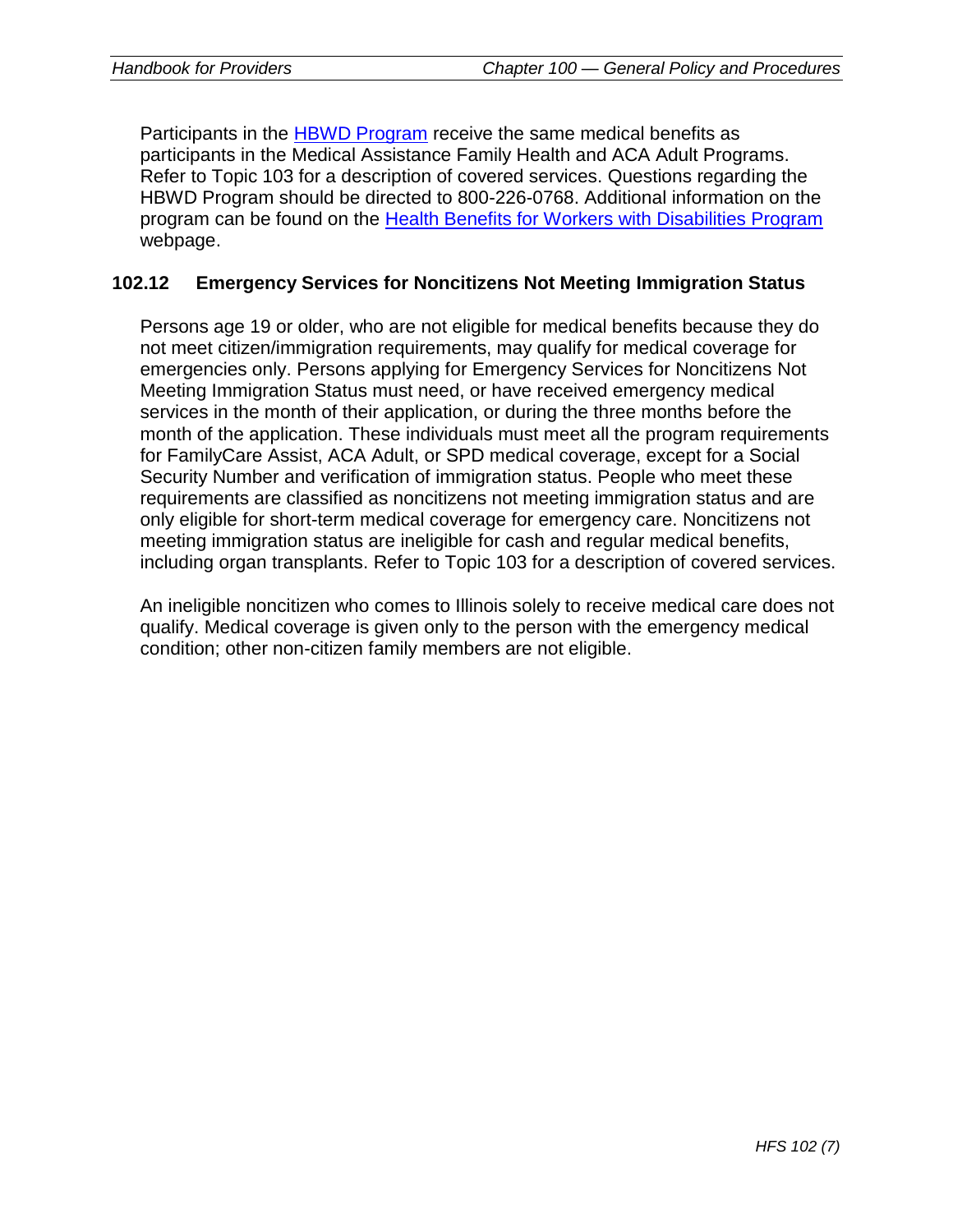Participants in the [HBWD Program](#) receive the same medical benefits as participants in the Medical Assistance Family Health and ACA Adult Programs. Refer to Topic 103 for a description of covered services. Questions regarding the HBWD Program should be directed to 800-226-0768. Additional information on the program can be found on the [Health Benefits for Workers with Disabilities Program](#) webpage.

## 102.12 Emergency Services for Noncitizens Not Meeting Immigration Status

Persons age 19 or older, who are not eligible for medical benefits because they do not meet citizen/immigration requirements, may qualify for medical coverage for emergencies only. Persons applying for Emergency Services for Noncitizens Not Meeting Immigration Status must need, or have received emergency medical services in the month of their application, or during the three months before the month of the application. These individuals must meet all the program requirements for FamilyCare Assist, ACA Adult, or SPD medical coverage, except for a Social Security Number and verification of immigration status. People who meet these requirements are classified as noncitizens not meeting immigration status and are only eligible for short-term medical coverage for emergency care. Noncitizens not meeting immigration status are ineligible for cash and regular medical benefits, including organ transplants. Refer to Topic 103 for a description of covered services.

An ineligible noncitizen who comes to Illinois solely to receive medical care does not qualify. Medical coverage is given only to the person with the emergency medical condition; other non-citizen family members are not eligible.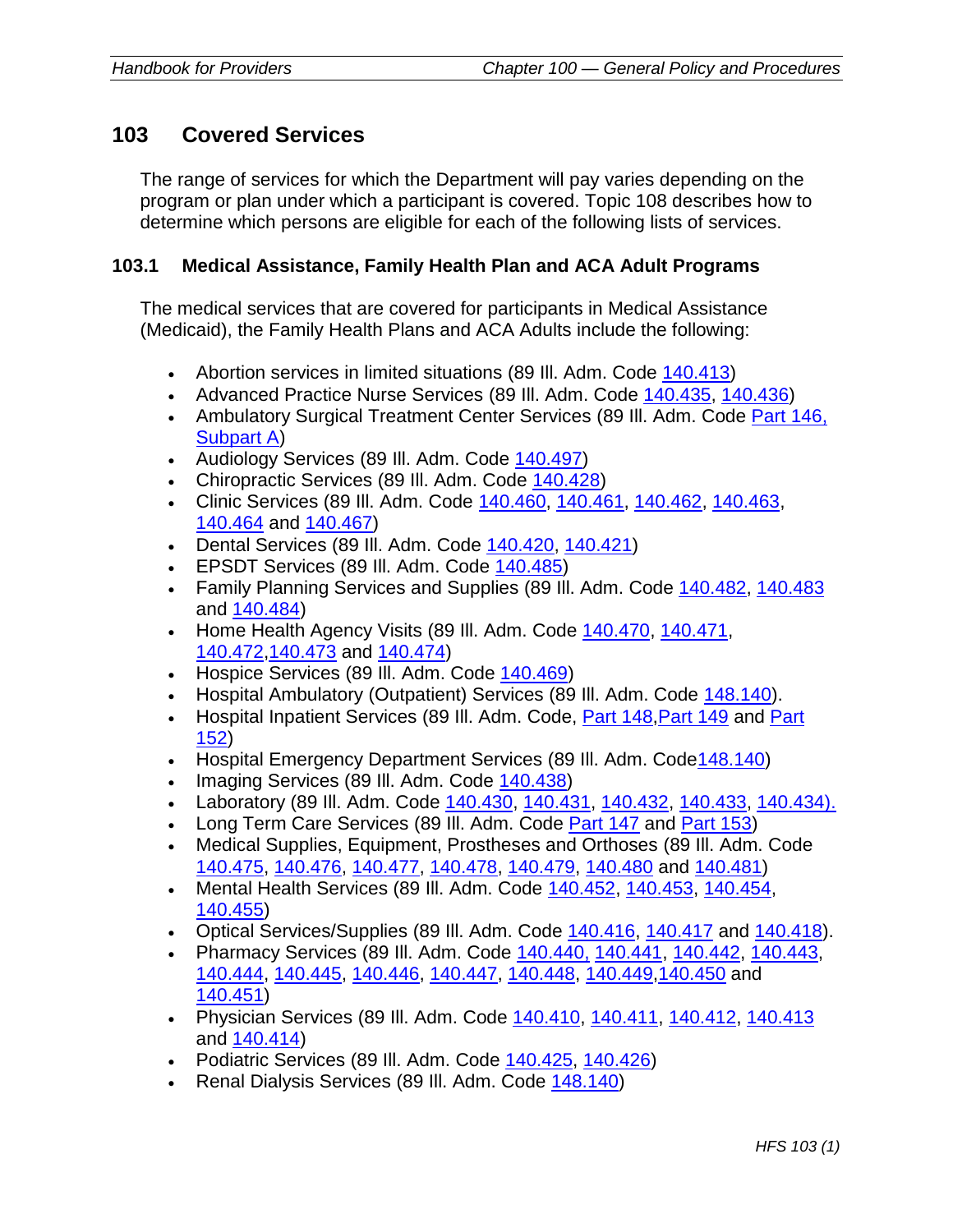## 103 Covered Services

The range of services for which the Department will pay varies depending on the program or plan under which a participant is covered. Topic 108 describes how to determine which persons are eligible for each of the following lists of services.

### 103.1 Medical Assistance, Family Health Plan and ACA Adult Programs

The medical services that are covered for participants in Medical Assistance (Medicaid), the Family Health Plans and ACA Adults include the following:

- Abortion services in limited situations (89 Ill. Adm. Code 140.413)
- Advanced Practice Nurse Services (89 Ill. Adm. Code 140.435, 140.436)
- Ambulatory Surgical Treatment Center Services (89 Ill. Adm. Code Part 146, Subpart A)
- Audiology Services (89 Ill. Adm. Code 140.497)
- Chiropractic Services (89 Ill. Adm. Code 140.428)
- Clinic Services (89 Ill. Adm. Code 140.460, 140.461, 140.462, 140.463, 140.464 and 140.467)
- Dental Services (89 Ill. Adm. Code 140.420, 140.421)
- EPSDT Services (89 Ill. Adm. Code 140.485)
- Family Planning Services and Supplies (89 Ill. Adm. Code 140.482, 140.483 and 140.484)
- Home Health Agency Visits (89 Ill. Adm. Code 140.470, 140.471, 140.472,140.473 and 140.474)
- Hospice Services (89 Ill. Adm. Code 140.469)
- Hospital Ambulatory (Outpatient) Services (89 Ill. Adm. Code 148.140).
- Hospital Inpatient Services (89 Ill. Adm. Code, Part 148,Part 149 and Part 152)
- Hospital Emergency Department Services (89 Ill. Adm. Code148.140)
- Imaging Services (89 Ill. Adm. Code 140.438)
- Laboratory (89 Ill. Adm. Code 140.430, 140.431, 140.432, 140.433, 140.434).
- Long Term Care Services (89 Ill. Adm. Code Part 147 and Part 153)
- Medical Supplies, Equipment, Prostheses and Orthoses (89 Ill. Adm. Code 140.475, 140.476, 140.477, 140.478, 140.479, 140.480 and 140.481)
- Mental Health Services (89 Ill. Adm. Code 140.452, 140.453, 140.454, 140.455)
- Optical Services/Supplies (89 Ill. Adm. Code 140.416, 140.417 and 140.418).
- Pharmacy Services (89 Ill. Adm. Code 140.440, 140.441, 140.442, 140.443, 140.444, 140.445, 140.446, 140.447, 140.448, 140.449,140.450 and 140.451)
- Physician Services (89 Ill. Adm. Code 140.410, 140.411, 140.412, 140.413 and 140.414)
- Podiatric Services (89 Ill. Adm. Code 140.425, 140.426)
- Renal Dialysis Services (89 Ill. Adm. Code 148.140)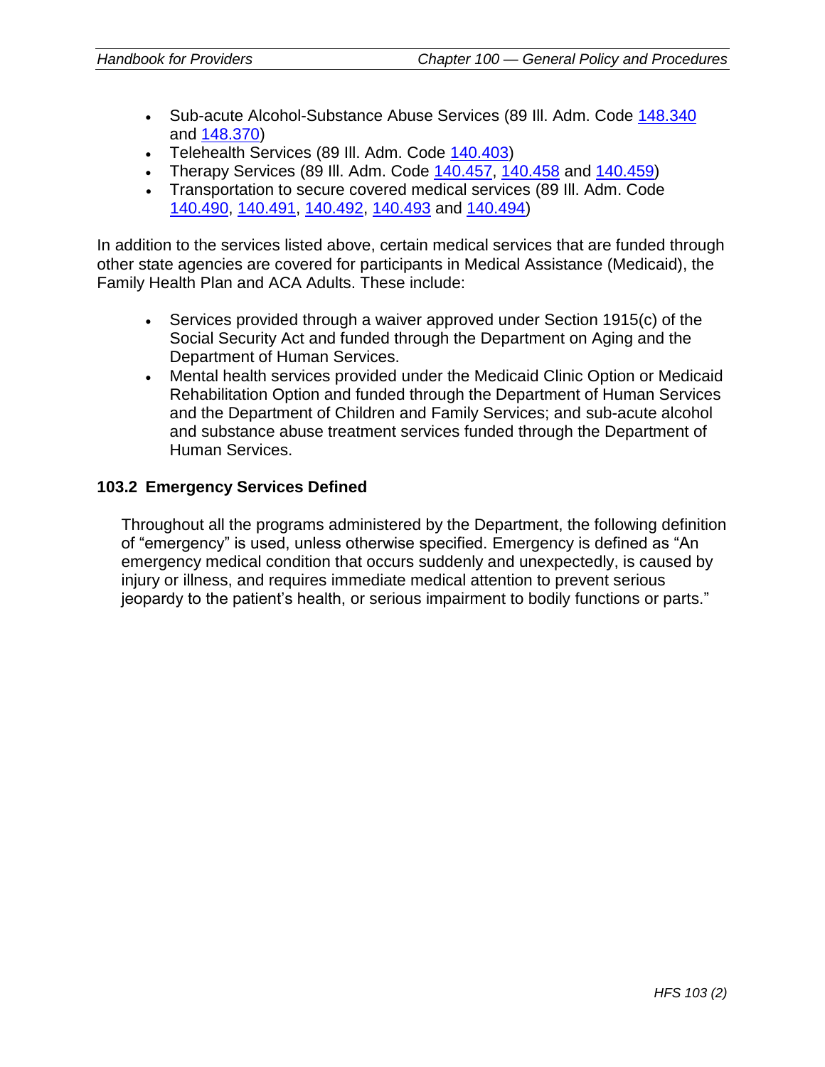- Sub-acute Alcohol-Substance Abuse Services (89 Ill. Adm. Code 148.340 and 148.370)
- Telehealth Services (89 Ill. Adm. Code 140.403)
- Therapy Services (89 Ill. Adm. Code 140.457, 140.458 and 140.459)
- Transportation to secure covered medical services (89 Ill. Adm. Code 140.490, 140.491, 140.492, 140.493 and 140.494)

In addition to the services listed above, certain medical services that are funded through other state agencies are covered for participants in Medical Assistance (Medicaid), the Family Health Plan and ACA Adults. These include:

- Services provided through a waiver approved under Section 1915(c) of the Social Security Act and funded through the Department on Aging and the Department of Human Services.
- Mental health services provided under the Medicaid Clinic Option or Medicaid Rehabilitation Option and funded through the Department of Human Services and the Department of Children and Family Services; and sub-acute alcohol and substance abuse treatment services funded through the Department of Human Services.

### 103.2 Emergency Services Defined

Throughout all the programs administered by the Department, the following definition of "emergency" is used, unless otherwise specified. Emergency is defined as "An emergency medical condition that occurs suddenly and unexpectedly, is caused by injury or illness, and requires immediate medical attention to prevent serious jeopardy to the patient's health, or serious impairment to bodily functions or parts."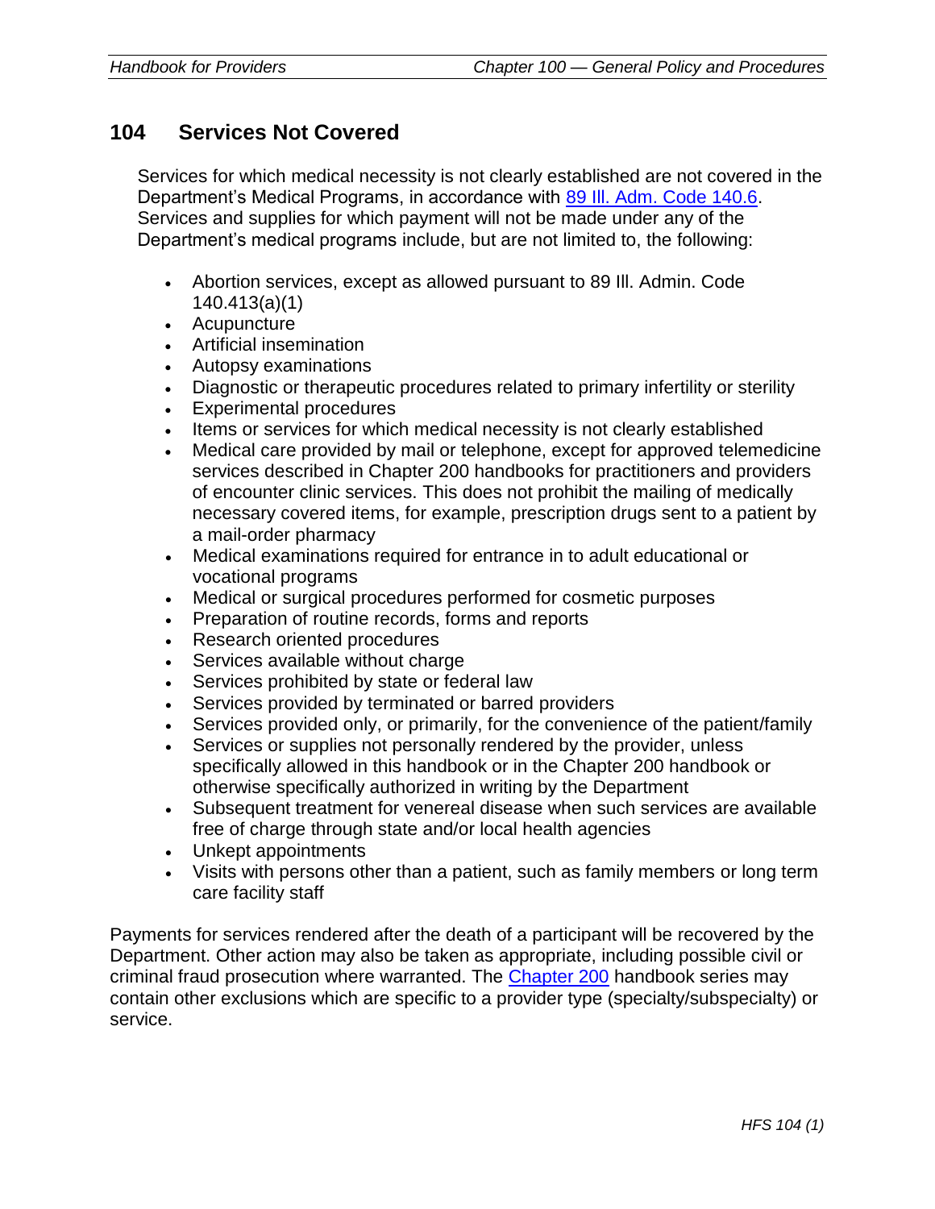## 104 Services Not Covered

Services for which medical necessity is not clearly established are not covered in the Department's Medical Programs, in accordance with [89 Ill. Adm. Code 140.6](). Services and supplies for which payment will not be made under any of the Department's medical programs include, but are not limited to, the following:

- Abortion services, except as allowed pursuant to 89 Ill. Admin. Code 140.413(a)(1)
- Acupuncture
- Artificial insemination
- Autopsy examinations
- Diagnostic or therapeutic procedures related to primary infertility or sterility
- Experimental procedures
- Items or services for which medical necessity is not clearly established
- Medical care provided by mail or telephone, except for approved telemedicine services described in Chapter 200 handbooks for practitioners and providers of encounter clinic services. This does not prohibit the mailing of medically necessary covered items, for example, prescription drugs sent to a patient by a mail-order pharmacy
- Medical examinations required for entrance in to adult educational or vocational programs
- Medical or surgical procedures performed for cosmetic purposes
- Preparation of routine records, forms and reports
- Research oriented procedures
- Services available without charge
- Services prohibited by state or federal law
- Services provided by terminated or barred providers
- Services provided only, or primarily, for the convenience of the patient/family
- Services or supplies not personally rendered by the provider, unless specifically allowed in this handbook or in the Chapter 200 handbook or otherwise specifically authorized in writing by the Department
- Subsequent treatment for venereal disease when such services are available free of charge through state and/or local health agencies
- Unkept appointments
- Visits with persons other than a patient, such as family members or long term care facility staff

Payments for services rendered after the death of a participant will be recovered by the Department. Other action may also be taken as appropriate, including possible civil or criminal fraud prosecution where warranted. The [Chapter 200]() handbook series may contain other exclusions which are specific to a provider type (specialty/subspecialty) or service.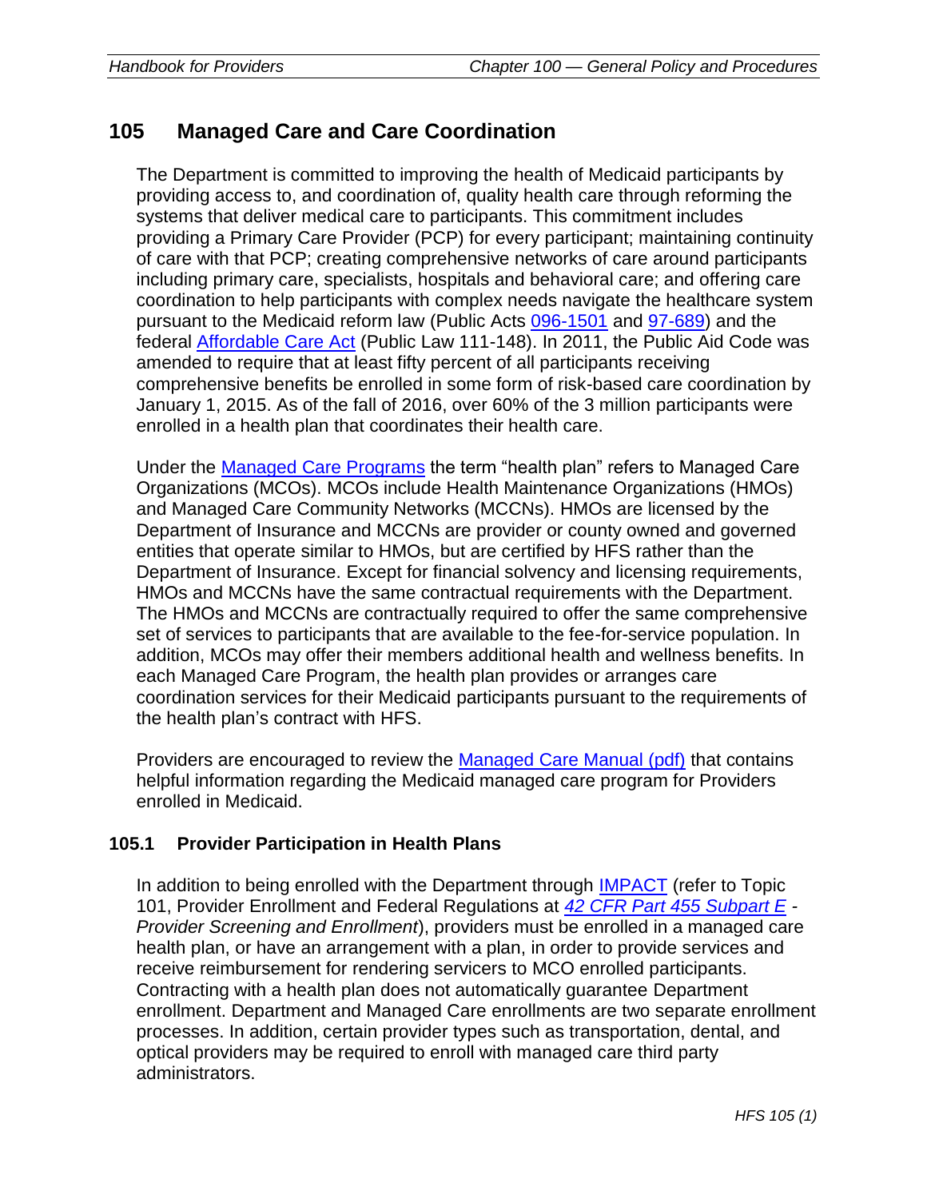## 105 Managed Care and Care Coordination

The Department is committed to improving the health of Medicaid participants by providing access to, and coordination of, quality health care through reforming the systems that deliver medical care to participants. This commitment includes providing a Primary Care Provider (PCP) for every participant; maintaining continuity of care with that PCP; creating comprehensive networks of care around participants including primary care, specialists, hospitals and behavioral care; and offering care coordination to help participants with complex needs navigate the healthcare system pursuant to the Medicaid reform law (Public Acts 096-1501 and 97-689) and the federal Affordable Care Act (Public Law 111-148). In 2011, the Public Aid Code was amended to require that at least fifty percent of all participants receiving comprehensive benefits be enrolled in some form of risk-based care coordination by January 1, 2015. As of the fall of 2016, over 60% of the 3 million participants were enrolled in a health plan that coordinates their health care.

Under the Managed Care Programs the term "health plan" refers to Managed Care Organizations (MCOs). MCOs include Health Maintenance Organizations (HMOs) and Managed Care Community Networks (MCCNs). HMOs are licensed by the Department of Insurance and MCCNs are provider or county owned and governed entities that operate similar to HMOs, but are certified by HFS rather than the Department of Insurance. Except for financial solvency and licensing requirements, HMOs and MCCNs have the same contractual requirements with the Department. The HMOs and MCCNs are contractually required to offer the same comprehensive set of services to participants that are available to the fee-for-service population. In addition, MCOs may offer their members additional health and wellness benefits. In each Managed Care Program, the health plan provides or arranges care coordination services for their Medicaid participants pursuant to the requirements of the health plan's contract with HFS.

Providers are encouraged to review the Managed Care Manual (pdf) that contains helpful information regarding the Medicaid managed care program for Providers enrolled in Medicaid.

### 105.1 Provider Participation in Health Plans

In addition to being enrolled with the Department through IMPACT (refer to Topic 101, Provider Enrollment and Federal Regulations at *42 CFR Part 455 Subpart E - Provider Screening and Enrollment*), providers must be enrolled in a managed care health plan, or have an arrangement with a plan, in order to provide services and receive reimbursement for rendering servicers to MCO enrolled participants. Contracting with a health plan does not automatically guarantee Department enrollment. Department and Managed Care enrollments are two separate enrollment processes. In addition, certain provider types such as transportation, dental, and optical providers may be required to enroll with managed care third party administrators.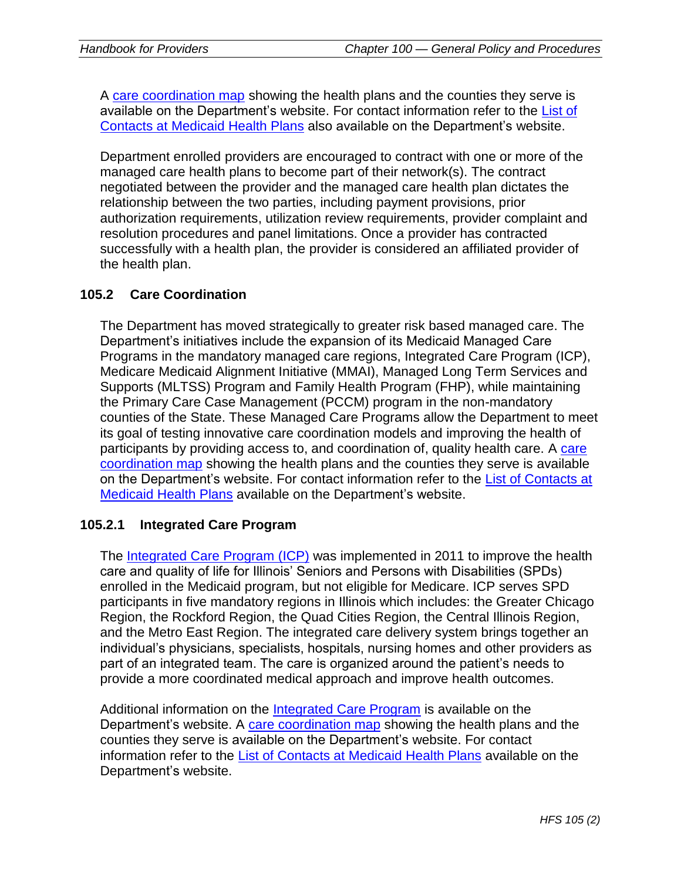A care coordination map showing the health plans and the counties they serve is available on the Department's website. For contact information refer to the List of Contacts at Medicaid Health Plans also available on the Department's website.

Department enrolled providers are encouraged to contract with one or more of the managed care health plans to become part of their network(s). The contract negotiated between the provider and the managed care health plan dictates the relationship between the two parties, including payment provisions, prior authorization requirements, utilization review requirements, provider complaint and resolution procedures and panel limitations. Once a provider has contracted successfully with a health plan, the provider is considered an affiliated provider of the health plan.

### 105.2 Care Coordination

The Department has moved strategically to greater risk based managed care. The Department's initiatives include the expansion of its Medicaid Managed Care Programs in the mandatory managed care regions, Integrated Care Program (ICP), Medicare Medicaid Alignment Initiative (MMAI), Managed Long Term Services and Supports (MLTSS) Program and Family Health Program (FHP), while maintaining the Primary Care Case Management (PCCM) program in the non-mandatory counties of the State. These Managed Care Programs allow the Department to meet its goal of testing innovative care coordination models and improving the health of participants by providing access to, and coordination of, quality health care. A care coordination map showing the health plans and the counties they serve is available on the Department's website. For contact information refer to the List of Contacts at Medicaid Health Plans available on the Department's website.

#### 105.2.1 Integrated Care Program

The Integrated Care Program (ICP) was implemented in 2011 to improve the health care and quality of life for Illinois' Seniors and Persons with Disabilities (SPDs) enrolled in the Medicaid program, but not eligible for Medicare. ICP serves SPD participants in five mandatory regions in Illinois which includes: the Greater Chicago Region, the Rockford Region, the Quad Cities Region, the Central Illinois Region, and the Metro East Region. The integrated care delivery system brings together an individual's physicians, specialists, hospitals, nursing homes and other providers as part of an integrated team. The care is organized around the patient's needs to provide a more coordinated medical approach and improve health outcomes.

Additional information on the Integrated Care Program is available on the Department's website. A care coordination map showing the health plans and the counties they serve is available on the Department's website. For contact information refer to the List of Contacts at Medicaid Health Plans available on the Department's website.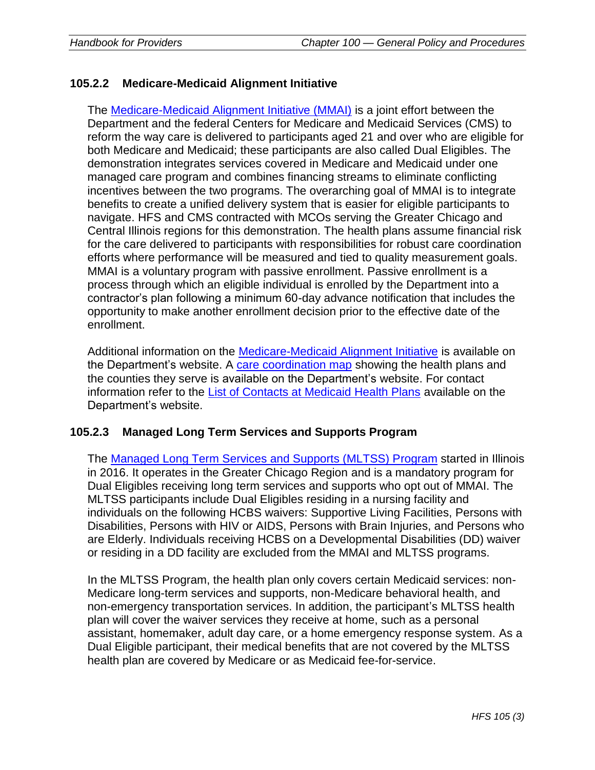### 105.2.2 Medicare-Medicaid Alignment Initiative

The Medicare-Medicaid Alignment Initiative (MMAI) is a joint effort between the Department and the federal Centers for Medicare and Medicaid Services (CMS) to reform the way care is delivered to participants aged 21 and over who are eligible for both Medicare and Medicaid; these participants are also called Dual Eligibles. The demonstration integrates services covered in Medicare and Medicaid under one managed care program and combines financing streams to eliminate conflicting incentives between the two programs. The overarching goal of MMAI is to integrate benefits to create a unified delivery system that is easier for eligible participants to navigate. HFS and CMS contracted with MCOs serving the Greater Chicago and Central Illinois regions for this demonstration. The health plans assume financial risk for the care delivered to participants with responsibilities for robust care coordination efforts where performance will be measured and tied to quality measurement goals. MMAI is a voluntary program with passive enrollment. Passive enrollment is a process through which an eligible individual is enrolled by the Department into a contractor's plan following a minimum 60-day advance notification that includes the opportunity to make another enrollment decision prior to the effective date of the enrollment.

Additional information on the Medicare-Medicaid Alignment Initiative is available on the Department's website. A care coordination map showing the health plans and the counties they serve is available on the Department's website. For contact information refer to the List of Contacts at Medicaid Health Plans available on the Department's website.

### 105.2.3 Managed Long Term Services and Supports Program

The Managed Long Term Services and Supports (MLTSS) Program started in Illinois in 2016. It operates in the Greater Chicago Region and is a mandatory program for Dual Eligibles receiving long term services and supports who opt out of MMAI. The MLTSS participants include Dual Eligibles residing in a nursing facility and individuals on the following HCBS waivers: Supportive Living Facilities, Persons with Disabilities, Persons with HIV or AIDS, Persons with Brain Injuries, and Persons who are Elderly. Individuals receiving HCBS on a Developmental Disabilities (DD) waiver or residing in a DD facility are excluded from the MMAI and MLTSS programs.

In the MLTSS Program, the health plan only covers certain Medicaid services: non-Medicare long-term services and supports, non-Medicare behavioral health, and non-emergency transportation services. In addition, the participant's MLTSS health plan will cover the waiver services they receive at home, such as a personal assistant, homemaker, adult day care, or a home emergency response system. As a Dual Eligible participant, their medical benefits that are not covered by the MLTSS health plan are covered by Medicare or as Medicaid fee-for-service.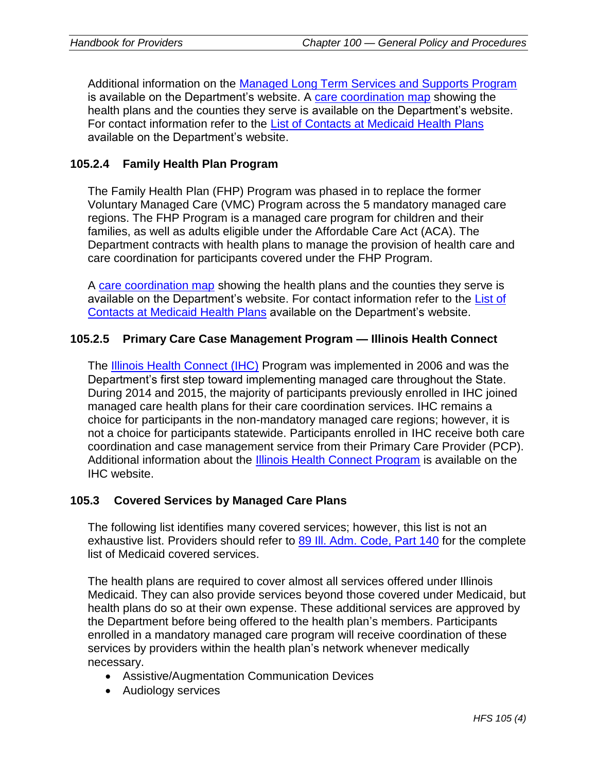Additional information on the Managed Long Term Services and Supports Program is available on the Department's website. A care coordination map showing the health plans and the counties they serve is available on the Department's website. For contact information refer to the List of Contacts at Medicaid Health Plans available on the Department's website.

### 105.2.4 Family Health Plan Program

The Family Health Plan (FHP) Program was phased in to replace the former Voluntary Managed Care (VMC) Program across the 5 mandatory managed care regions. The FHP Program is a managed care program for children and their families, as well as adults eligible under the Affordable Care Act (ACA). The Department contracts with health plans to manage the provision of health care and care coordination for participants covered under the FHP Program.

A care coordination map showing the health plans and the counties they serve is available on the Department's website. For contact information refer to the List of Contacts at Medicaid Health Plans available on the Department's website.

### 105.2.5 Primary Care Case Management Program — Illinois Health Connect

The Illinois Health Connect (IHC) Program was implemented in 2006 and was the Department's first step toward implementing managed care throughout the State. During 2014 and 2015, the majority of participants previously enrolled in IHC joined managed care health plans for their care coordination services. IHC remains a choice for participants in the non-mandatory managed care regions; however, it is not a choice for participants statewide. Participants enrolled in IHC receive both care coordination and case management service from their Primary Care Provider (PCP). Additional information about the Illinois Health Connect Program is available on the IHC website.

## 105.3 Covered Services by Managed Care Plans

The following list identifies many covered services; however, this list is not an exhaustive list. Providers should refer to 89 Ill. Adm. Code, Part 140 for the complete list of Medicaid covered services.

The health plans are required to cover almost all services offered under Illinois Medicaid. They can also provide services beyond those covered under Medicaid, but health plans do so at their own expense. These additional services are approved by the Department before being offered to the health plan's members. Participants enrolled in a mandatory managed care program will receive coordination of these services by providers within the health plan's network whenever medically necessary.

- Assistive/Augmentation Communication Devices
- Audiology services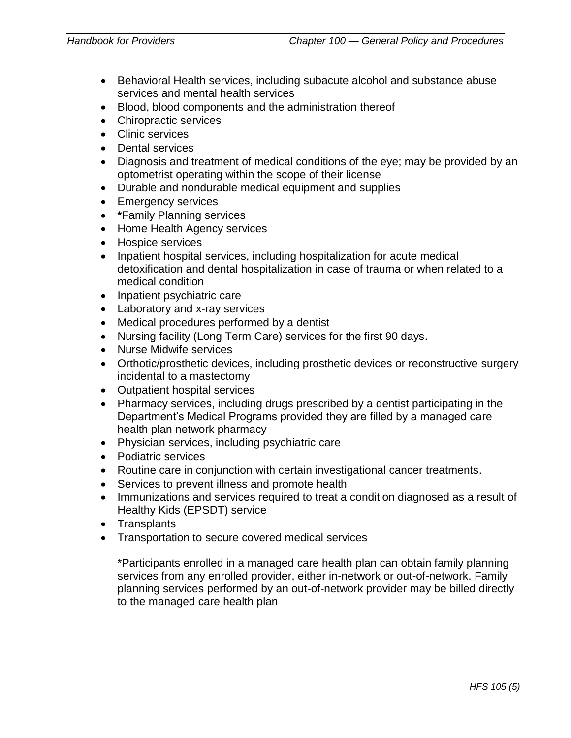- Behavioral Health services, including subacute alcohol and substance abuse services and mental health services
- Blood, blood components and the administration thereof
- Chiropractic services
- Clinic services
- Dental services
- Diagnosis and treatment of medical conditions of the eye; may be provided by an optometrist operating within the scope of their license
- Durable and nondurable medical equipment and supplies
- Emergency services
- ***Family Planning services
- Home Health Agency services
- Hospice services
- Inpatient hospital services, including hospitalization for acute medical detoxification and dental hospitalization in case of trauma or when related to a medical condition
- Inpatient psychiatric care
- Laboratory and x-ray services
- Medical procedures performed by a dentist
- Nursing facility (Long Term Care) services for the first 90 days.
- Nurse Midwife services
- Orthotic/prosthetic devices, including prosthetic devices or reconstructive surgery incidental to a mastectomy
- Outpatient hospital services
- Pharmacy services, including drugs prescribed by a dentist participating in the Department's Medical Programs provided they are filled by a managed care health plan network pharmacy
- Physician services, including psychiatric care
- Podiatric services
- Routine care in conjunction with certain investigational cancer treatments.
- Services to prevent illness and promote health
- Immunizations and services required to treat a condition diagnosed as a result of Healthy Kids (EPSDT) service
- Transplants
- Transportation to secure covered medical services

*Participants enrolled in a managed care health plan can obtain family planning services from any enrolled provider, either in-network or out-of-network. Family planning services performed by an out-of-network provider may be billed directly to the managed care health plan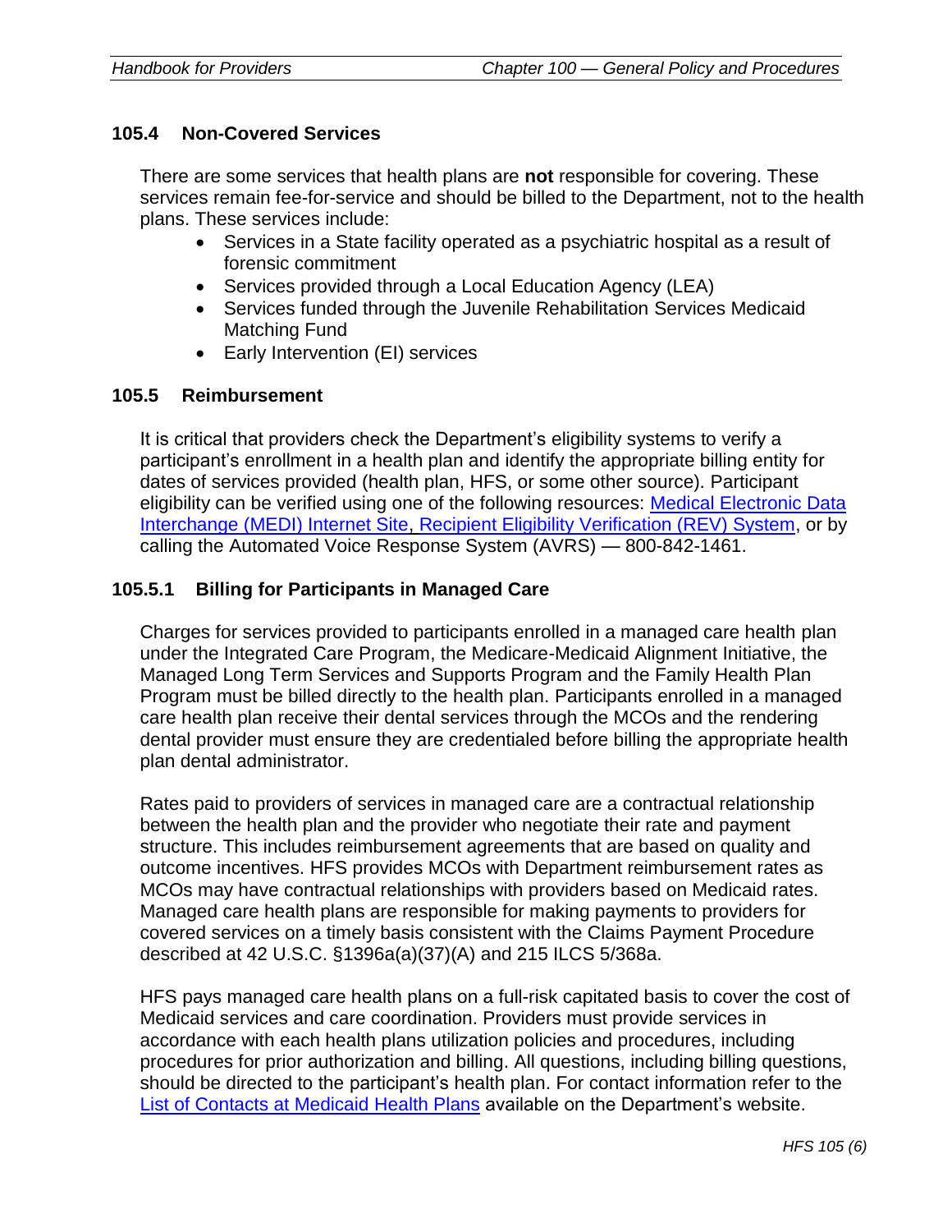### 105.4 Non-Covered Services

There are some services that health plans are **not** responsible for covering. These services remain fee-for-service and should be billed to the Department, not to the health plans. These services include:

- Services in a State facility operated as a psychiatric hospital as a result of forensic commitment
- Services provided through a Local Education Agency (LEA)
- Services funded through the Juvenile Rehabilitation Services Medicaid Matching Fund
- Early Intervention (EI) services

### 105.5 Reimbursement

It is critical that providers check the Department's eligibility systems to verify a participant's enrollment in a health plan and identify the appropriate billing entity for dates of services provided (health plan, HFS, or some other source). Participant eligibility can be verified using one of the following resources: Medical Electronic Data Interchange (MEDI) Internet Site, Recipient Eligibility Verification (REV) System, or by calling the Automated Voice Response System (AVRS) — 800-842-1461.

#### 105.5.1 Billing for Participants in Managed Care

Charges for services provided to participants enrolled in a managed care health plan under the Integrated Care Program, the Medicare-Medicaid Alignment Initiative, the Managed Long Term Services and Supports Program and the Family Health Plan Program must be billed directly to the health plan. Participants enrolled in a managed care health plan receive their dental services through the MCOs and the rendering dental provider must ensure they are credentialed before billing the appropriate health plan dental administrator.

Rates paid to providers of services in managed care are a contractual relationship between the health plan and the provider who negotiate their rate and payment structure. This includes reimbursement agreements that are based on quality and outcome incentives. HFS provides MCOs with Department reimbursement rates as MCOs may have contractual relationships with providers based on Medicaid rates. Managed care health plans are responsible for making payments to providers for covered services on a timely basis consistent with the Claims Payment Procedure described at 42 U.S.C. §1396a(a)(37)(A) and 215 ILCS 5/368a.

HFS pays managed care health plans on a full-risk capitated basis to cover the cost of Medicaid services and care coordination. Providers must provide services in accordance with each health plans utilization policies and procedures, including procedures for prior authorization and billing. All questions, including billing questions, should be directed to the participant's health plan. For contact information refer to the List of Contacts at Medicaid Health Plans available on the Department's website.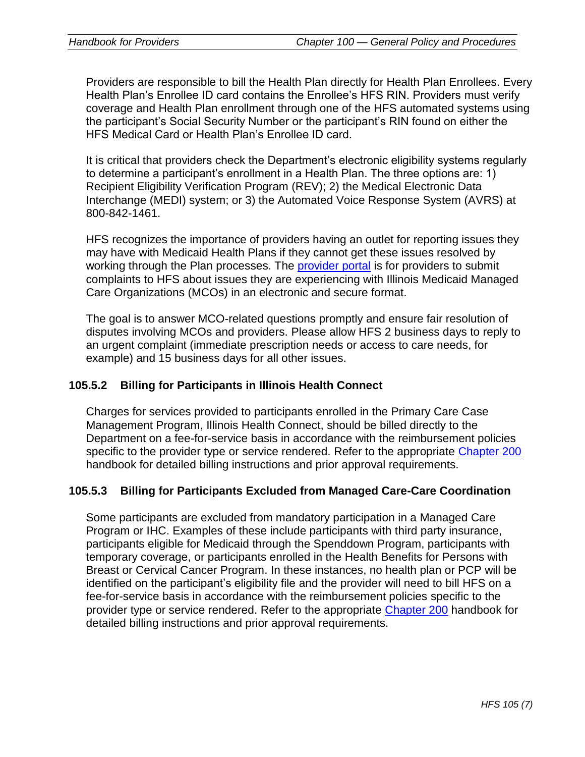Providers are responsible to bill the Health Plan directly for Health Plan Enrollees. Every Health Plan's Enrollee ID card contains the Enrollee's HFS RIN. Providers must verify coverage and Health Plan enrollment through one of the HFS automated systems using the participant's Social Security Number or the participant's RIN found on either the HFS Medical Card or Health Plan's Enrollee ID card.

It is critical that providers check the Department's electronic eligibility systems regularly to determine a participant's enrollment in a Health Plan. The three options are: 1) Recipient Eligibility Verification Program (REV); 2) the Medical Electronic Data Interchange (MEDI) system; or 3) the Automated Voice Response System (AVRS) at 800-842-1461.

HFS recognizes the importance of providers having an outlet for reporting issues they may have with Medicaid Health Plans if they cannot get these issues resolved by working through the Plan processes. The provider portal is for providers to submit complaints to HFS about issues they are experiencing with Illinois Medicaid Managed Care Organizations (MCOs) in an electronic and secure format.

The goal is to answer MCO-related questions promptly and ensure fair resolution of disputes involving MCOs and providers. Please allow HFS 2 business days to reply to an urgent complaint (immediate prescription needs or access to care needs, for example) and 15 business days for all other issues.

### 105.5.2 Billing for Participants in Illinois Health Connect

Charges for services provided to participants enrolled in the Primary Care Case Management Program, Illinois Health Connect, should be billed directly to the Department on a fee-for-service basis in accordance with the reimbursement policies specific to the provider type or service rendered. Refer to the appropriate Chapter 200 handbook for detailed billing instructions and prior approval requirements.

### 105.5.3 Billing for Participants Excluded from Managed Care-Care Coordination

Some participants are excluded from mandatory participation in a Managed Care Program or IHC. Examples of these include participants with third party insurance, participants eligible for Medicaid through the Spenddown Program, participants with temporary coverage, or participants enrolled in the Health Benefits for Persons with Breast or Cervical Cancer Program. In these instances, no health plan or PCP will be identified on the participant's eligibility file and the provider will need to bill HFS on a fee-for-service basis in accordance with the reimbursement policies specific to the provider type or service rendered. Refer to the appropriate Chapter 200 handbook for detailed billing instructions and prior approval requirements.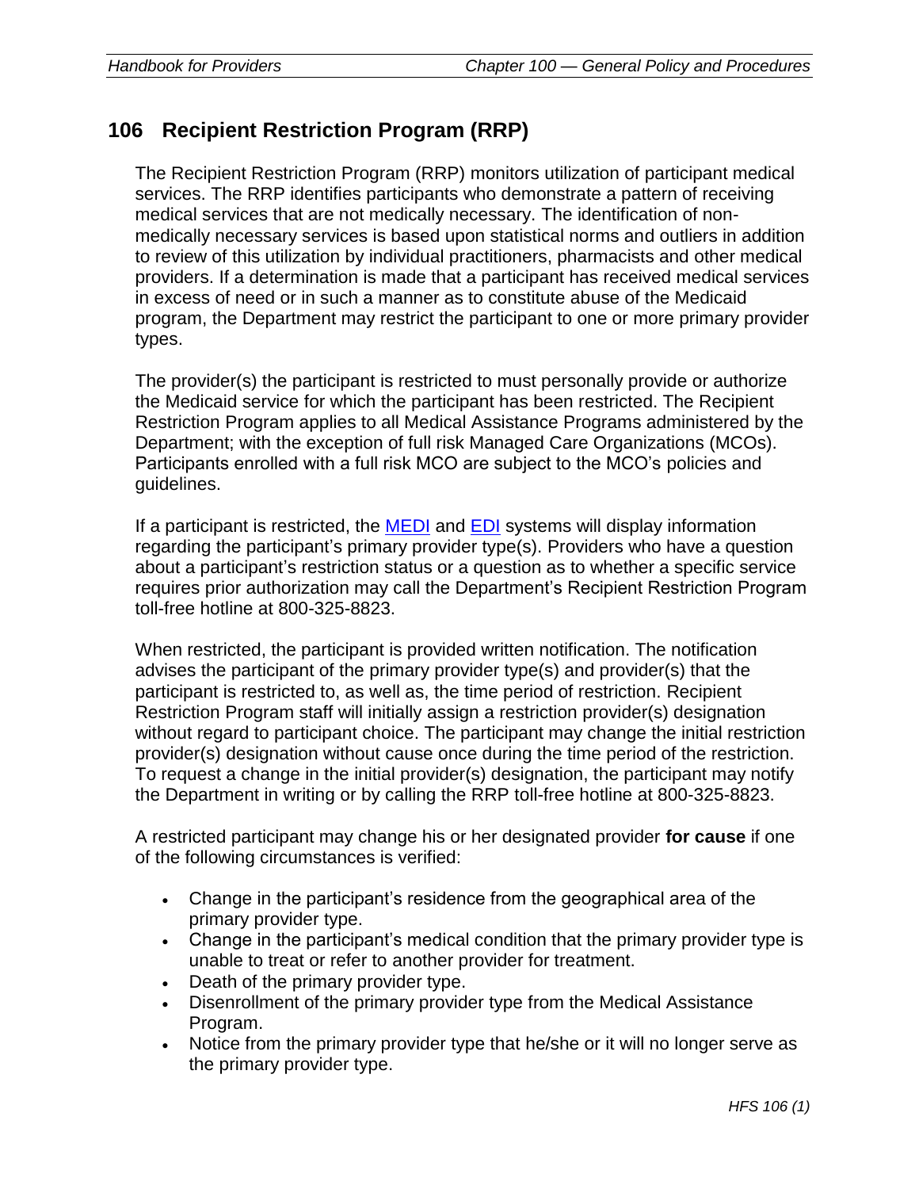## 106 Recipient Restriction Program (RRP)

The Recipient Restriction Program (RRP) monitors utilization of participant medical services. The RRP identifies participants who demonstrate a pattern of receiving medical services that are not medically necessary. The identification of non-medically necessary services is based upon statistical norms and outliers in addition to review of this utilization by individual practitioners, pharmacists and other medical providers. If a determination is made that a participant has received medical services in excess of need or in such a manner as to constitute abuse of the Medicaid program, the Department may restrict the participant to one or more primary provider types.

The provider(s) the participant is restricted to must personally provide or authorize the Medicaid service for which the participant has been restricted. The Recipient Restriction Program applies to all Medical Assistance Programs administered by the Department; with the exception of full risk Managed Care Organizations (MCOs). Participants enrolled with a full risk MCO are subject to the MCO's policies and guidelines.

If a participant is restricted, the MEDI and EDI systems will display information regarding the participant's primary provider type(s). Providers who have a question about a participant's restriction status or a question as to whether a specific service requires prior authorization may call the Department's Recipient Restriction Program toll-free hotline at 800-325-8823.

When restricted, the participant is provided written notification. The notification advises the participant of the primary provider type(s) and provider(s) that the participant is restricted to, as well as, the time period of restriction. Recipient Restriction Program staff will initially assign a restriction provider(s) designation without regard to participant choice. The participant may change the initial restriction provider(s) designation without cause once during the time period of the restriction. To request a change in the initial provider(s) designation, the participant may notify the Department in writing or by calling the RRP toll-free hotline at 800-325-8823.

A restricted participant may change his or her designated provider **for cause** if one of the following circumstances is verified:

- Change in the participant's residence from the geographical area of the primary provider type.
- Change in the participant's medical condition that the primary provider type is unable to treat or refer to another provider for treatment.
- Death of the primary provider type.
- Disenrollment of the primary provider type from the Medical Assistance Program.
- Notice from the primary provider type that he/she or it will no longer serve as the primary provider type.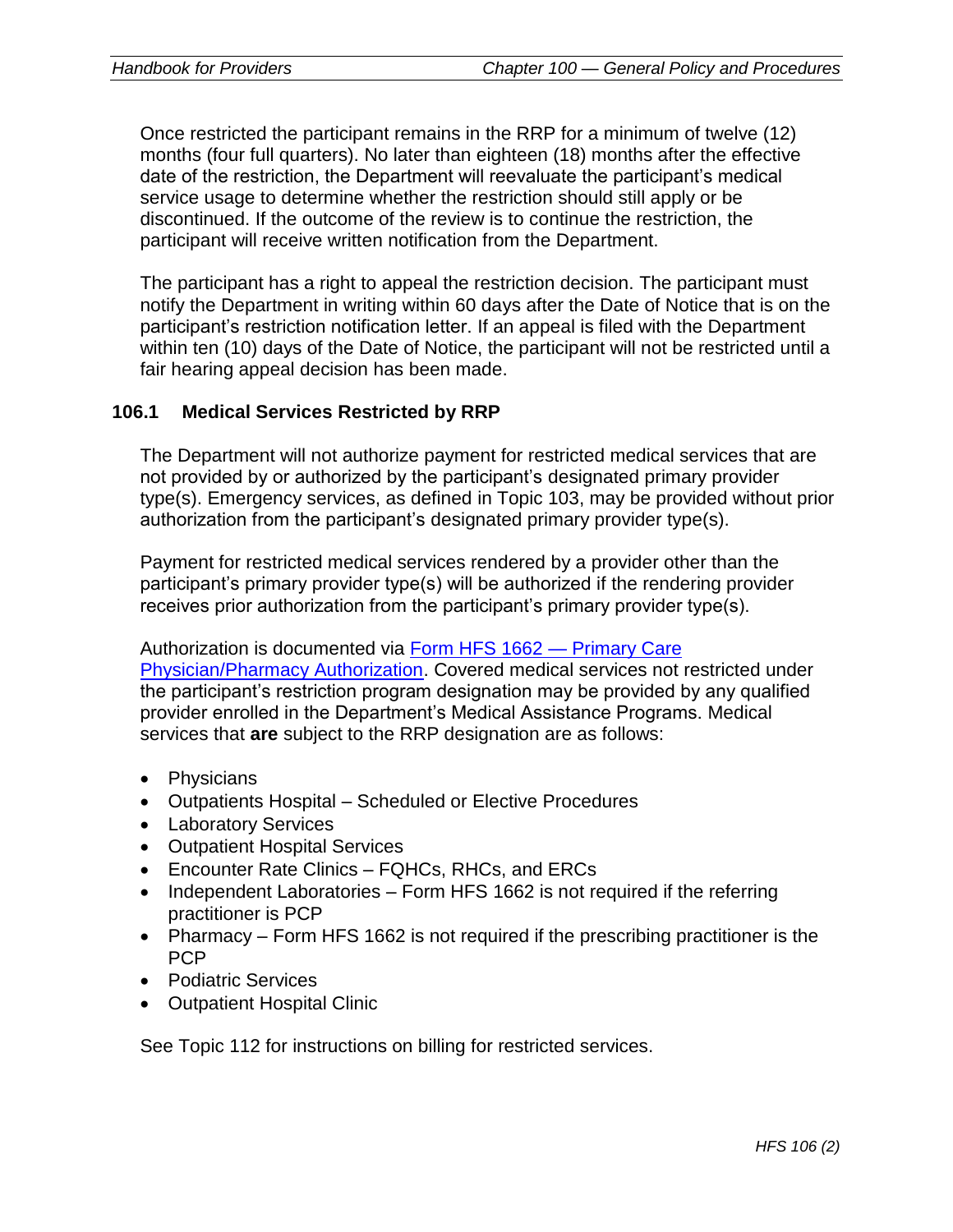Once restricted the participant remains in the RRP for a minimum of twelve (12) months (four full quarters). No later than eighteen (18) months after the effective date of the restriction, the Department will reevaluate the participant's medical service usage to determine whether the restriction should still apply or be discontinued. If the outcome of the review is to continue the restriction, the participant will receive written notification from the Department.

The participant has a right to appeal the restriction decision. The participant must notify the Department in writing within 60 days after the Date of Notice that is on the participant's restriction notification letter. If an appeal is filed with the Department within ten (10) days of the Date of Notice, the participant will not be restricted until a fair hearing appeal decision has been made.

### 106.1 Medical Services Restricted by RRP

The Department will not authorize payment for restricted medical services that are not provided by or authorized by the participant's designated primary provider type(s). Emergency services, as defined in Topic 103, may be provided without prior authorization from the participant's designated primary provider type(s).

Payment for restricted medical services rendered by a provider other than the participant's primary provider type(s) will be authorized if the rendering provider receives prior authorization from the participant's primary provider type(s).

Authorization is documented via Form HFS 1662 — Primary Care Physician/Pharmacy Authorization. Covered medical services not restricted under the participant's restriction program designation may be provided by any qualified provider enrolled in the Department's Medical Assistance Programs. Medical services that **are** subject to the RRP designation are as follows:

- Physicians
- Outpatients Hospital – Scheduled or Elective Procedures
- Laboratory Services
- Outpatient Hospital Services
- Encounter Rate Clinics – FQHCs, RHCs, and ERCs
- Independent Laboratories – Form HFS 1662 is not required if the referring practitioner is PCP
- Pharmacy – Form HFS 1662 is not required if the prescribing practitioner is the PCP
- Podiatric Services
- Outpatient Hospital Clinic

See Topic 112 for instructions on billing for restricted services.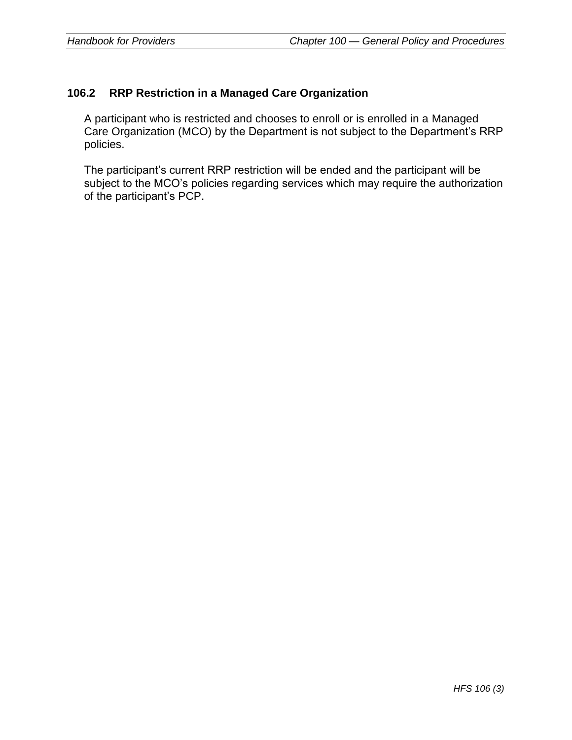### 106.2 RRP Restriction in a Managed Care Organization

A participant who is restricted and chooses to enroll or is enrolled in a Managed Care Organization (MCO) by the Department is not subject to the Department's RRP policies.

The participant's current RRP restriction will be ended and the participant will be subject to the MCO's policies regarding services which may require the authorization of the participant's PCP.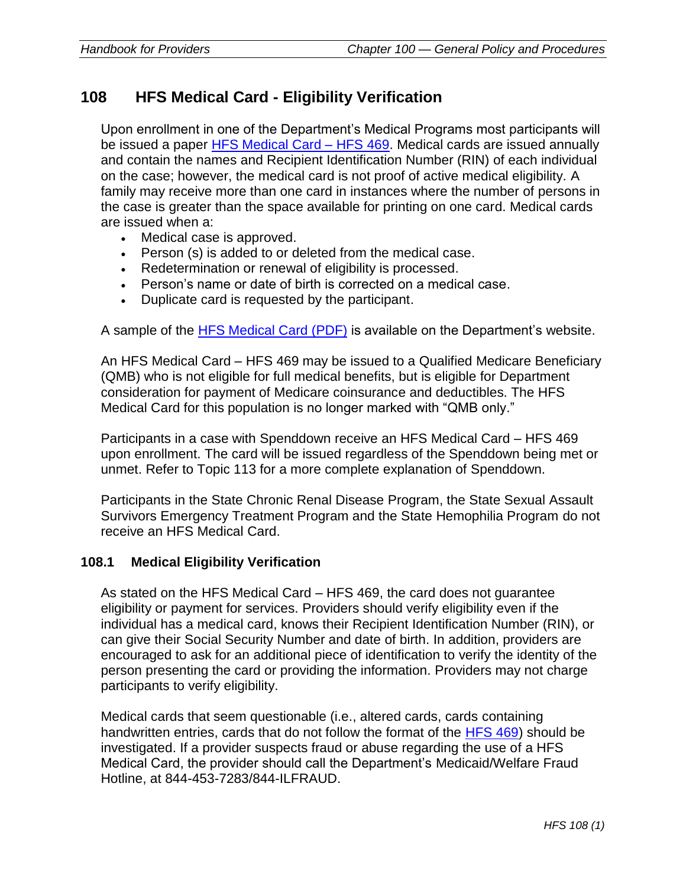## 108 HFS Medical Card - Eligibility Verification

Upon enrollment in one of the Department's Medical Programs most participants will be issued a paper [HFS Medical Card – HFS 469](). Medical cards are issued annually and contain the names and Recipient Identification Number (RIN) of each individual on the case; however, the medical card is not proof of active medical eligibility. A family may receive more than one card in instances where the number of persons in the case is greater than the space available for printing on one card. Medical cards are issued when a:

- Medical case is approved.
- Person (s) is added to or deleted from the medical case.
- Redetermination or renewal of eligibility is processed.
- Person's name or date of birth is corrected on a medical case.
- Duplicate card is requested by the participant.

A sample of the [HFS Medical Card (PDF)]() is available on the Department's website.

An HFS Medical Card – HFS 469 may be issued to a Qualified Medicare Beneficiary (QMB) who is not eligible for full medical benefits, but is eligible for Department consideration for payment of Medicare coinsurance and deductibles. The HFS Medical Card for this population is no longer marked with "QMB only."

Participants in a case with Spenddown receive an HFS Medical Card – HFS 469 upon enrollment. The card will be issued regardless of the Spenddown being met or unmet. Refer to Topic 113 for a more complete explanation of Spenddown.

Participants in the State Chronic Renal Disease Program, the State Sexual Assault Survivors Emergency Treatment Program and the State Hemophilia Program do not receive an HFS Medical Card.

### 108.1 Medical Eligibility Verification

As stated on the HFS Medical Card – HFS 469, the card does not guarantee eligibility or payment for services. Providers should verify eligibility even if the individual has a medical card, knows their Recipient Identification Number (RIN), or can give their Social Security Number and date of birth. In addition, providers are encouraged to ask for an additional piece of identification to verify the identity of the person presenting the card or providing the information. Providers may not charge participants to verify eligibility.

Medical cards that seem questionable (i.e., altered cards, cards containing handwritten entries, cards that do not follow the format of the [HFS 469]()) should be investigated. If a provider suspects fraud or abuse regarding the use of a HFS Medical Card, the provider should call the Department's Medicaid/Welfare Fraud Hotline, at 844-453-7283/844-ILFRAUD.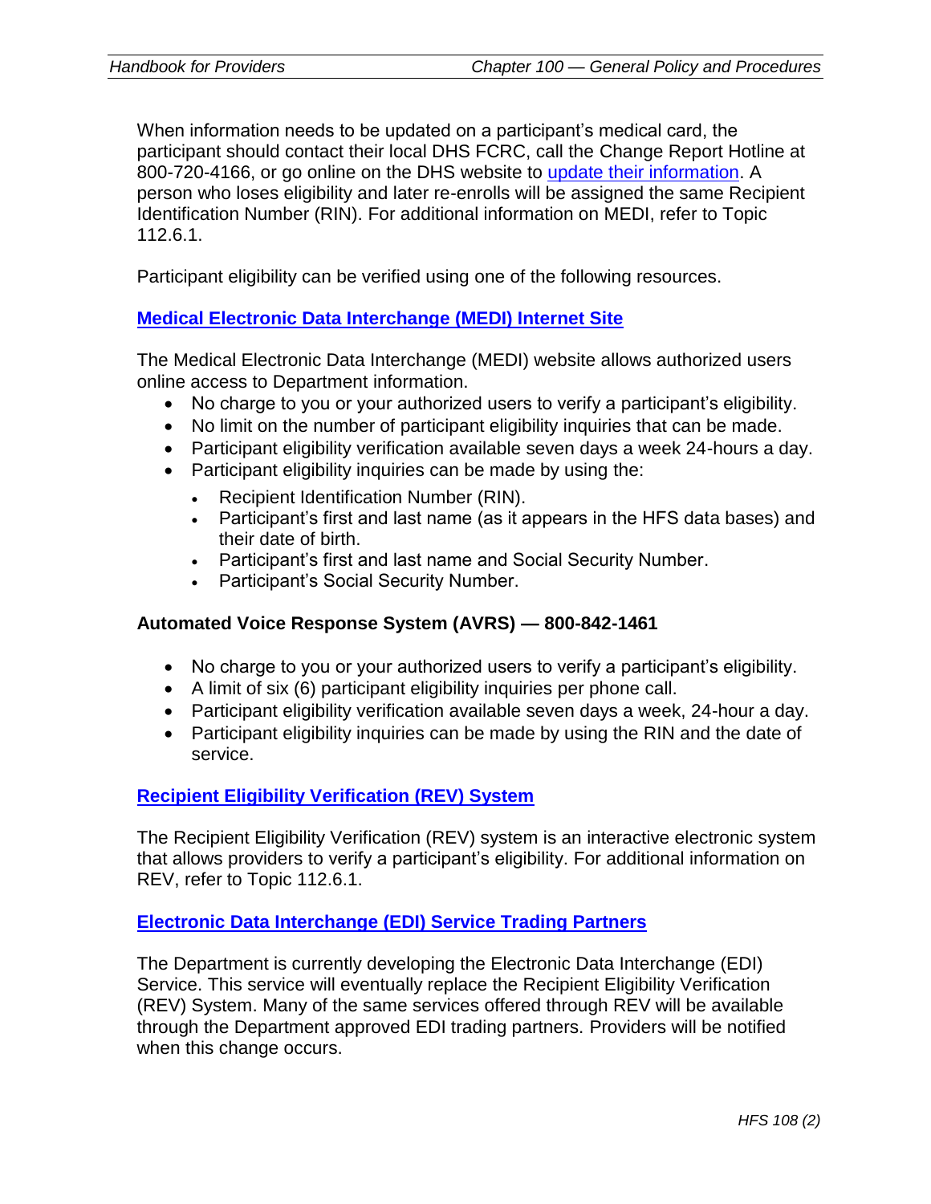When information needs to be updated on a participant's medical card, the participant should contact their local DHS FCRC, call the Change Report Hotline at 800-720-4166, or go online on the DHS website to [update their information](). A person who loses eligibility and later re-enrolls will be assigned the same Recipient Identification Number (RIN). For additional information on MEDI, refer to Topic 112.6.1.

Participant eligibility can be verified using one of the following resources.

### [Medical Electronic Data Interchange (MEDI) Internet Site]()

The Medical Electronic Data Interchange (MEDI) website allows authorized users online access to Department information.

- No charge to you or your authorized users to verify a participant's eligibility.
- No limit on the number of participant eligibility inquiries that can be made.
- Participant eligibility verification available seven days a week 24-hours a day.
- Participant eligibility inquiries can be made by using the:
  - Recipient Identification Number (RIN).
  - Participant's first and last name (as it appears in the HFS data bases) and their date of birth.
  - Participant's first and last name and Social Security Number.
  - Participant's Social Security Number.

### Automated Voice Response System (AVRS) — 800-842-1461

- No charge to you or your authorized users to verify a participant's eligibility.
- A limit of six (6) participant eligibility inquiries per phone call.
- Participant eligibility verification available seven days a week, 24-hour a day.
- Participant eligibility inquiries can be made by using the RIN and the date of service.

### [Recipient Eligibility Verification (REV) System]()

The Recipient Eligibility Verification (REV) system is an interactive electronic system that allows providers to verify a participant's eligibility. For additional information on REV, refer to Topic 112.6.1.

### [Electronic Data Interchange (EDI) Service Trading Partners]()

The Department is currently developing the Electronic Data Interchange (EDI) Service. This service will eventually replace the Recipient Eligibility Verification (REV) System. Many of the same services offered through REV will be available through the Department approved EDI trading partners. Providers will be notified when this change occurs.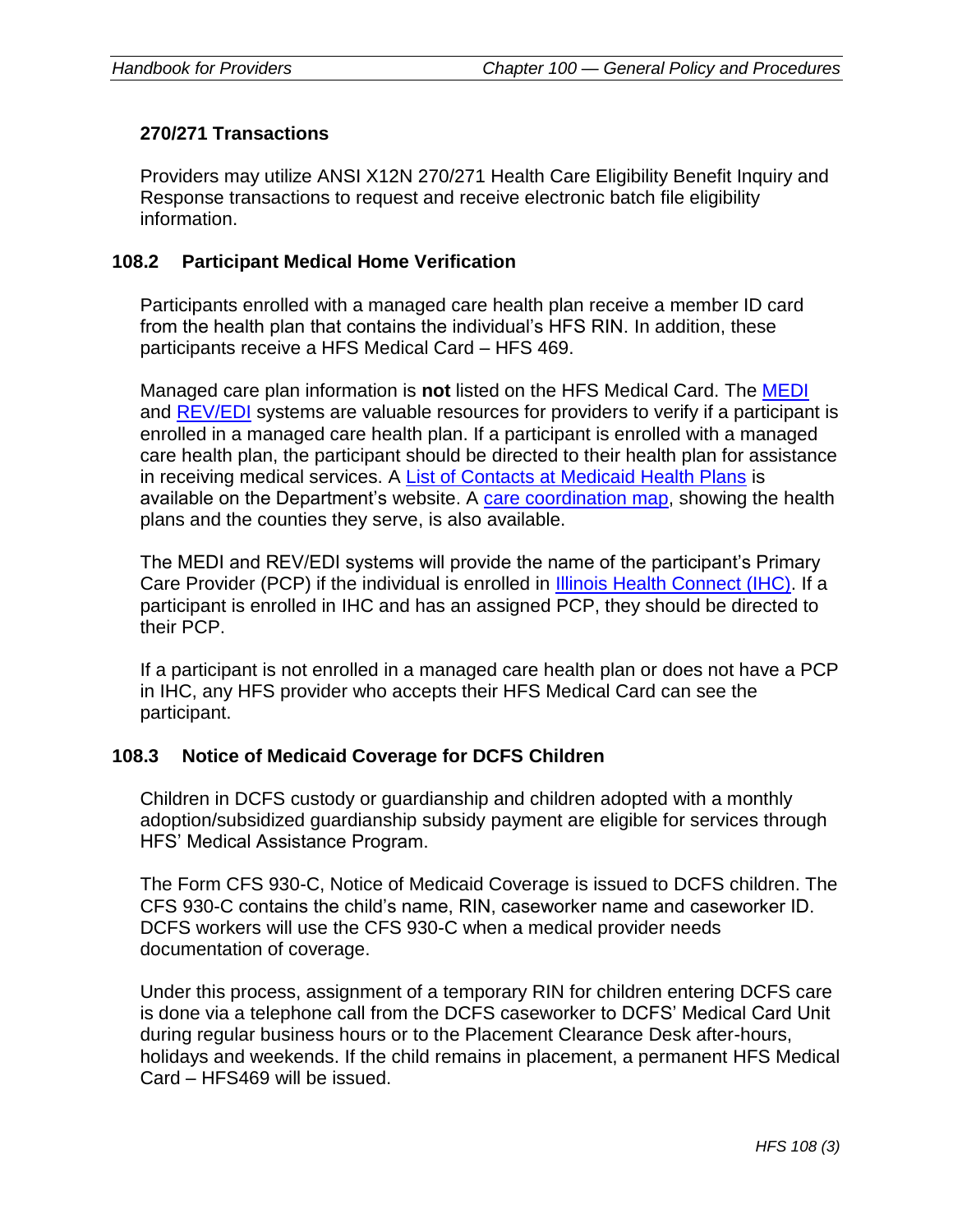### 270/271 Transactions

Providers may utilize ANSI X12N 270/271 Health Care Eligibility Benefit Inquiry and Response transactions to request and receive electronic batch file eligibility information.

## 108.2 Participant Medical Home Verification

Participants enrolled with a managed care health plan receive a member ID card from the health plan that contains the individual's HFS RIN. In addition, these participants receive a HFS Medical Card – HFS 469.

Managed care plan information is **not** listed on the HFS Medical Card. The MEDI and REV/EDI systems are valuable resources for providers to verify if a participant is enrolled in a managed care health plan. If a participant is enrolled with a managed care health plan, the participant should be directed to their health plan for assistance in receiving medical services. A List of Contacts at Medicaid Health Plans is available on the Department's website. A care coordination map, showing the health plans and the counties they serve, is also available.

The MEDI and REV/EDI systems will provide the name of the participant's Primary Care Provider (PCP) if the individual is enrolled in Illinois Health Connect (IHC). If a participant is enrolled in IHC and has an assigned PCP, they should be directed to their PCP.

If a participant is not enrolled in a managed care health plan or does not have a PCP in IHC, any HFS provider who accepts their HFS Medical Card can see the participant.

## 108.3 Notice of Medicaid Coverage for DCFS Children

Children in DCFS custody or guardianship and children adopted with a monthly adoption/subsidized guardianship subsidy payment are eligible for services through HFS' Medical Assistance Program.

The Form CFS 930-C, Notice of Medicaid Coverage is issued to DCFS children. The CFS 930-C contains the child's name, RIN, caseworker name and caseworker ID. DCFS workers will use the CFS 930-C when a medical provider needs documentation of coverage.

Under this process, assignment of a temporary RIN for children entering DCFS care is done via a telephone call from the DCFS caseworker to DCFS' Medical Card Unit during regular business hours or to the Placement Clearance Desk after-hours, holidays and weekends. If the child remains in placement, a permanent HFS Medical Card – HFS469 will be issued.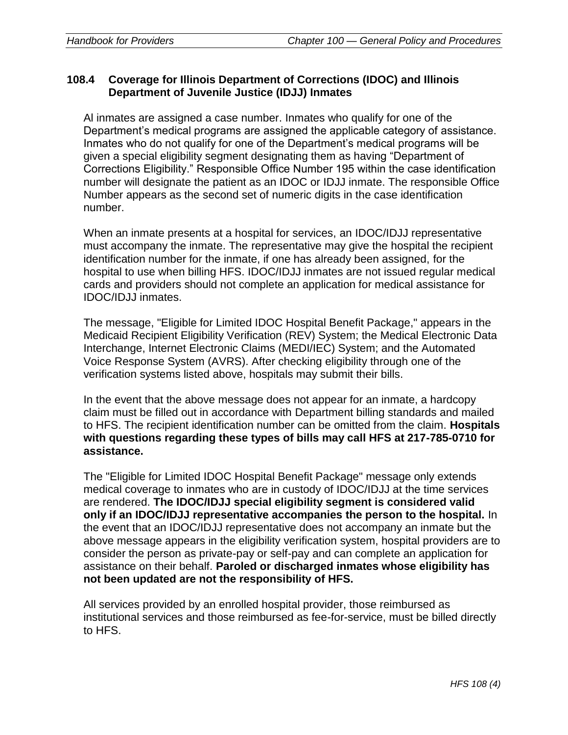### 108.4 Coverage for Illinois Department of Corrections (IDOC) and Illinois Department of Juvenile Justice (IDJJ) Inmates

Al inmates are assigned a case number. Inmates who qualify for one of the Department's medical programs are assigned the applicable category of assistance. Inmates who do not qualify for one of the Department's medical programs will be given a special eligibility segment designating them as having "Department of Corrections Eligibility." Responsible Office Number 195 within the case identification number will designate the patient as an IDOC or IDJJ inmate. The responsible Office Number appears as the second set of numeric digits in the case identification number.

When an inmate presents at a hospital for services, an IDOC/IDJJ representative must accompany the inmate. The representative may give the hospital the recipient identification number for the inmate, if one has already been assigned, for the hospital to use when billing HFS. IDOC/IDJJ inmates are not issued regular medical cards and providers should not complete an application for medical assistance for IDOC/IDJJ inmates.

The message, "Eligible for Limited IDOC Hospital Benefit Package," appears in the Medicaid Recipient Eligibility Verification (REV) System; the Medical Electronic Data Interchange, Internet Electronic Claims (MEDI/IEC) System; and the Automated Voice Response System (AVRS). After checking eligibility through one of the verification systems listed above, hospitals may submit their bills.

In the event that the above message does not appear for an inmate, a hardcopy claim must be filled out in accordance with Department billing standards and mailed to HFS. The recipient identification number can be omitted from the claim. **Hospitals with questions regarding these types of bills may call HFS at 217-785-0710 for assistance.**

The "Eligible for Limited IDOC Hospital Benefit Package" message only extends medical coverage to inmates who are in custody of IDOC/IDJJ at the time services are rendered. **The IDOC/IDJJ special eligibility segment is considered valid only if an IDOC/IDJJ representative accompanies the person to the hospital.** In the event that an IDOC/IDJJ representative does not accompany an inmate but the above message appears in the eligibility verification system, hospital providers are to consider the person as private-pay or self-pay and can complete an application for assistance on their behalf. **Paroled or discharged inmates whose eligibility has not been updated are not the responsibility of HFS.**

All services provided by an enrolled hospital provider, those reimbursed as institutional services and those reimbursed as fee-for-service, must be billed directly to HFS.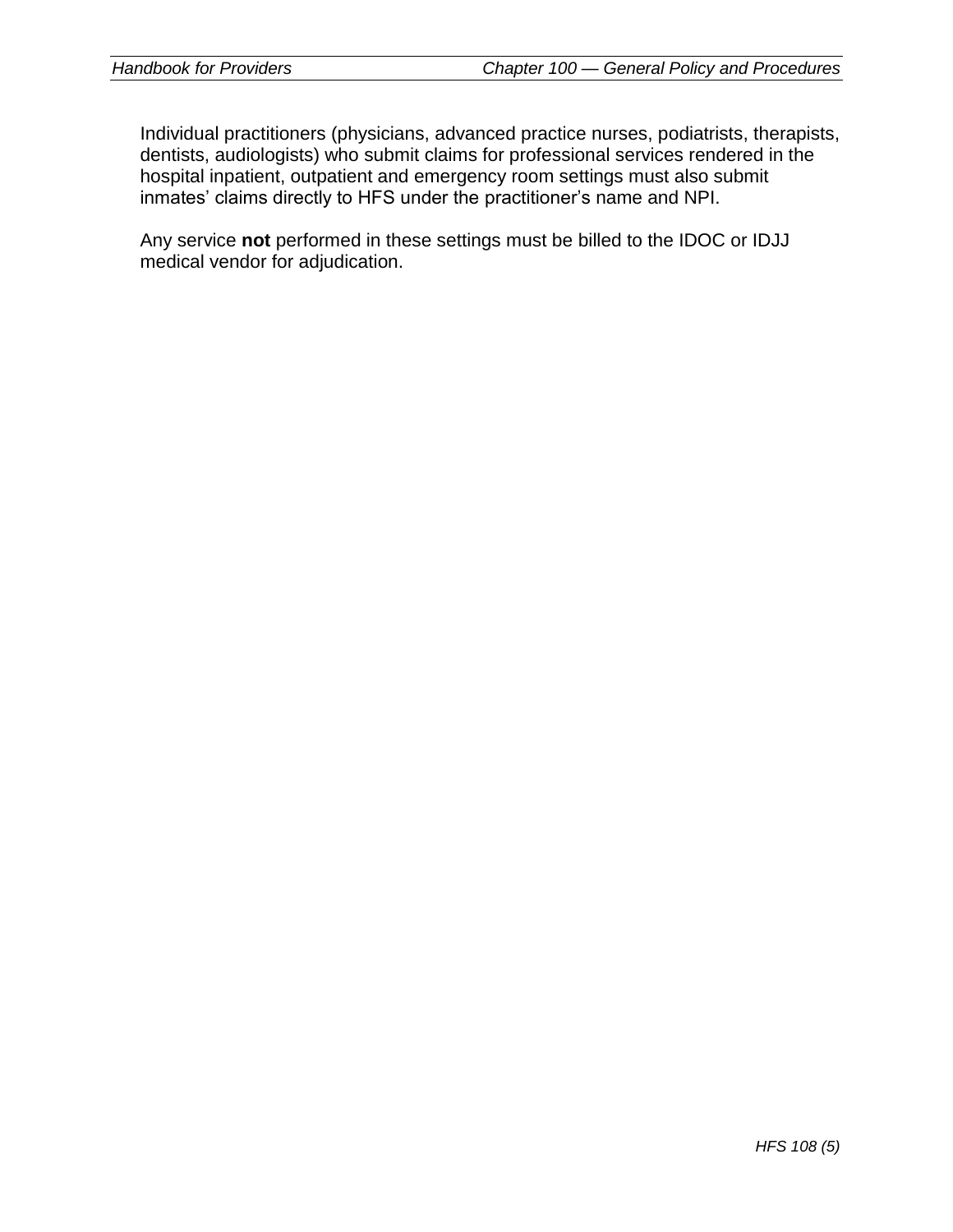Individual practitioners (physicians, advanced practice nurses, podiatrists, therapists, dentists, audiologists) who submit claims for professional services rendered in the hospital inpatient, outpatient and emergency room settings must also submit inmates' claims directly to HFS under the practitioner's name and NPI.

Any service **not** performed in these settings must be billed to the IDOC or IDJJ medical vendor for adjudication.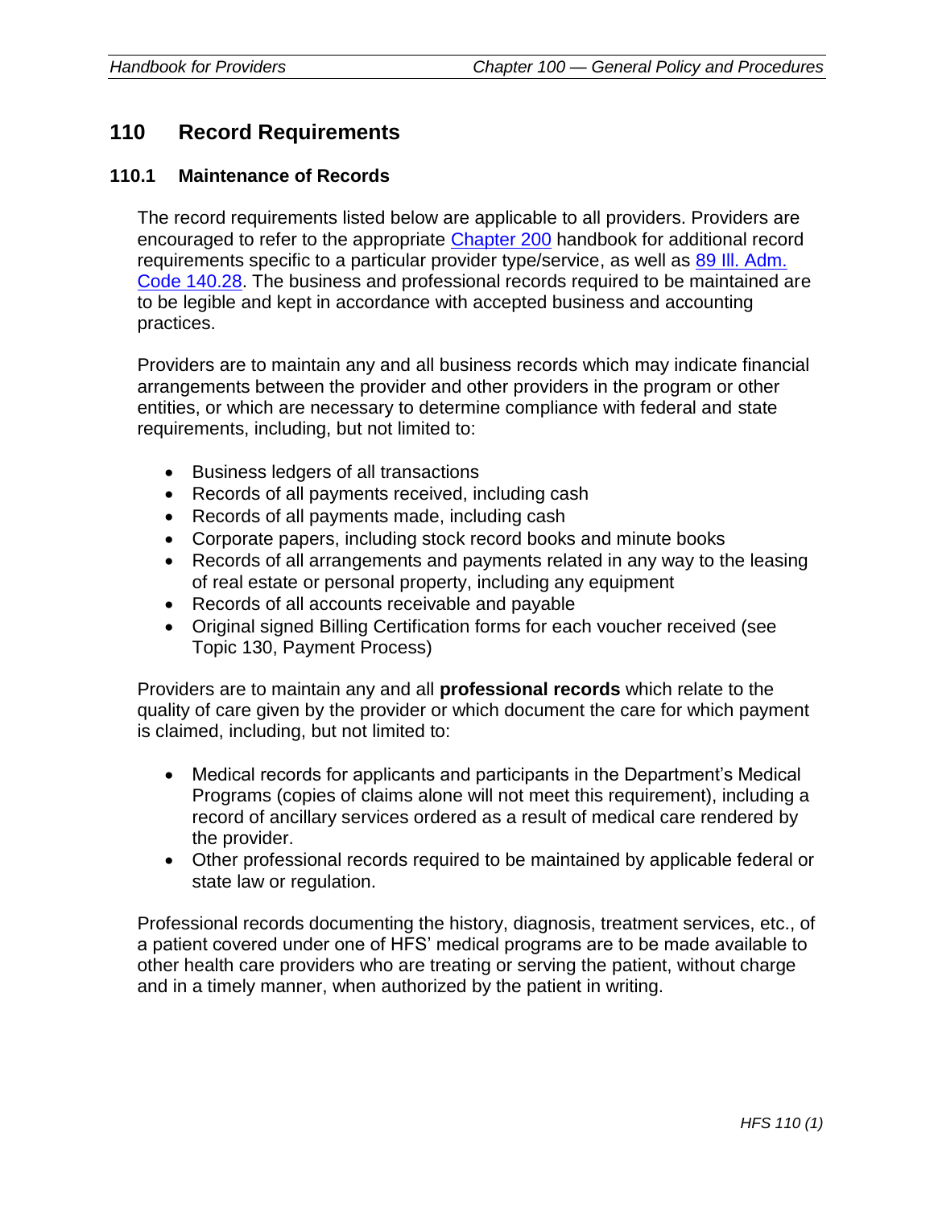## 110 Record Requirements

### 110.1 Maintenance of Records

The record requirements listed below are applicable to all providers. Providers are encouraged to refer to the appropriate Chapter 200 handbook for additional record requirements specific to a particular provider type/service, as well as 89 Ill. Adm. Code 140.28. The business and professional records required to be maintained are to be legible and kept in accordance with accepted business and accounting practices.

Providers are to maintain any and all business records which may indicate financial arrangements between the provider and other providers in the program or other entities, or which are necessary to determine compliance with federal and state requirements, including, but not limited to:

- Business ledgers of all transactions
- Records of all payments received, including cash
- Records of all payments made, including cash
- Corporate papers, including stock record books and minute books
- Records of all arrangements and payments related in any way to the leasing of real estate or personal property, including any equipment
- Records of all accounts receivable and payable
- Original signed Billing Certification forms for each voucher received (see Topic 130, Payment Process)

Providers are to maintain any and all **professional records** which relate to the quality of care given by the provider or which document the care for which payment is claimed, including, but not limited to:

- Medical records for applicants and participants in the Department's Medical Programs (copies of claims alone will not meet this requirement), including a record of ancillary services ordered as a result of medical care rendered by the provider.
- Other professional records required to be maintained by applicable federal or state law or regulation.

Professional records documenting the history, diagnosis, treatment services, etc., of a patient covered under one of HFS' medical programs are to be made available to other health care providers who are treating or serving the patient, without charge and in a timely manner, when authorized by the patient in writing.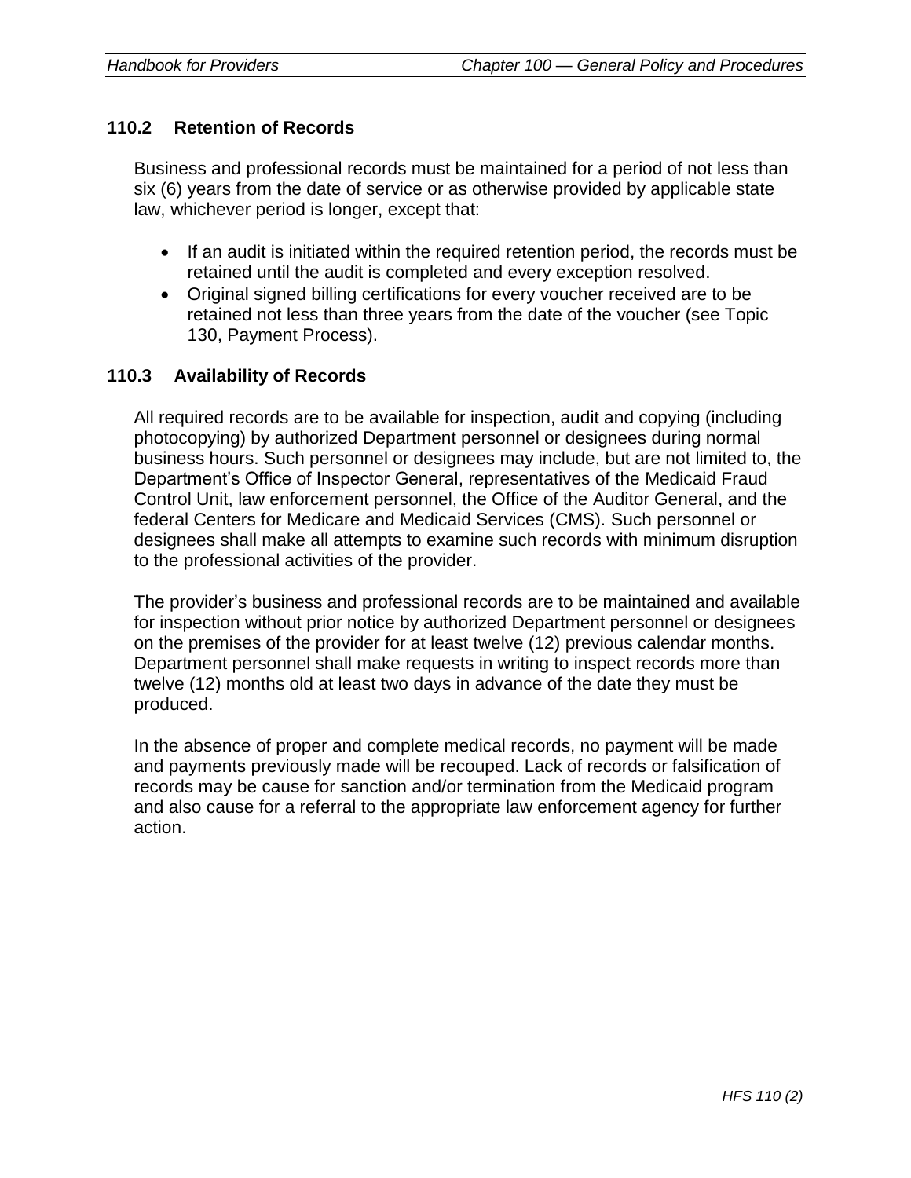## 110.2 Retention of Records

Business and professional records must be maintained for a period of not less than six (6) years from the date of service or as otherwise provided by applicable state law, whichever period is longer, except that:

- If an audit is initiated within the required retention period, the records must be retained until the audit is completed and every exception resolved.
- Original signed billing certifications for every voucher received are to be retained not less than three years from the date of the voucher (see Topic 130, Payment Process).

## 110.3 Availability of Records

All required records are to be available for inspection, audit and copying (including photocopying) by authorized Department personnel or designees during normal business hours. Such personnel or designees may include, but are not limited to, the Department's Office of Inspector General, representatives of the Medicaid Fraud Control Unit, law enforcement personnel, the Office of the Auditor General, and the federal Centers for Medicare and Medicaid Services (CMS). Such personnel or designees shall make all attempts to examine such records with minimum disruption to the professional activities of the provider.

The provider's business and professional records are to be maintained and available for inspection without prior notice by authorized Department personnel or designees on the premises of the provider for at least twelve (12) previous calendar months. Department personnel shall make requests in writing to inspect records more than twelve (12) months old at least two days in advance of the date they must be produced.

In the absence of proper and complete medical records, no payment will be made and payments previously made will be recouped. Lack of records or falsification of records may be cause for sanction and/or termination from the Medicaid program and also cause for a referral to the appropriate law enforcement agency for further action.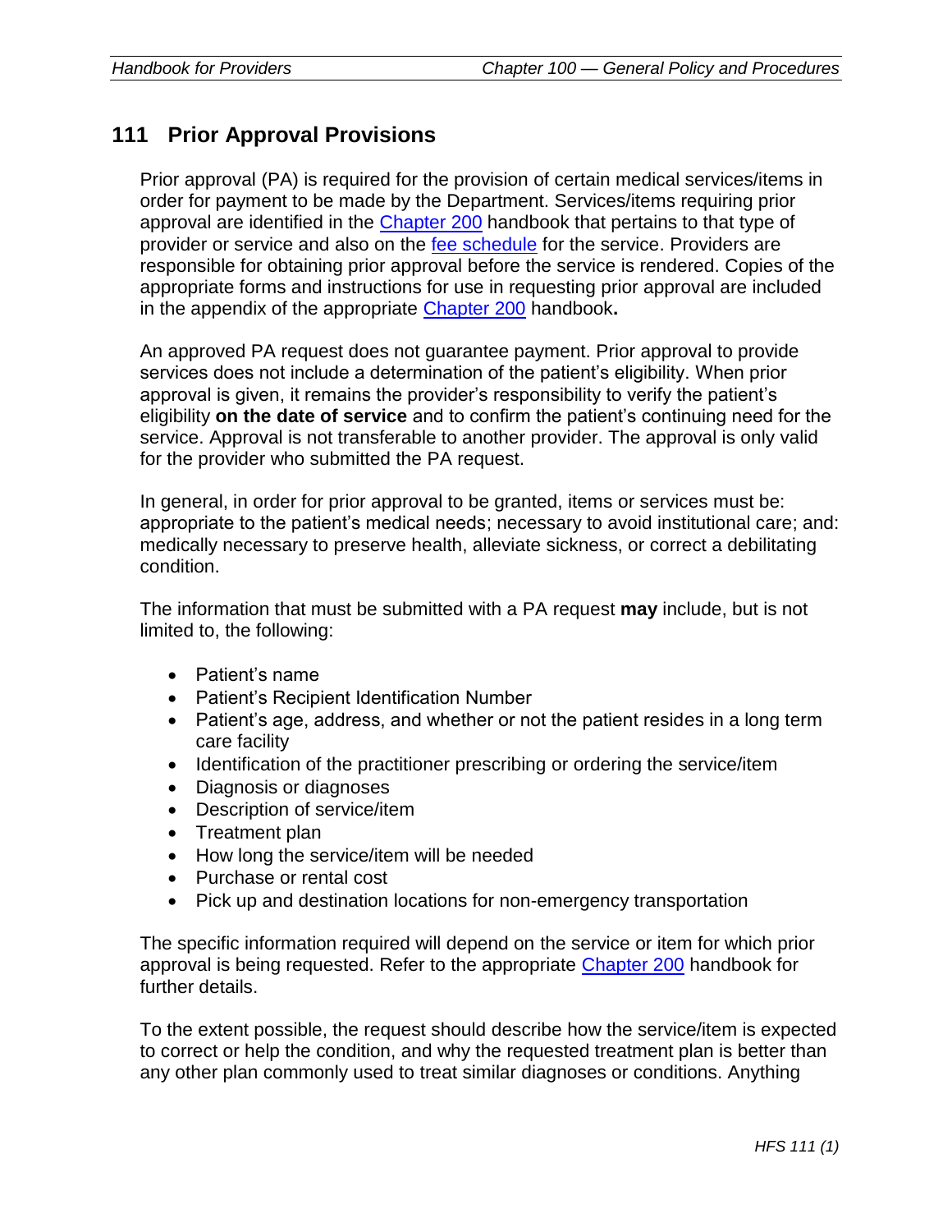## 111 Prior Approval Provisions

Prior approval (PA) is required for the provision of certain medical services/items in order for payment to be made by the Department. Services/items requiring prior approval are identified in the Chapter 200 handbook that pertains to that type of provider or service and also on the fee schedule for the service. Providers are responsible for obtaining prior approval before the service is rendered. Copies of the appropriate forms and instructions for use in requesting prior approval are included in the appendix of the appropriate Chapter 200 handbook**.**

An approved PA request does not guarantee payment. Prior approval to provide services does not include a determination of the patient's eligibility. When prior approval is given, it remains the provider's responsibility to verify the patient's eligibility **on the date of service** and to confirm the patient's continuing need for the service. Approval is not transferable to another provider. The approval is only valid for the provider who submitted the PA request.

In general, in order for prior approval to be granted, items or services must be: appropriate to the patient's medical needs; necessary to avoid institutional care; and: medically necessary to preserve health, alleviate sickness, or correct a debilitating condition.

The information that must be submitted with a PA request **may** include, but is not limited to, the following:

- Patient's name
- Patient's Recipient Identification Number
- Patient's age, address, and whether or not the patient resides in a long term care facility
- Identification of the practitioner prescribing or ordering the service/item
- Diagnosis or diagnoses
- Description of service/item
- Treatment plan
- How long the service/item will be needed
- Purchase or rental cost
- Pick up and destination locations for non-emergency transportation

The specific information required will depend on the service or item for which prior approval is being requested. Refer to the appropriate Chapter 200 handbook for further details.

To the extent possible, the request should describe how the service/item is expected to correct or help the condition, and why the requested treatment plan is better than any other plan commonly used to treat similar diagnoses or conditions. Anything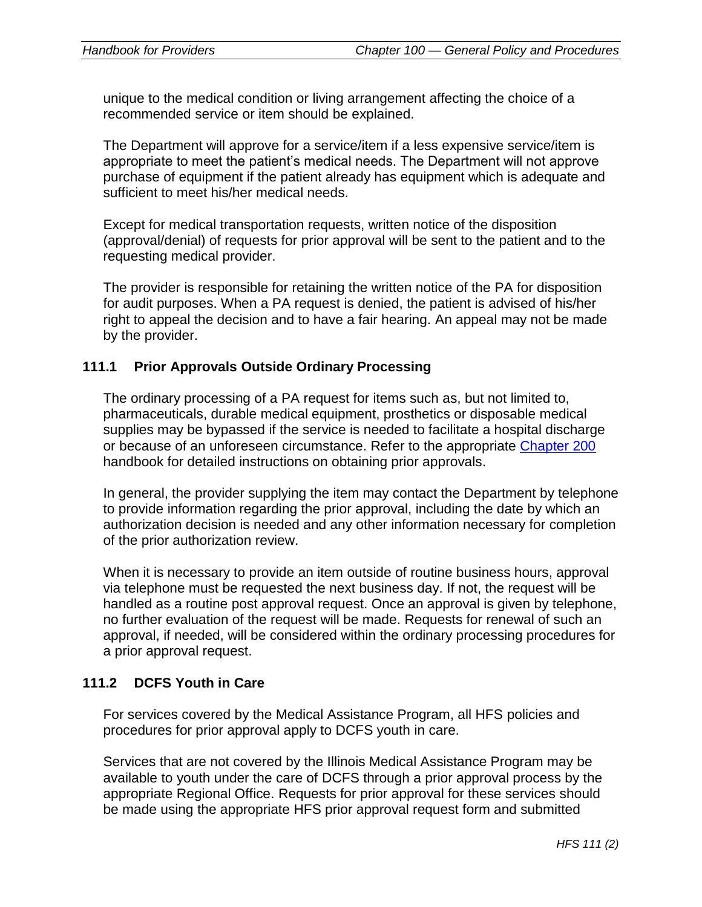unique to the medical condition or living arrangement affecting the choice of a recommended service or item should be explained.

The Department will approve for a service/item if a less expensive service/item is appropriate to meet the patient's medical needs. The Department will not approve purchase of equipment if the patient already has equipment which is adequate and sufficient to meet his/her medical needs.

Except for medical transportation requests, written notice of the disposition (approval/denial) of requests for prior approval will be sent to the patient and to the requesting medical provider.

The provider is responsible for retaining the written notice of the PA for disposition for audit purposes. When a PA request is denied, the patient is advised of his/her right to appeal the decision and to have a fair hearing. An appeal may not be made by the provider.

### 111.1 Prior Approvals Outside Ordinary Processing

The ordinary processing of a PA request for items such as, but not limited to, pharmaceuticals, durable medical equipment, prosthetics or disposable medical supplies may be bypassed if the service is needed to facilitate a hospital discharge or because of an unforeseen circumstance. Refer to the appropriate Chapter 200 handbook for detailed instructions on obtaining prior approvals.

In general, the provider supplying the item may contact the Department by telephone to provide information regarding the prior approval, including the date by which an authorization decision is needed and any other information necessary for completion of the prior authorization review.

When it is necessary to provide an item outside of routine business hours, approval via telephone must be requested the next business day. If not, the request will be handled as a routine post approval request. Once an approval is given by telephone, no further evaluation of the request will be made. Requests for renewal of such an approval, if needed, will be considered within the ordinary processing procedures for a prior approval request.

### 111.2 DCFS Youth in Care

For services covered by the Medical Assistance Program, all HFS policies and procedures for prior approval apply to DCFS youth in care.

Services that are not covered by the Illinois Medical Assistance Program may be available to youth under the care of DCFS through a prior approval process by the appropriate Regional Office. Requests for prior approval for these services should be made using the appropriate HFS prior approval request form and submitted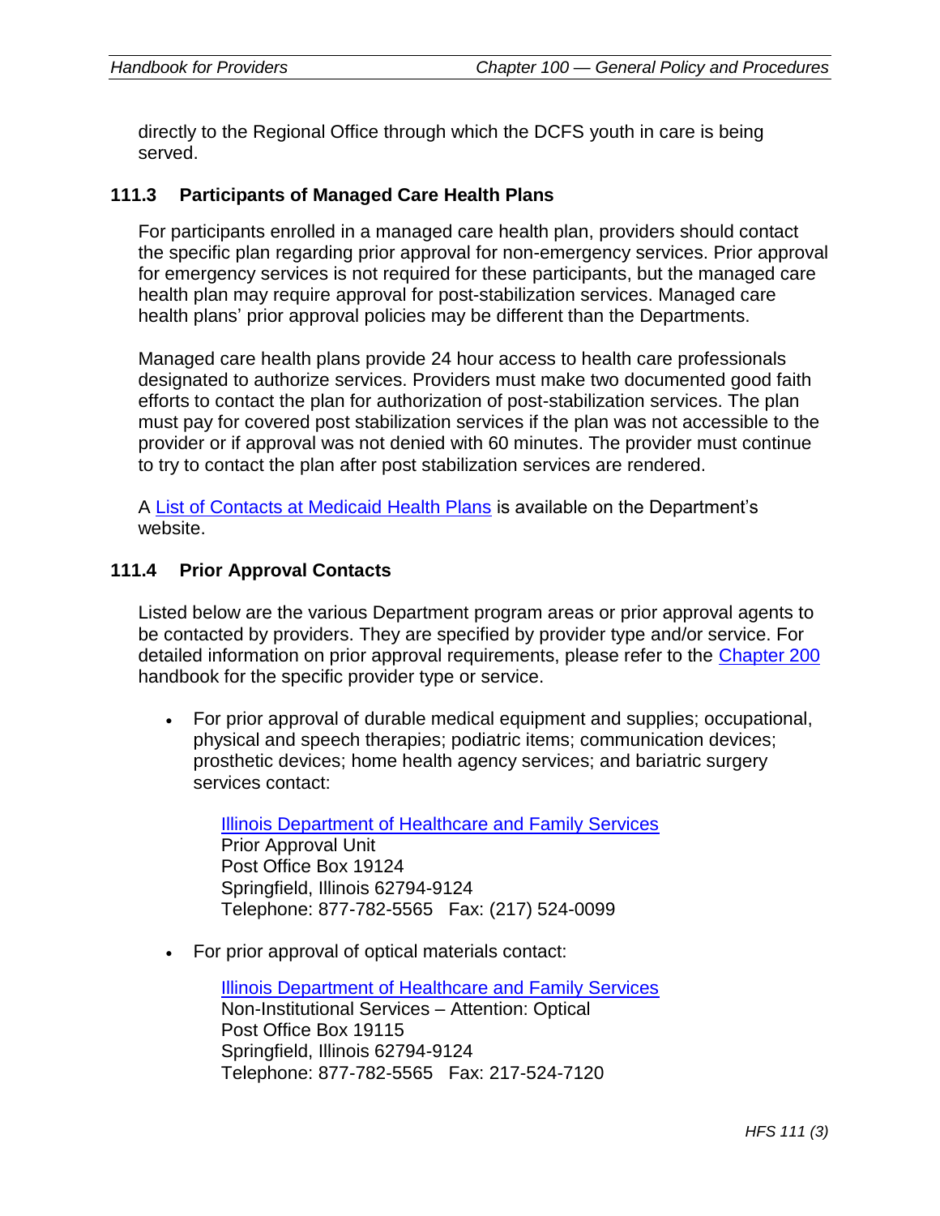directly to the Regional Office through which the DCFS youth in care is being served.

## 111.3 Participants of Managed Care Health Plans

For participants enrolled in a managed care health plan, providers should contact the specific plan regarding prior approval for non-emergency services. Prior approval for emergency services is not required for these participants, but the managed care health plan may require approval for post-stabilization services. Managed care health plans' prior approval policies may be different than the Departments.

Managed care health plans provide 24 hour access to health care professionals designated to authorize services. Providers must make two documented good faith efforts to contact the plan for authorization of post-stabilization services. The plan must pay for covered post stabilization services if the plan was not accessible to the provider or if approval was not denied with 60 minutes. The provider must continue to try to contact the plan after post stabilization services are rendered.

A List of Contacts at Medicaid Health Plans is available on the Department's website.

## 111.4 Prior Approval Contacts

Listed below are the various Department program areas or prior approval agents to be contacted by providers. They are specified by provider type and/or service. For detailed information on prior approval requirements, please refer to the Chapter 200 handbook for the specific provider type or service.

- For prior approval of durable medical equipment and supplies; occupational, physical and speech therapies; podiatric items; communication devices; prosthetic devices; home health agency services; and bariatric surgery services contact:

  Illinois Department of Healthcare and Family Services
  Prior Approval Unit
  Post Office Box 19124
  Springfield, Illinois 62794-9124
  Telephone: 877-782-5565 Fax: (217) 524-0099

- For prior approval of optical materials contact:

  Illinois Department of Healthcare and Family Services
  Non-Institutional Services – Attention: Optical
  Post Office Box 19115
  Springfield, Illinois 62794-9124
  Telephone: 877-782-5565 Fax: 217-524-7120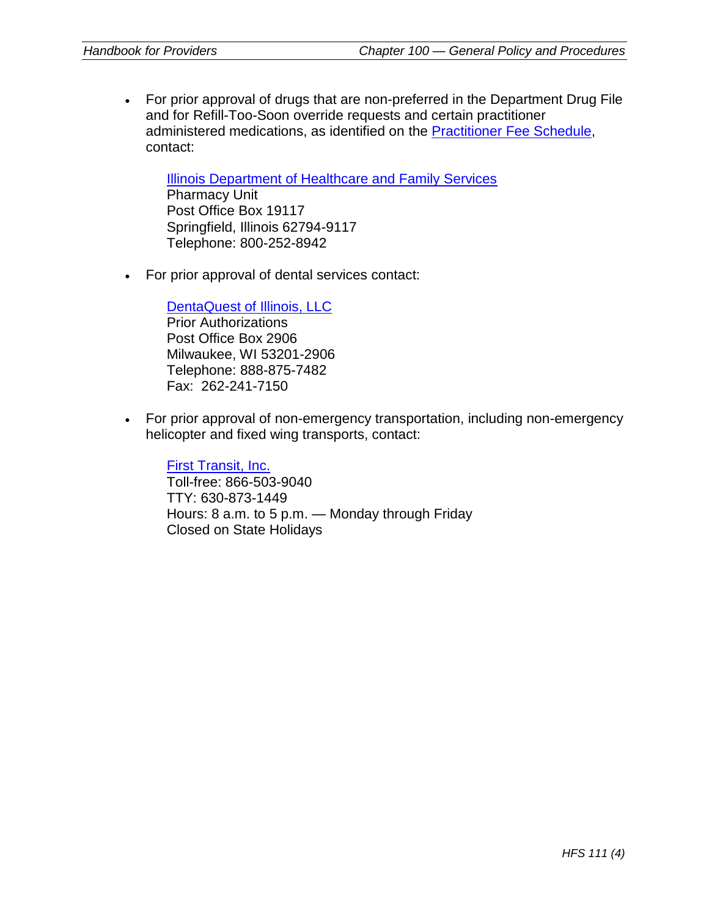- For prior approval of drugs that are non-preferred in the Department Drug File and for Refill-Too-Soon override requests and certain practitioner administered medications, as identified on the Practitioner Fee Schedule, contact:

  Illinois Department of Healthcare and Family Services
  Pharmacy Unit
  Post Office Box 19117
  Springfield, Illinois 62794-9117
  Telephone: 800-252-8942

- For prior approval of dental services contact:

  DentaQuest of Illinois, LLC
  Prior Authorizations
  Post Office Box 2906
  Milwaukee, WI 53201-2906
  Telephone: 888-875-7482
  Fax: 262-241-7150

- For prior approval of non-emergency transportation, including non-emergency helicopter and fixed wing transports, contact:

  First Transit, Inc.
  Toll-free: 866-503-9040
  TTY: 630-873-1449
  Hours: 8 a.m. to 5 p.m. — Monday through Friday
  Closed on State Holidays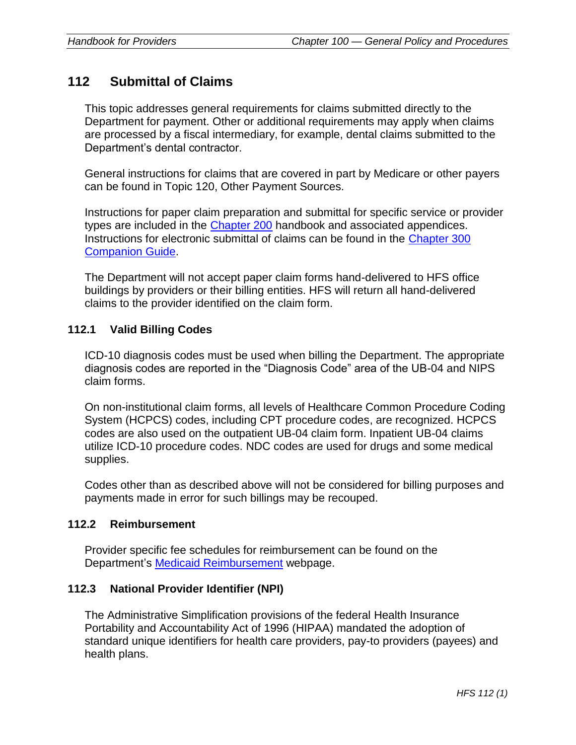## 112 Submittal of Claims

This topic addresses general requirements for claims submitted directly to the Department for payment. Other or additional requirements may apply when claims are processed by a fiscal intermediary, for example, dental claims submitted to the Department's dental contractor.

General instructions for claims that are covered in part by Medicare or other payers can be found in Topic 120, Other Payment Sources.

Instructions for paper claim preparation and submittal for specific service or provider types are included in the Chapter 200 handbook and associated appendices. Instructions for electronic submittal of claims can be found in the Chapter 300 Companion Guide.

The Department will not accept paper claim forms hand-delivered to HFS office buildings by providers or their billing entities. HFS will return all hand-delivered claims to the provider identified on the claim form.

### 112.1 Valid Billing Codes

ICD-10 diagnosis codes must be used when billing the Department. The appropriate diagnosis codes are reported in the "Diagnosis Code" area of the UB-04 and NIPS claim forms.

On non-institutional claim forms, all levels of Healthcare Common Procedure Coding System (HCPCS) codes, including CPT procedure codes, are recognized. HCPCS codes are also used on the outpatient UB-04 claim form. Inpatient UB-04 claims utilize ICD-10 procedure codes. NDC codes are used for drugs and some medical supplies.

Codes other than as described above will not be considered for billing purposes and payments made in error for such billings may be recouped.

### 112.2 Reimbursement

Provider specific fee schedules for reimbursement can be found on the Department's Medicaid Reimbursement webpage.

### 112.3 National Provider Identifier (NPI)

The Administrative Simplification provisions of the federal Health Insurance Portability and Accountability Act of 1996 (HIPAA) mandated the adoption of standard unique identifiers for health care providers, pay-to providers (payees) and health plans.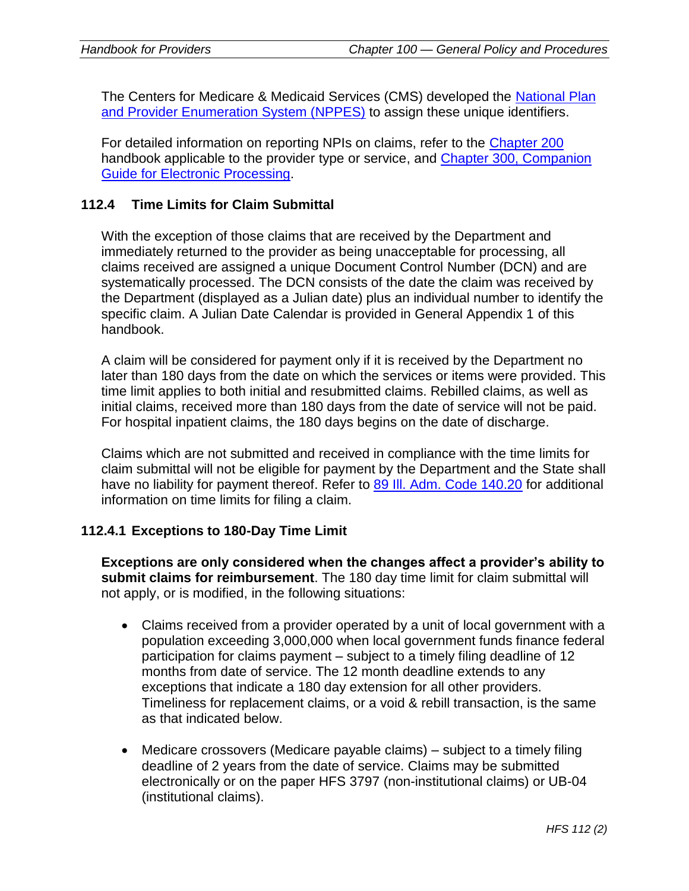The Centers for Medicare & Medicaid Services (CMS) developed the [National Plan and Provider Enumeration System (NPPES)]() to assign these unique identifiers.

For detailed information on reporting NPIs on claims, refer to the [Chapter 200]() handbook applicable to the provider type or service, and [Chapter 300, Companion Guide for Electronic Processing]().

### 112.4 Time Limits for Claim Submittal

With the exception of those claims that are received by the Department and immediately returned to the provider as being unacceptable for processing, all claims received are assigned a unique Document Control Number (DCN) and are systematically processed. The DCN consists of the date the claim was received by the Department (displayed as a Julian date) plus an individual number to identify the specific claim. A Julian Date Calendar is provided in General Appendix 1 of this handbook.

A claim will be considered for payment only if it is received by the Department no later than 180 days from the date on which the services or items were provided. This time limit applies to both initial and resubmitted claims. Rebilled claims, as well as initial claims, received more than 180 days from the date of service will not be paid. For hospital inpatient claims, the 180 days begins on the date of discharge.

Claims which are not submitted and received in compliance with the time limits for claim submittal will not be eligible for payment by the Department and the State shall have no liability for payment thereof. Refer to [89 Ill. Adm. Code 140.20]() for additional information on time limits for filing a claim.

#### 112.4.1 Exceptions to 180-Day Time Limit

**Exceptions are only considered when the changes affect a provider's ability to submit claims for reimbursement**. The 180 day time limit for claim submittal will not apply, or is modified, in the following situations:

- Claims received from a provider operated by a unit of local government with a population exceeding 3,000,000 when local government funds finance federal participation for claims payment – subject to a timely filing deadline of 12 months from date of service. The 12 month deadline extends to any exceptions that indicate a 180 day extension for all other providers. Timeliness for replacement claims, or a void & rebill transaction, is the same as that indicated below.

- Medicare crossovers (Medicare payable claims) – subject to a timely filing deadline of 2 years from the date of service. Claims may be submitted electronically or on the paper HFS 3797 (non-institutional claims) or UB-04 (institutional claims).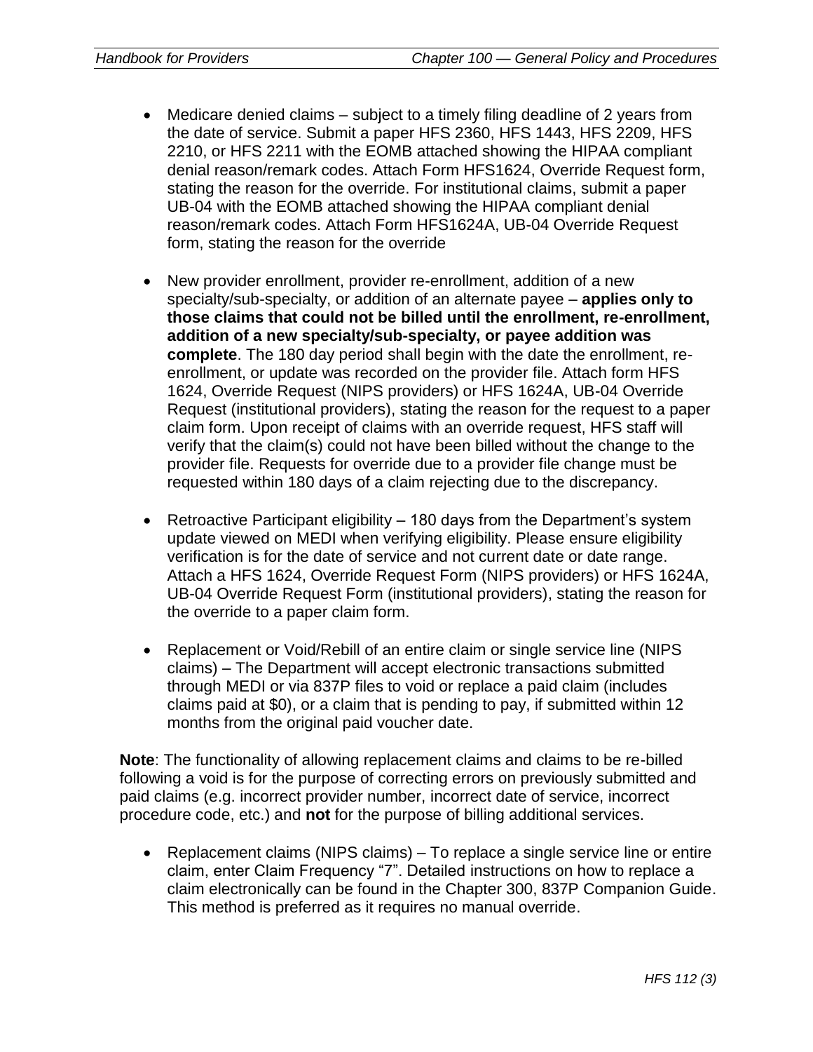- Medicare denied claims – subject to a timely filing deadline of 2 years from the date of service. Submit a paper HFS 2360, HFS 1443, HFS 2209, HFS 2210, or HFS 2211 with the EOMB attached showing the HIPAA compliant denial reason/remark codes. Attach Form HFS1624, Override Request form, stating the reason for the override. For institutional claims, submit a paper UB-04 with the EOMB attached showing the HIPAA compliant denial reason/remark codes. Attach Form HFS1624A, UB-04 Override Request form, stating the reason for the override

- New provider enrollment, provider re-enrollment, addition of a new specialty/sub-specialty, or addition of an alternate payee – **applies only to those claims that could not be billed until the enrollment, re-enrollment, addition of a new specialty/sub-specialty, or payee addition was complete**. The 180 day period shall begin with the date the enrollment, re-enrollment, or update was recorded on the provider file. Attach form HFS 1624, Override Request (NIPS providers) or HFS 1624A, UB-04 Override Request (institutional providers), stating the reason for the request to a paper claim form. Upon receipt of claims with an override request, HFS staff will verify that the claim(s) could not have been billed without the change to the provider file. Requests for override due to a provider file change must be requested within 180 days of a claim rejecting due to the discrepancy.

- Retroactive Participant eligibility – 180 days from the Department's system update viewed on MEDI when verifying eligibility. Please ensure eligibility verification is for the date of service and not current date or date range. Attach a HFS 1624, Override Request Form (NIPS providers) or HFS 1624A, UB-04 Override Request Form (institutional providers), stating the reason for the override to a paper claim form.

- Replacement or Void/Rebill of an entire claim or single service line (NIPS claims) – The Department will accept electronic transactions submitted through MEDI or via 837P files to void or replace a paid claim (includes claims paid at $0), or a claim that is pending to pay, if submitted within 12 months from the original paid voucher date.

**Note**: The functionality of allowing replacement claims and claims to be re-billed following a void is for the purpose of correcting errors on previously submitted and paid claims (e.g. incorrect provider number, incorrect date of service, incorrect procedure code, etc.) and **not** for the purpose of billing additional services.

- Replacement claims (NIPS claims) – To replace a single service line or entire claim, enter Claim Frequency "7". Detailed instructions on how to replace a claim electronically can be found in the Chapter 300, 837P Companion Guide. This method is preferred as it requires no manual override.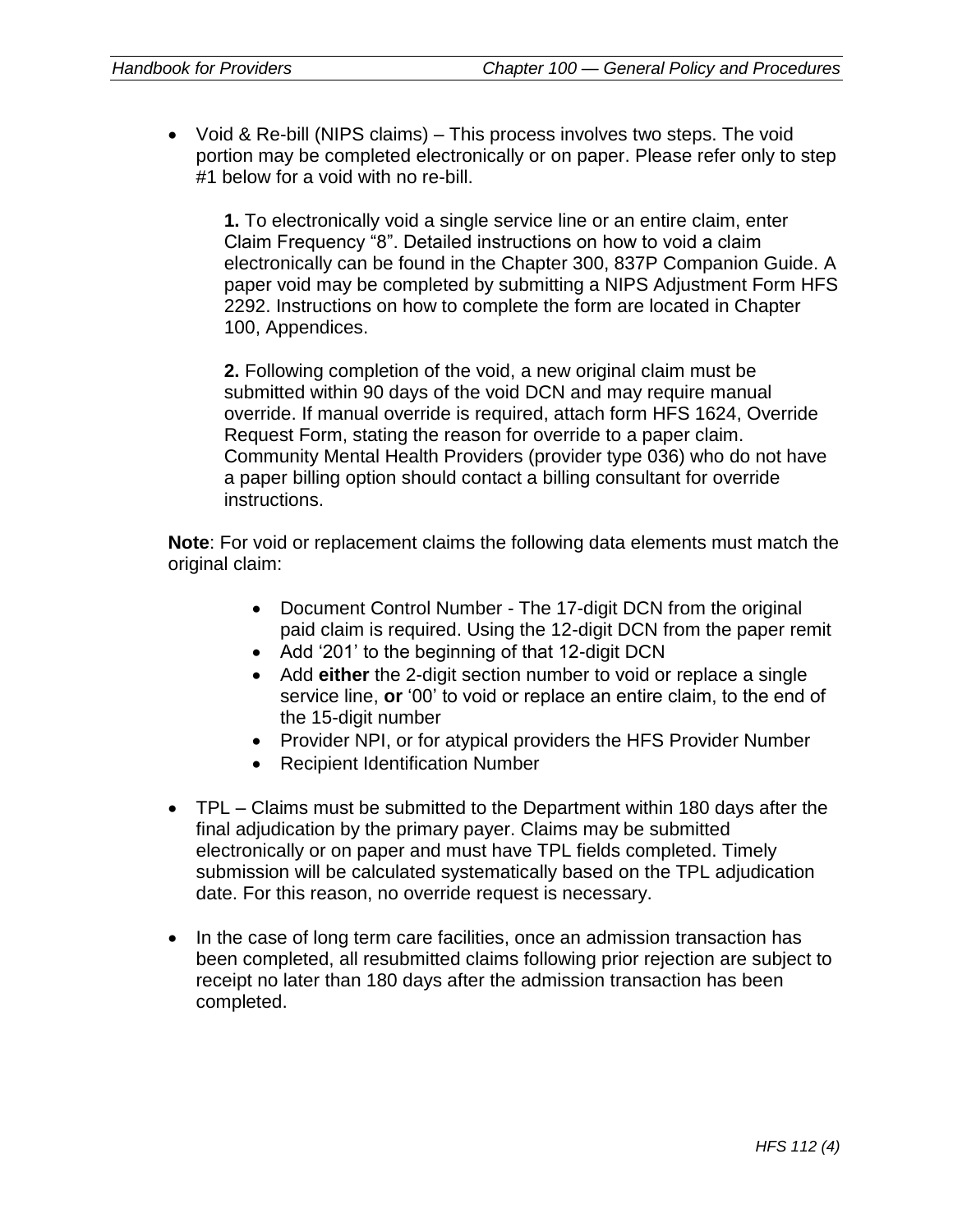- Void & Re-bill (NIPS claims) – This process involves two steps. The void portion may be completed electronically or on paper. Please refer only to step #1 below for a void with no re-bill.

  **1.** To electronically void a single service line or an entire claim, enter Claim Frequency "8". Detailed instructions on how to void a claim electronically can be found in the Chapter 300, 837P Companion Guide. A paper void may be completed by submitting a NIPS Adjustment Form HFS 2292. Instructions on how to complete the form are located in Chapter 100, Appendices.

  **2.** Following completion of the void, a new original claim must be submitted within 90 days of the void DCN and may require manual override. If manual override is required, attach form HFS 1624, Override Request Form, stating the reason for override to a paper claim. Community Mental Health Providers (provider type 036) who do not have a paper billing option should contact a billing consultant for override instructions.

**Note**: For void or replacement claims the following data elements must match the original claim:

- Document Control Number - The 17-digit DCN from the original paid claim is required. Using the 12-digit DCN from the paper remit
- Add '201' to the beginning of that 12-digit DCN
- Add **either** the 2-digit section number to void or replace a single service line, **or** '00' to void or replace an entire claim, to the end of the 15-digit number
- Provider NPI, or for atypical providers the HFS Provider Number
- Recipient Identification Number

- TPL – Claims must be submitted to the Department within 180 days after the final adjudication by the primary payer. Claims may be submitted electronically or on paper and must have TPL fields completed. Timely submission will be calculated systematically based on the TPL adjudication date. For this reason, no override request is necessary.

- In the case of long term care facilities, once an admission transaction has been completed, all resubmitted claims following prior rejection are subject to receipt no later than 180 days after the admission transaction has been completed.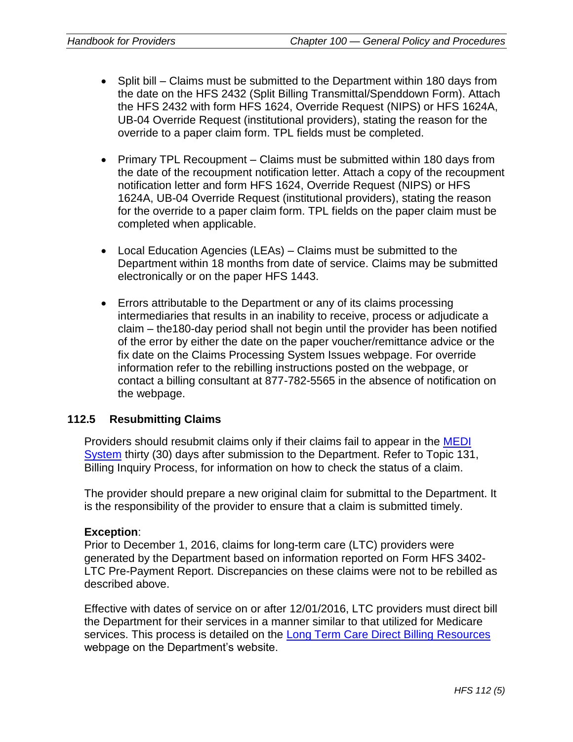- Split bill – Claims must be submitted to the Department within 180 days from the date on the HFS 2432 (Split Billing Transmittal/Spenddown Form). Attach the HFS 2432 with form HFS 1624, Override Request (NIPS) or HFS 1624A, UB-04 Override Request (institutional providers), stating the reason for the override to a paper claim form. TPL fields must be completed.

- Primary TPL Recoupment – Claims must be submitted within 180 days from the date of the recoupment notification letter. Attach a copy of the recoupment notification letter and form HFS 1624, Override Request (NIPS) or HFS 1624A, UB-04 Override Request (institutional providers), stating the reason for the override to a paper claim form. TPL fields on the paper claim must be completed when applicable.

- Local Education Agencies (LEAs) – Claims must be submitted to the Department within 18 months from date of service. Claims may be submitted electronically or on the paper HFS 1443.

- Errors attributable to the Department or any of its claims processing intermediaries that results in an inability to receive, process or adjudicate a claim – the180-day period shall not begin until the provider has been notified of the error by either the date on the paper voucher/remittance advice or the fix date on the Claims Processing System Issues webpage. For override information refer to the rebilling instructions posted on the webpage, or contact a billing consultant at 877-782-5565 in the absence of notification on the webpage.

### 112.5 Resubmitting Claims

Providers should resubmit claims only if their claims fail to appear in the MEDI System thirty (30) days after submission to the Department. Refer to Topic 131, Billing Inquiry Process, for information on how to check the status of a claim.

The provider should prepare a new original claim for submittal to the Department. It is the responsibility of the provider to ensure that a claim is submitted timely.

**Exception**:
Prior to December 1, 2016, claims for long-term care (LTC) providers were generated by the Department based on information reported on Form HFS 3402-LTC Pre-Payment Report. Discrepancies on these claims were not to be rebilled as described above.

Effective with dates of service on or after 12/01/2016, LTC providers must direct bill the Department for their services in a manner similar to that utilized for Medicare services. This process is detailed on the Long Term Care Direct Billing Resources webpage on the Department's website.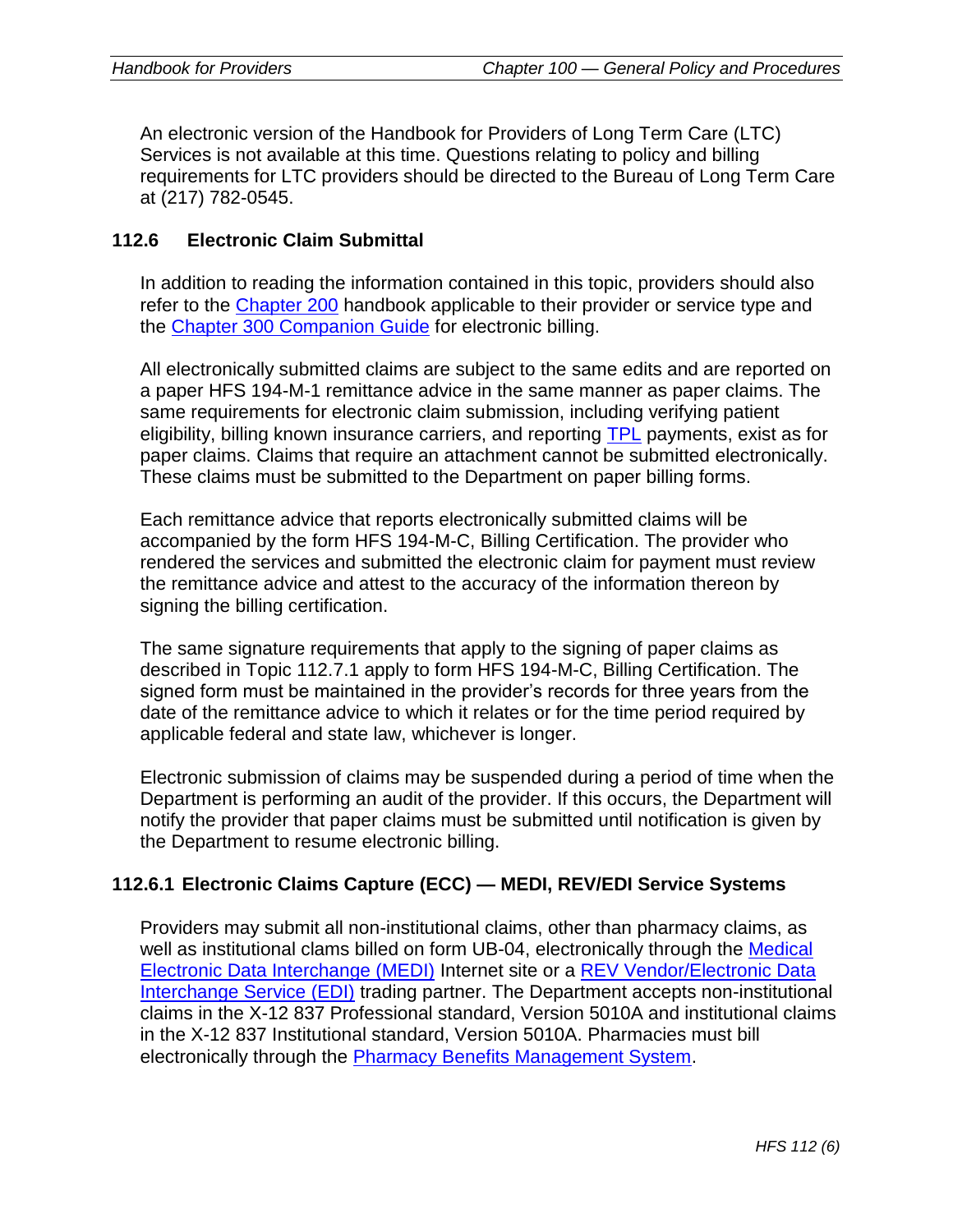An electronic version of the Handbook for Providers of Long Term Care (LTC) Services is not available at this time. Questions relating to policy and billing requirements for LTC providers should be directed to the Bureau of Long Term Care at (217) 782-0545.

### 112.6 Electronic Claim Submittal

In addition to reading the information contained in this topic, providers should also refer to the Chapter 200 handbook applicable to their provider or service type and the Chapter 300 Companion Guide for electronic billing.

All electronically submitted claims are subject to the same edits and are reported on a paper HFS 194-M-1 remittance advice in the same manner as paper claims. The same requirements for electronic claim submission, including verifying patient eligibility, billing known insurance carriers, and reporting TPL payments, exist as for paper claims. Claims that require an attachment cannot be submitted electronically. These claims must be submitted to the Department on paper billing forms.

Each remittance advice that reports electronically submitted claims will be accompanied by the form HFS 194-M-C, Billing Certification. The provider who rendered the services and submitted the electronic claim for payment must review the remittance advice and attest to the accuracy of the information thereon by signing the billing certification.

The same signature requirements that apply to the signing of paper claims as described in Topic 112.7.1 apply to form HFS 194-M-C, Billing Certification. The signed form must be maintained in the provider's records for three years from the date of the remittance advice to which it relates or for the time period required by applicable federal and state law, whichever is longer.

Electronic submission of claims may be suspended during a period of time when the Department is performing an audit of the provider. If this occurs, the Department will notify the provider that paper claims must be submitted until notification is given by the Department to resume electronic billing.

#### 112.6.1 Electronic Claims Capture (ECC) — MEDI, REV/EDI Service Systems

Providers may submit all non-institutional claims, other than pharmacy claims, as well as institutional clams billed on form UB-04, electronically through the Medical Electronic Data Interchange (MEDI) Internet site or a REV Vendor/Electronic Data Interchange Service (EDI) trading partner. The Department accepts non-institutional claims in the X-12 837 Professional standard, Version 5010A and institutional claims in the X-12 837 Institutional standard, Version 5010A. Pharmacies must bill electronically through the Pharmacy Benefits Management System.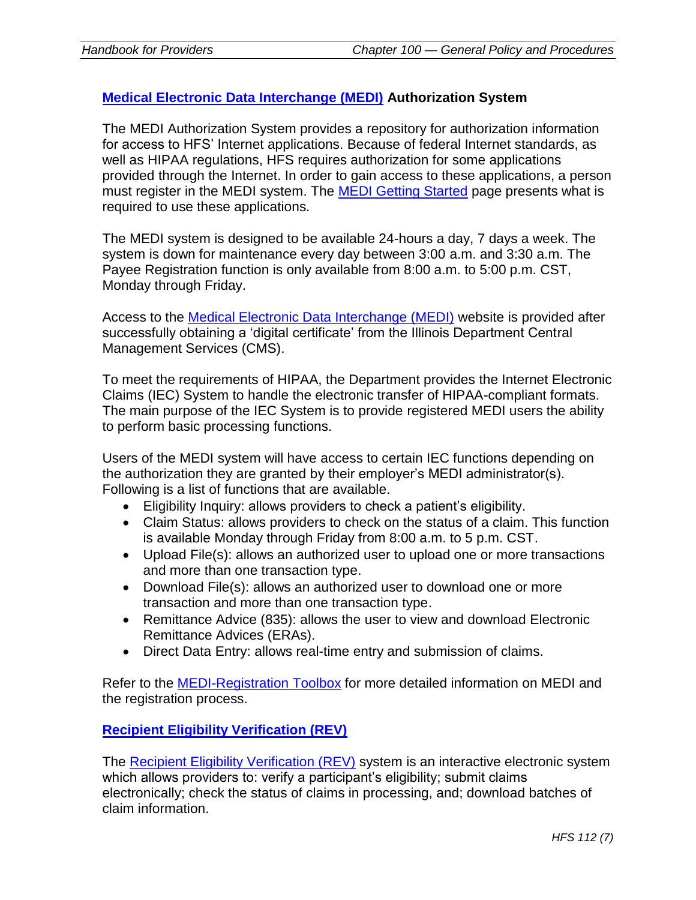## Medical Electronic Data Interchange (MEDI) Authorization System

The MEDI Authorization System provides a repository for authorization information for access to HFS' Internet applications. Because of federal Internet standards, as well as HIPAA regulations, HFS requires authorization for some applications provided through the Internet. In order to gain access to these applications, a person must register in the MEDI system. The MEDI Getting Started page presents what is required to use these applications.

The MEDI system is designed to be available 24-hours a day, 7 days a week. The system is down for maintenance every day between 3:00 a.m. and 3:30 a.m. The Payee Registration function is only available from 8:00 a.m. to 5:00 p.m. CST, Monday through Friday.

Access to the Medical Electronic Data Interchange (MEDI) website is provided after successfully obtaining a 'digital certificate' from the Illinois Department Central Management Services (CMS).

To meet the requirements of HIPAA, the Department provides the Internet Electronic Claims (IEC) System to handle the electronic transfer of HIPAA-compliant formats. The main purpose of the IEC System is to provide registered MEDI users the ability to perform basic processing functions.

Users of the MEDI system will have access to certain IEC functions depending on the authorization they are granted by their employer's MEDI administrator(s). Following is a list of functions that are available.

- Eligibility Inquiry: allows providers to check a patient's eligibility.
- Claim Status: allows providers to check on the status of a claim. This function is available Monday through Friday from 8:00 a.m. to 5 p.m. CST.
- Upload File(s): allows an authorized user to upload one or more transactions and more than one transaction type.
- Download File(s): allows an authorized user to download one or more transaction and more than one transaction type.
- Remittance Advice (835): allows the user to view and download Electronic Remittance Advices (ERAs).
- Direct Data Entry: allows real-time entry and submission of claims.

Refer to the MEDI-Registration Toolbox for more detailed information on MEDI and the registration process.

## Recipient Eligibility Verification (REV)

The Recipient Eligibility Verification (REV) system is an interactive electronic system which allows providers to: verify a participant's eligibility; submit claims electronically; check the status of claims in processing, and; download batches of claim information.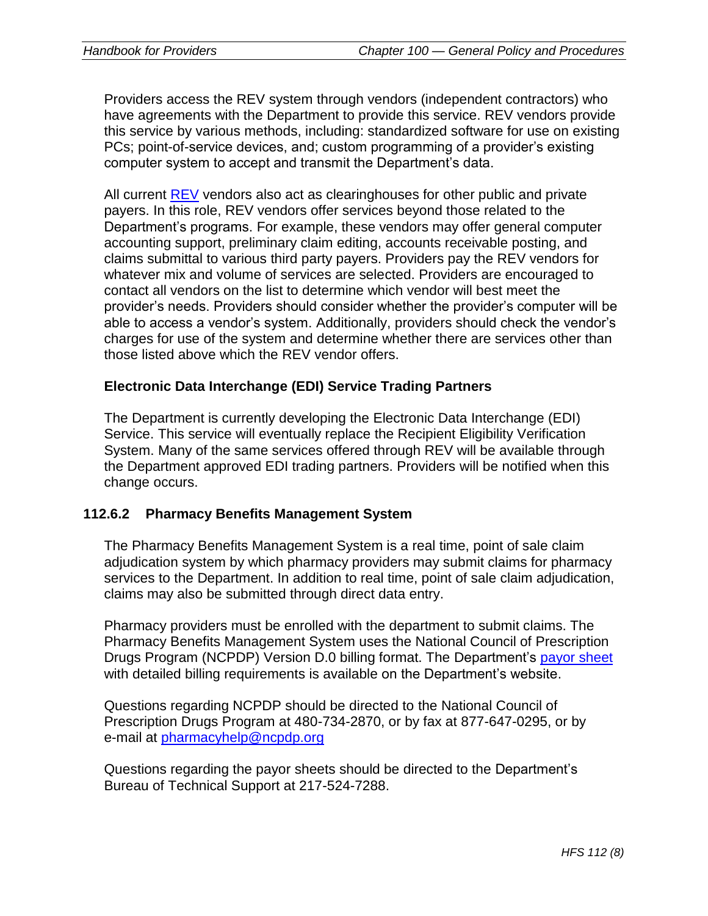Providers access the REV system through vendors (independent contractors) who have agreements with the Department to provide this service. REV vendors provide this service by various methods, including: standardized software for use on existing PCs; point-of-service devices, and; custom programming of a provider's existing computer system to accept and transmit the Department's data.

All current REV vendors also act as clearinghouses for other public and private payers. In this role, REV vendors offer services beyond those related to the Department's programs. For example, these vendors may offer general computer accounting support, preliminary claim editing, accounts receivable posting, and claims submittal to various third party payers. Providers pay the REV vendors for whatever mix and volume of services are selected. Providers are encouraged to contact all vendors on the list to determine which vendor will best meet the provider's needs. Providers should consider whether the provider's computer will be able to access a vendor's system. Additionally, providers should check the vendor's charges for use of the system and determine whether there are services other than those listed above which the REV vendor offers.

**Electronic Data Interchange (EDI) Service Trading Partners**

The Department is currently developing the Electronic Data Interchange (EDI) Service. This service will eventually replace the Recipient Eligibility Verification System. Many of the same services offered through REV will be available through the Department approved EDI trading partners. Providers will be notified when this change occurs.

### 112.6.2 Pharmacy Benefits Management System

The Pharmacy Benefits Management System is a real time, point of sale claim adjudication system by which pharmacy providers may submit claims for pharmacy services to the Department. In addition to real time, point of sale claim adjudication, claims may also be submitted through direct data entry.

Pharmacy providers must be enrolled with the department to submit claims. The Pharmacy Benefits Management System uses the National Council of Prescription Drugs Program (NCPDP) Version D.0 billing format. The Department's payor sheet with detailed billing requirements is available on the Department's website.

Questions regarding NCPDP should be directed to the National Council of Prescription Drugs Program at 480-734-2870, or by fax at 877-647-0295, or by e-mail at pharmacyhelp@ncpdp.org

Questions regarding the payor sheets should be directed to the Department's Bureau of Technical Support at 217-524-7288.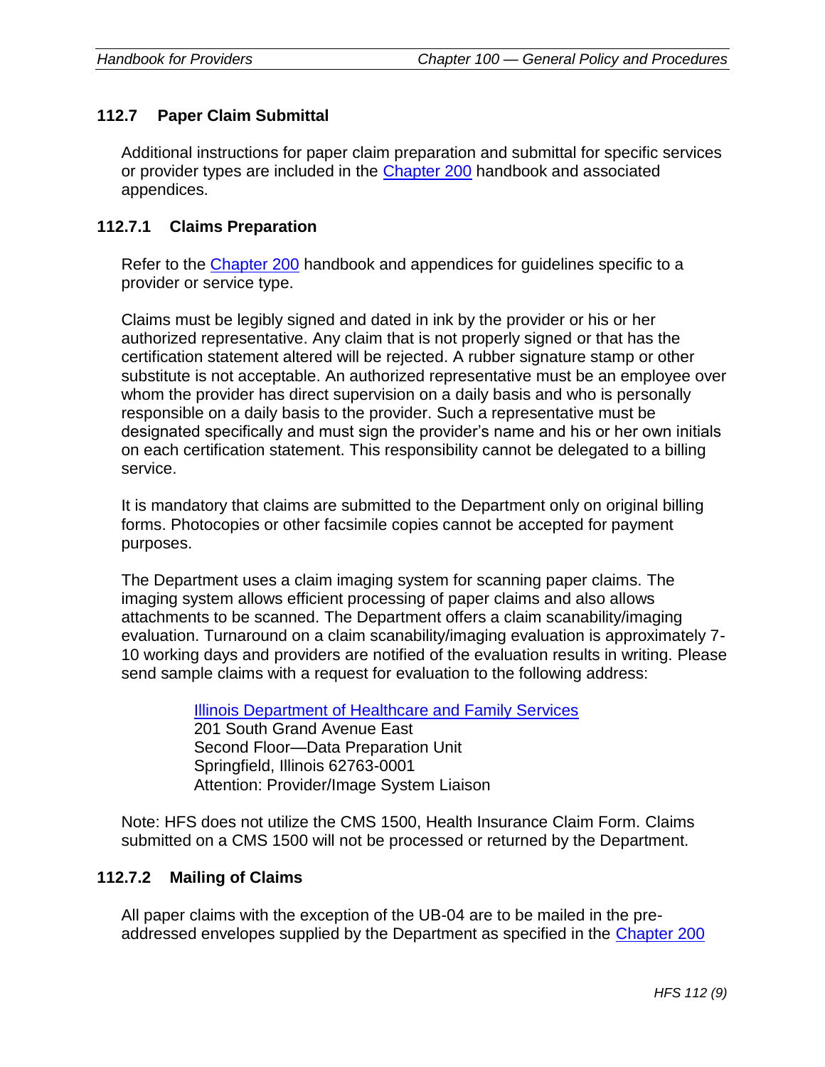## 112.7 Paper Claim Submittal

Additional instructions for paper claim preparation and submittal for specific services or provider types are included in the Chapter 200 handbook and associated appendices.

### 112.7.1 Claims Preparation

Refer to the Chapter 200 handbook and appendices for guidelines specific to a provider or service type.

Claims must be legibly signed and dated in ink by the provider or his or her authorized representative. Any claim that is not properly signed or that has the certification statement altered will be rejected. A rubber signature stamp or other substitute is not acceptable. An authorized representative must be an employee over whom the provider has direct supervision on a daily basis and who is personally responsible on a daily basis to the provider. Such a representative must be designated specifically and must sign the provider's name and his or her own initials on each certification statement. This responsibility cannot be delegated to a billing service.

It is mandatory that claims are submitted to the Department only on original billing forms. Photocopies or other facsimile copies cannot be accepted for payment purposes.

The Department uses a claim imaging system for scanning paper claims. The imaging system allows efficient processing of paper claims and also allows attachments to be scanned. The Department offers a claim scanability/imaging evaluation. Turnaround on a claim scanability/imaging evaluation is approximately 7-10 working days and providers are notified of the evaluation results in writing. Please send sample claims with a request for evaluation to the following address:

> Illinois Department of Healthcare and Family Services
> 201 South Grand Avenue East
> Second Floor—Data Preparation Unit
> Springfield, Illinois 62763-0001
> Attention: Provider/Image System Liaison

Note: HFS does not utilize the CMS 1500, Health Insurance Claim Form. Claims submitted on a CMS 1500 will not be processed or returned by the Department.

### 112.7.2 Mailing of Claims

All paper claims with the exception of the UB-04 are to be mailed in the pre-addressed envelopes supplied by the Department as specified in the Chapter 200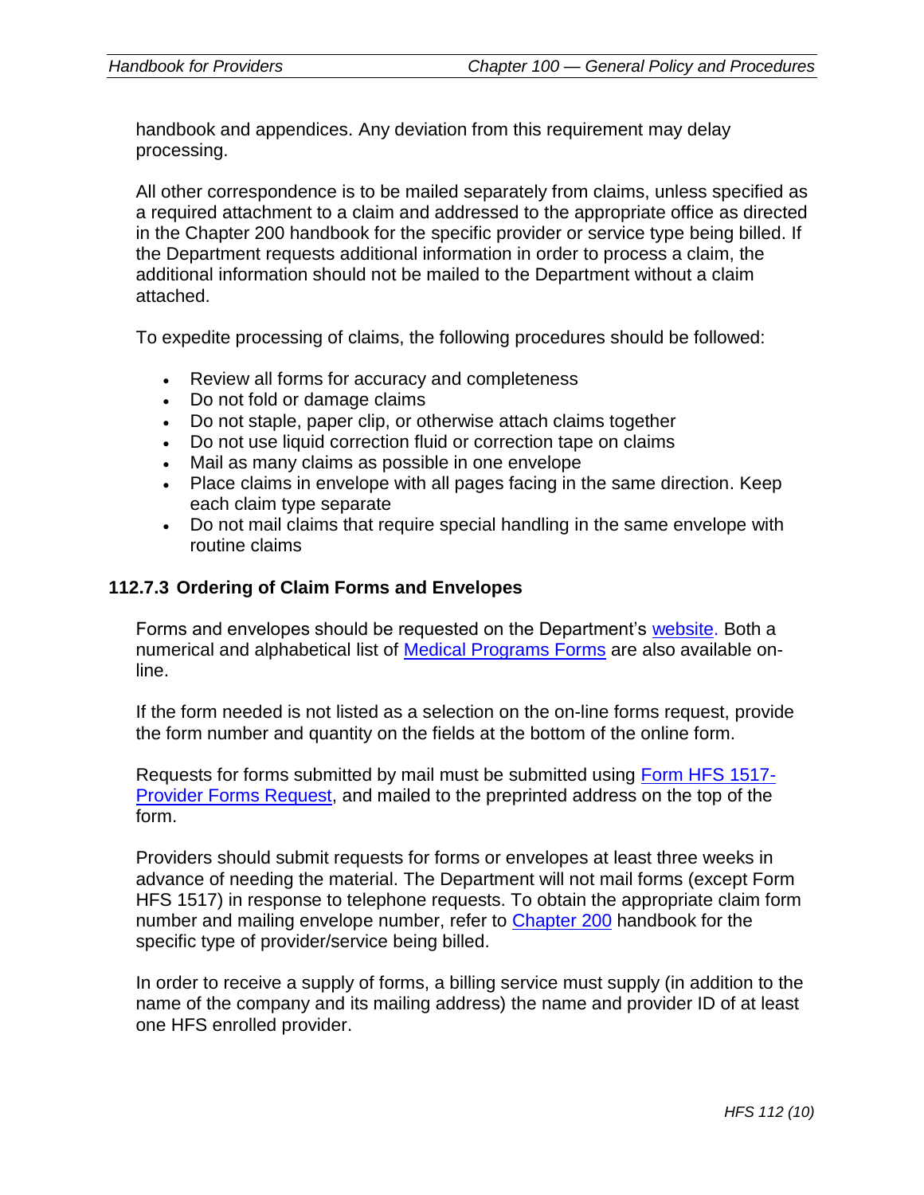handbook and appendices. Any deviation from this requirement may delay processing.

All other correspondence is to be mailed separately from claims, unless specified as a required attachment to a claim and addressed to the appropriate office as directed in the Chapter 200 handbook for the specific provider or service type being billed. If the Department requests additional information in order to process a claim, the additional information should not be mailed to the Department without a claim attached.

To expedite processing of claims, the following procedures should be followed:

- Review all forms for accuracy and completeness
- Do not fold or damage claims
- Do not staple, paper clip, or otherwise attach claims together
- Do not use liquid correction fluid or correction tape on claims
- Mail as many claims as possible in one envelope
- Place claims in envelope with all pages facing in the same direction. Keep each claim type separate
- Do not mail claims that require special handling in the same envelope with routine claims

### 112.7.3 Ordering of Claim Forms and Envelopes

Forms and envelopes should be requested on the Department's website. Both a numerical and alphabetical list of Medical Programs Forms are also available on-line.

If the form needed is not listed as a selection on the on-line forms request, provide the form number and quantity on the fields at the bottom of the online form.

Requests for forms submitted by mail must be submitted using Form HFS 1517-Provider Forms Request, and mailed to the preprinted address on the top of the form.

Providers should submit requests for forms or envelopes at least three weeks in advance of needing the material. The Department will not mail forms (except Form HFS 1517) in response to telephone requests. To obtain the appropriate claim form number and mailing envelope number, refer to Chapter 200 handbook for the specific type of provider/service being billed.

In order to receive a supply of forms, a billing service must supply (in addition to the name of the company and its mailing address) the name and provider ID of at least one HFS enrolled provider.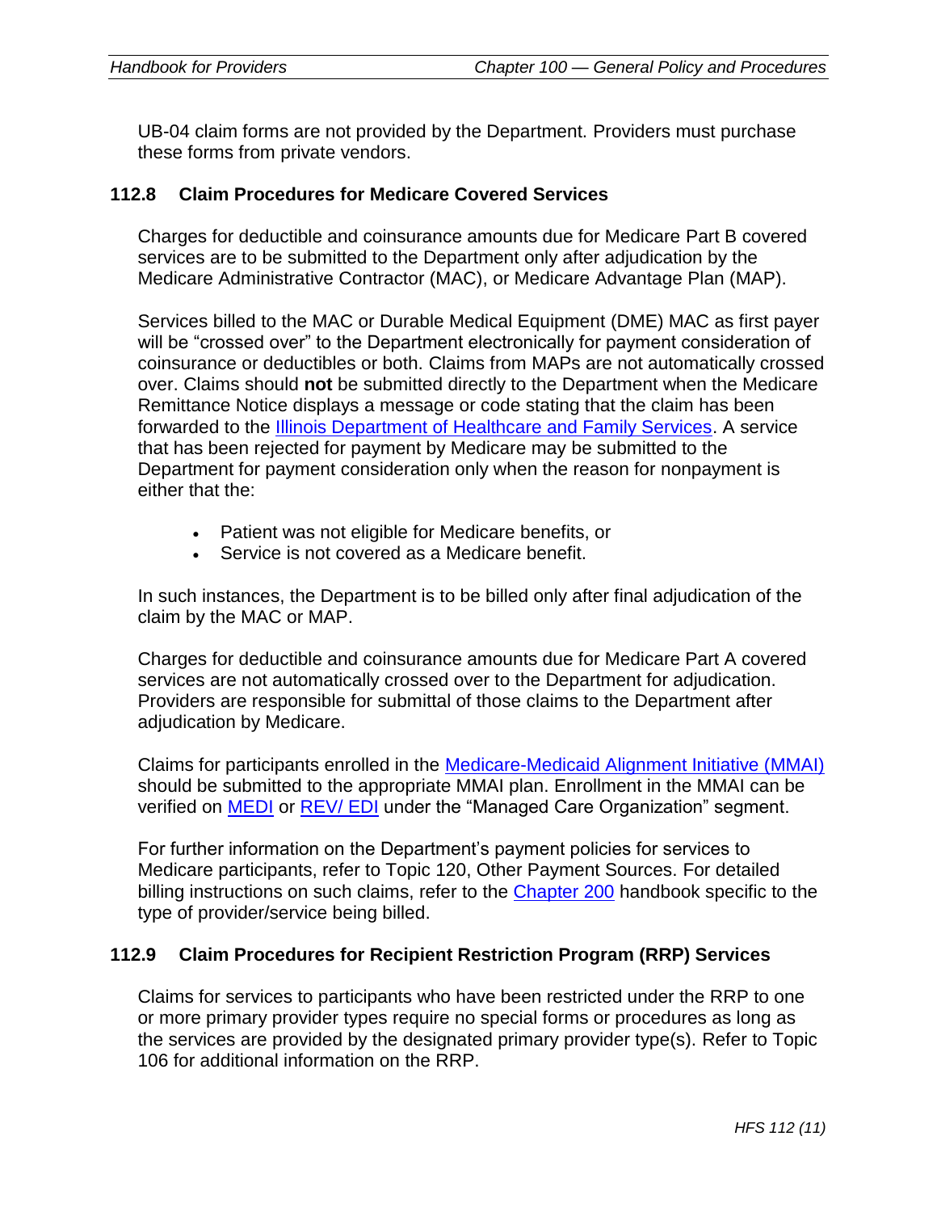UB-04 claim forms are not provided by the Department. Providers must purchase these forms from private vendors.

## 112.8 Claim Procedures for Medicare Covered Services

Charges for deductible and coinsurance amounts due for Medicare Part B covered services are to be submitted to the Department only after adjudication by the Medicare Administrative Contractor (MAC), or Medicare Advantage Plan (MAP).

Services billed to the MAC or Durable Medical Equipment (DME) MAC as first payer will be "crossed over" to the Department electronically for payment consideration of coinsurance or deductibles or both. Claims from MAPs are not automatically crossed over. Claims should **not** be submitted directly to the Department when the Medicare Remittance Notice displays a message or code stating that the claim has been forwarded to the Illinois Department of Healthcare and Family Services. A service that has been rejected for payment by Medicare may be submitted to the Department for payment consideration only when the reason for nonpayment is either that the:

- Patient was not eligible for Medicare benefits, or
- Service is not covered as a Medicare benefit.

In such instances, the Department is to be billed only after final adjudication of the claim by the MAC or MAP.

Charges for deductible and coinsurance amounts due for Medicare Part A covered services are not automatically crossed over to the Department for adjudication. Providers are responsible for submittal of those claims to the Department after adjudication by Medicare.

Claims for participants enrolled in the Medicare-Medicaid Alignment Initiative (MMAI) should be submitted to the appropriate MMAI plan. Enrollment in the MMAI can be verified on MEDI or REV/ EDI under the "Managed Care Organization" segment.

For further information on the Department's payment policies for services to Medicare participants, refer to Topic 120, Other Payment Sources. For detailed billing instructions on such claims, refer to the Chapter 200 handbook specific to the type of provider/service being billed.

## 112.9 Claim Procedures for Recipient Restriction Program (RRP) Services

Claims for services to participants who have been restricted under the RRP to one or more primary provider types require no special forms or procedures as long as the services are provided by the designated primary provider type(s). Refer to Topic 106 for additional information on the RRP.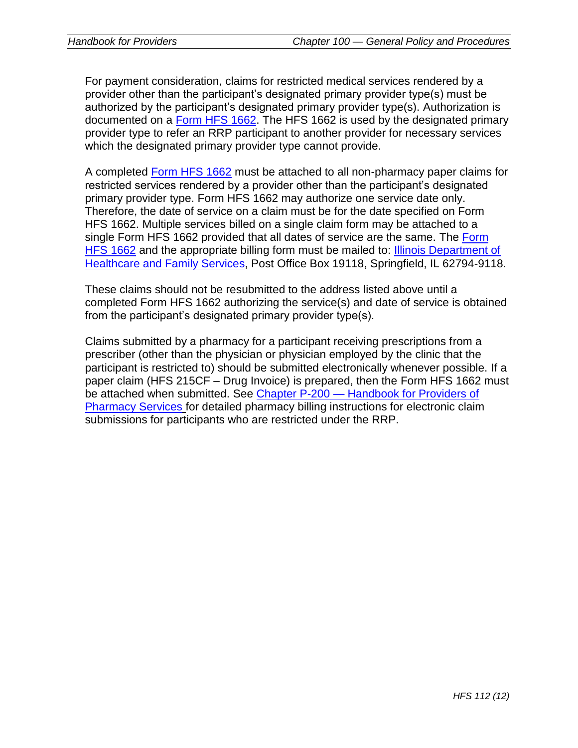For payment consideration, claims for restricted medical services rendered by a provider other than the participant's designated primary provider type(s) must be authorized by the participant's designated primary provider type(s). Authorization is documented on a Form HFS 1662. The HFS 1662 is used by the designated primary provider type to refer an RRP participant to another provider for necessary services which the designated primary provider type cannot provide.

A completed Form HFS 1662 must be attached to all non-pharmacy paper claims for restricted services rendered by a provider other than the participant's designated primary provider type. Form HFS 1662 may authorize one service date only. Therefore, the date of service on a claim must be for the date specified on Form HFS 1662. Multiple services billed on a single claim form may be attached to a single Form HFS 1662 provided that all dates of service are the same. The Form HFS 1662 and the appropriate billing form must be mailed to: Illinois Department of Healthcare and Family Services, Post Office Box 19118, Springfield, IL 62794-9118.

These claims should not be resubmitted to the address listed above until a completed Form HFS 1662 authorizing the service(s) and date of service is obtained from the participant's designated primary provider type(s).

Claims submitted by a pharmacy for a participant receiving prescriptions from a prescriber (other than the physician or physician employed by the clinic that the participant is restricted to) should be submitted electronically whenever possible. If a paper claim (HFS 215CF – Drug Invoice) is prepared, then the Form HFS 1662 must be attached when submitted. See Chapter P-200 — Handbook for Providers of Pharmacy Services for detailed pharmacy billing instructions for electronic claim submissions for participants who are restricted under the RRP.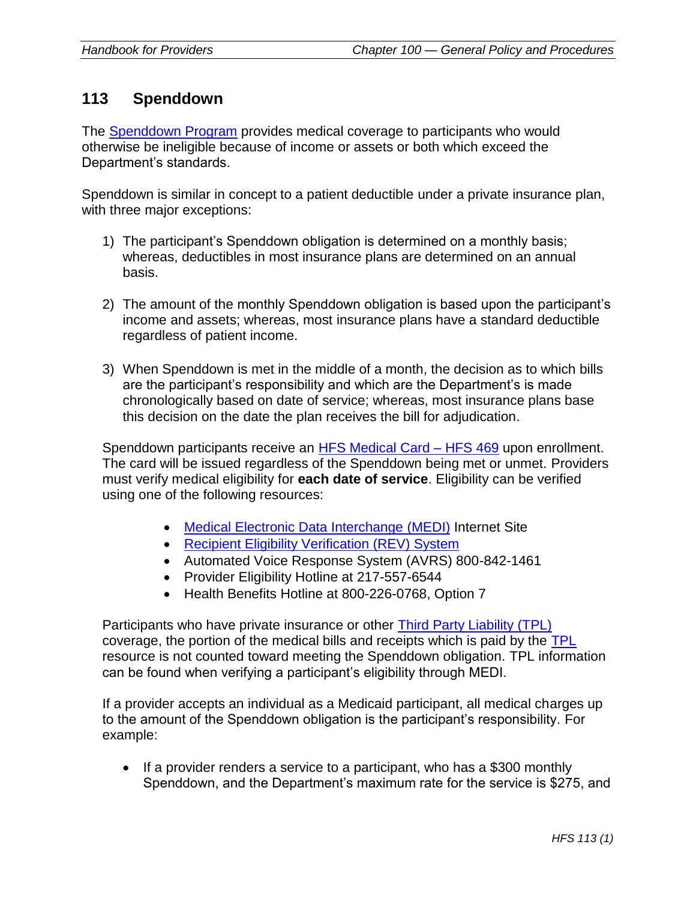## 113 Spenddown

The Spenddown Program provides medical coverage to participants who would otherwise be ineligible because of income or assets or both which exceed the Department's standards.

Spenddown is similar in concept to a patient deductible under a private insurance plan, with three major exceptions:

1) The participant's Spenddown obligation is determined on a monthly basis; whereas, deductibles in most insurance plans are determined on an annual basis.

2) The amount of the monthly Spenddown obligation is based upon the participant's income and assets; whereas, most insurance plans have a standard deductible regardless of patient income.

3) When Spenddown is met in the middle of a month, the decision as to which bills are the participant's responsibility and which are the Department's is made chronologically based on date of service; whereas, most insurance plans base this decision on the date the plan receives the bill for adjudication.

Spenddown participants receive an HFS Medical Card – HFS 469 upon enrollment. The card will be issued regardless of the Spenddown being met or unmet. Providers must verify medical eligibility for **each date of service**. Eligibility can be verified using one of the following resources:

- Medical Electronic Data Interchange (MEDI) Internet Site
- Recipient Eligibility Verification (REV) System
- Automated Voice Response System (AVRS) 800-842-1461
- Provider Eligibility Hotline at 217-557-6544
- Health Benefits Hotline at 800-226-0768, Option 7

Participants who have private insurance or other Third Party Liability (TPL) coverage, the portion of the medical bills and receipts which is paid by the TPL resource is not counted toward meeting the Spenddown obligation. TPL information can be found when verifying a participant's eligibility through MEDI.

If a provider accepts an individual as a Medicaid participant, all medical charges up to the amount of the Spenddown obligation is the participant's responsibility. For example:

- If a provider renders a service to a participant, who has a $300 monthly Spenddown, and the Department's maximum rate for the service is $275, and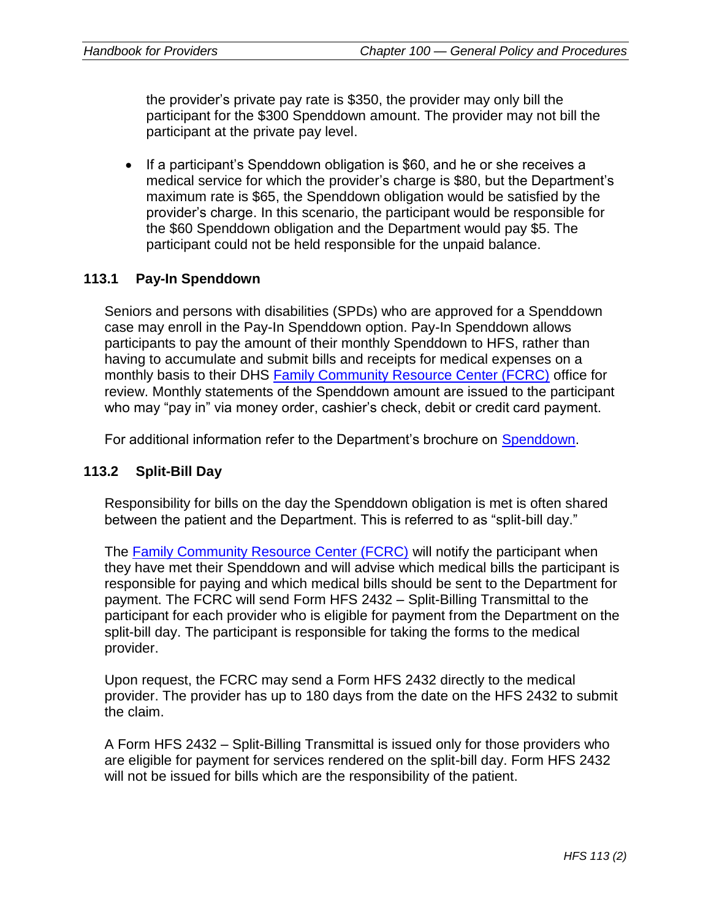the provider's private pay rate is $350, the provider may only bill the participant for the $300 Spenddown amount. The provider may not bill the participant at the private pay level.

- If a participant's Spenddown obligation is $60, and he or she receives a medical service for which the provider's charge is $80, but the Department's maximum rate is $65, the Spenddown obligation would be satisfied by the provider's charge. In this scenario, the participant would be responsible for the $60 Spenddown obligation and the Department would pay $5. The participant could not be held responsible for the unpaid balance.

### 113.1 Pay-In Spenddown

Seniors and persons with disabilities (SPDs) who are approved for a Spenddown case may enroll in the Pay-In Spenddown option. Pay-In Spenddown allows participants to pay the amount of their monthly Spenddown to HFS, rather than having to accumulate and submit bills and receipts for medical expenses on a monthly basis to their DHS [Family Community Resource Center (FCRC)] office for review. Monthly statements of the Spenddown amount are issued to the participant who may "pay in" via money order, cashier's check, debit or credit card payment.

For additional information refer to the Department's brochure on [Spenddown].

### 113.2 Split-Bill Day

Responsibility for bills on the day the Spenddown obligation is met is often shared between the patient and the Department. This is referred to as "split-bill day."

The [Family Community Resource Center (FCRC)] will notify the participant when they have met their Spenddown and will advise which medical bills the participant is responsible for paying and which medical bills should be sent to the Department for payment. The FCRC will send Form HFS 2432 – Split-Billing Transmittal to the participant for each provider who is eligible for payment from the Department on the split-bill day. The participant is responsible for taking the forms to the medical provider.

Upon request, the FCRC may send a Form HFS 2432 directly to the medical provider. The provider has up to 180 days from the date on the HFS 2432 to submit the claim.

A Form HFS 2432 – Split-Billing Transmittal is issued only for those providers who are eligible for payment for services rendered on the split-bill day. Form HFS 2432 will not be issued for bills which are the responsibility of the patient.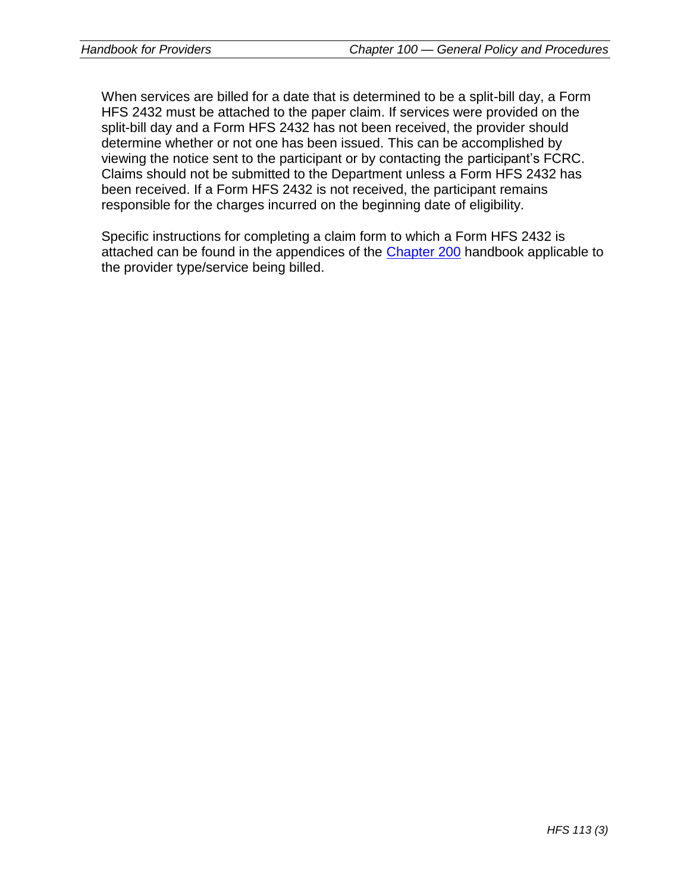When services are billed for a date that is determined to be a split-bill day, a Form HFS 2432 must be attached to the paper claim. If services were provided on the split-bill day and a Form HFS 2432 has not been received, the provider should determine whether or not one has been issued. This can be accomplished by viewing the notice sent to the participant or by contacting the participant's FCRC. Claims should not be submitted to the Department unless a Form HFS 2432 has been received. If a Form HFS 2432 is not received, the participant remains responsible for the charges incurred on the beginning date of eligibility.

Specific instructions for completing a claim form to which a Form HFS 2432 is attached can be found in the appendices of the Chapter 200 handbook applicable to the provider type/service being billed.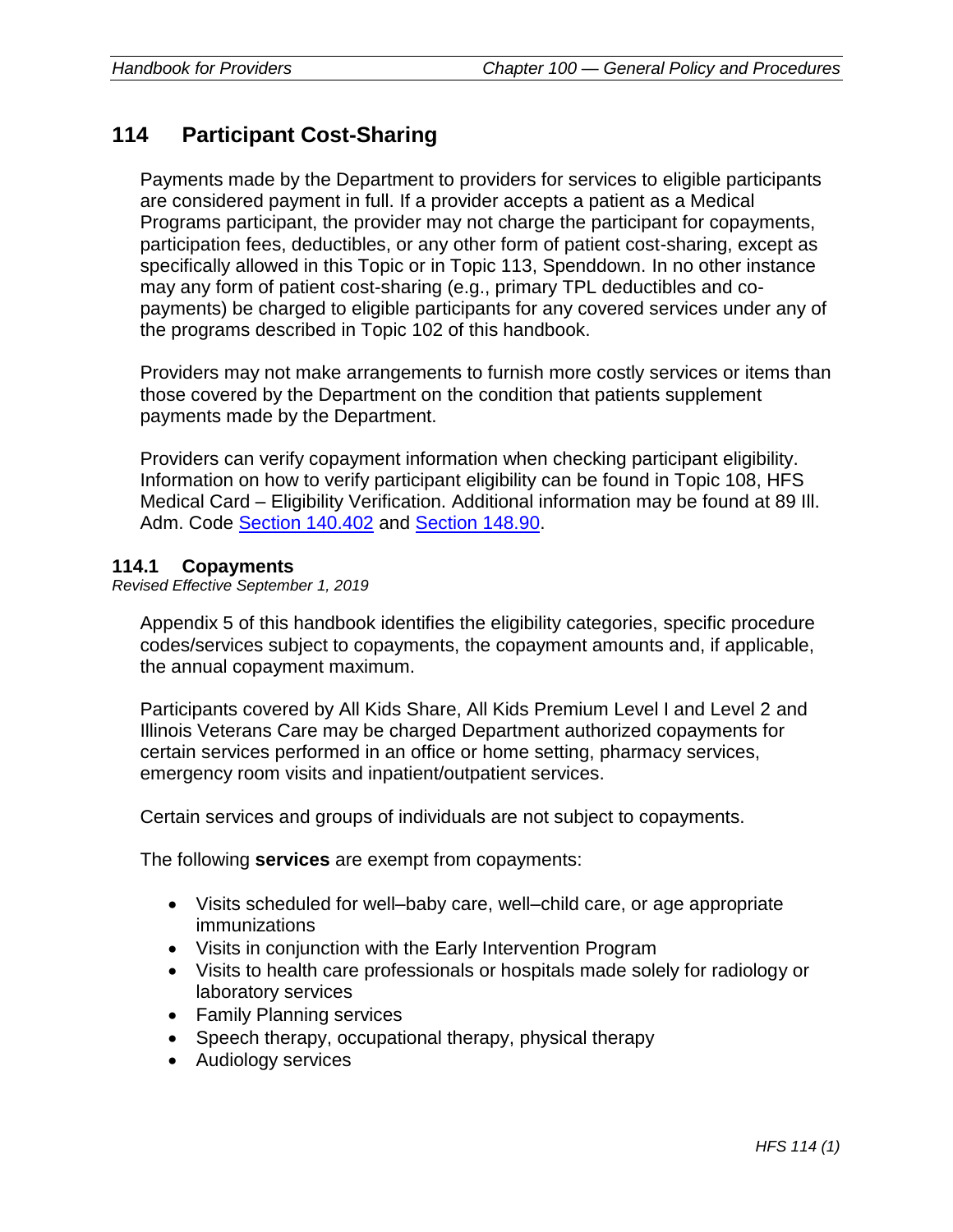## 114 Participant Cost-Sharing

Payments made by the Department to providers for services to eligible participants are considered payment in full. If a provider accepts a patient as a Medical Programs participant, the provider may not charge the participant for copayments, participation fees, deductibles, or any other form of patient cost-sharing, except as specifically allowed in this Topic or in Topic 113, Spenddown. In no other instance may any form of patient cost-sharing (e.g., primary TPL deductibles and co-payments) be charged to eligible participants for any covered services under any of the programs described in Topic 102 of this handbook.

Providers may not make arrangements to furnish more costly services or items than those covered by the Department on the condition that patients supplement payments made by the Department.

Providers can verify copayment information when checking participant eligibility. Information on how to verify participant eligibility can be found in Topic 108, HFS Medical Card – Eligibility Verification. Additional information may be found at 89 Ill. Adm. Code [Section 140.402] and [Section 148.90].

### 114.1 Copayments

*Revised Effective September 1, 2019*

Appendix 5 of this handbook identifies the eligibility categories, specific procedure codes/services subject to copayments, the copayment amounts and, if applicable, the annual copayment maximum.

Participants covered by All Kids Share, All Kids Premium Level I and Level 2 and Illinois Veterans Care may be charged Department authorized copayments for certain services performed in an office or home setting, pharmacy services, emergency room visits and inpatient/outpatient services.

Certain services and groups of individuals are not subject to copayments.

The following **services** are exempt from copayments:

- Visits scheduled for well–baby care, well–child care, or age appropriate immunizations
- Visits in conjunction with the Early Intervention Program
- Visits to health care professionals or hospitals made solely for radiology or laboratory services
- Family Planning services
- Speech therapy, occupational therapy, physical therapy
- Audiology services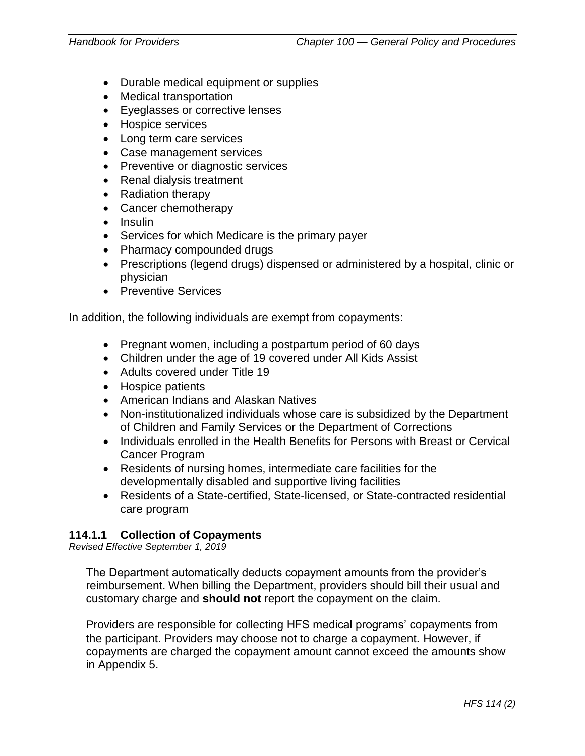- Durable medical equipment or supplies
- Medical transportation
- Eyeglasses or corrective lenses
- Hospice services
- Long term care services
- Case management services
- Preventive or diagnostic services
- Renal dialysis treatment
- Radiation therapy
- Cancer chemotherapy
- Insulin
- Services for which Medicare is the primary payer
- Pharmacy compounded drugs
- Prescriptions (legend drugs) dispensed or administered by a hospital, clinic or physician
- Preventive Services

In addition, the following individuals are exempt from copayments:

- Pregnant women, including a postpartum period of 60 days
- Children under the age of 19 covered under All Kids Assist
- Adults covered under Title 19
- Hospice patients
- American Indians and Alaskan Natives
- Non-institutionalized individuals whose care is subsidized by the Department of Children and Family Services or the Department of Corrections
- Individuals enrolled in the Health Benefits for Persons with Breast or Cervical Cancer Program
- Residents of nursing homes, intermediate care facilities for the developmentally disabled and supportive living facilities
- Residents of a State-certified, State-licensed, or State-contracted residential care program

### 114.1.1 Collection of Copayments

*Revised Effective September 1, 2019*

The Department automatically deducts copayment amounts from the provider's reimbursement. When billing the Department, providers should bill their usual and customary charge and **should not** report the copayment on the claim.

Providers are responsible for collecting HFS medical programs' copayments from the participant. Providers may choose not to charge a copayment. However, if copayments are charged the copayment amount cannot exceed the amounts show in Appendix 5.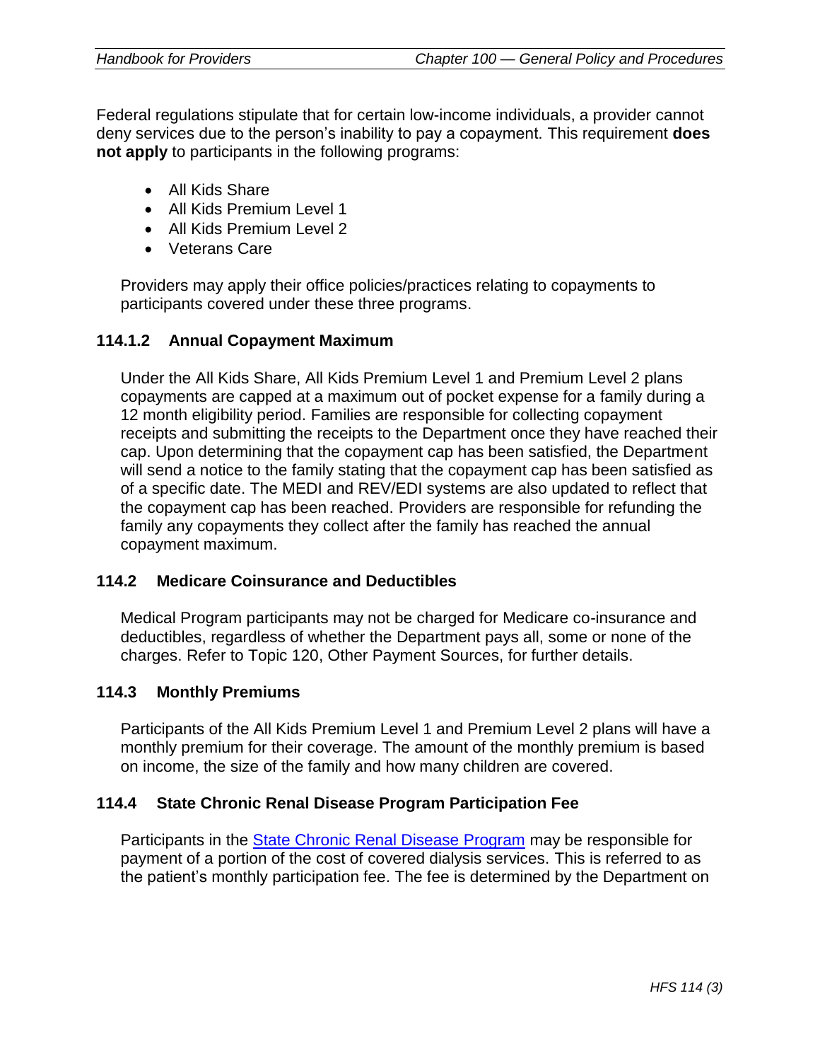Federal regulations stipulate that for certain low-income individuals, a provider cannot deny services due to the person's inability to pay a copayment. This requirement **does not apply** to participants in the following programs:

- All Kids Share
- All Kids Premium Level 1
- All Kids Premium Level 2
- Veterans Care

Providers may apply their office policies/practices relating to copayments to participants covered under these three programs.

### 114.1.2 Annual Copayment Maximum

Under the All Kids Share, All Kids Premium Level 1 and Premium Level 2 plans copayments are capped at a maximum out of pocket expense for a family during a 12 month eligibility period. Families are responsible for collecting copayment receipts and submitting the receipts to the Department once they have reached their cap. Upon determining that the copayment cap has been satisfied, the Department will send a notice to the family stating that the copayment cap has been satisfied as of a specific date. The MEDI and REV/EDI systems are also updated to reflect that the copayment cap has been reached. Providers are responsible for refunding the family any copayments they collect after the family has reached the annual copayment maximum.

### 114.2 Medicare Coinsurance and Deductibles

Medical Program participants may not be charged for Medicare co-insurance and deductibles, regardless of whether the Department pays all, some or none of the charges. Refer to Topic 120, Other Payment Sources, for further details.

### 114.3 Monthly Premiums

Participants of the All Kids Premium Level 1 and Premium Level 2 plans will have a monthly premium for their coverage. The amount of the monthly premium is based on income, the size of the family and how many children are covered.

### 114.4 State Chronic Renal Disease Program Participation Fee

Participants in the State Chronic Renal Disease Program may be responsible for payment of a portion of the cost of covered dialysis services. This is referred to as the patient's monthly participation fee. The fee is determined by the Department on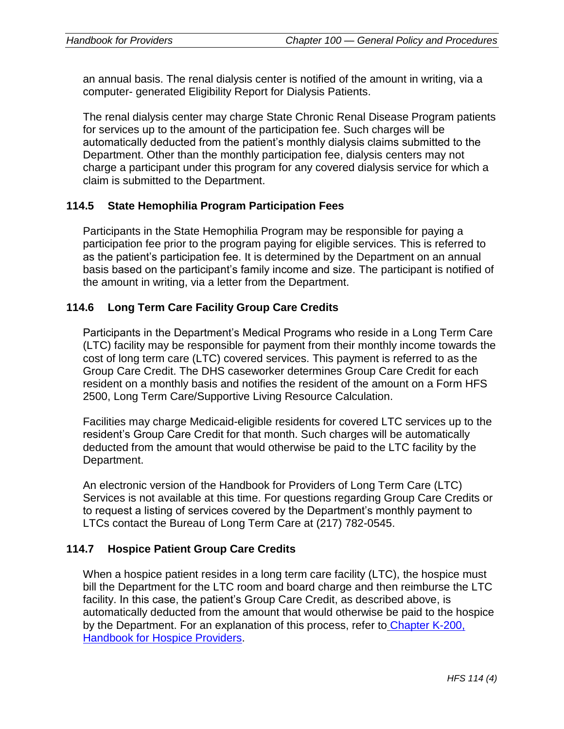an annual basis. The renal dialysis center is notified of the amount in writing, via a computer- generated Eligibility Report for Dialysis Patients.

The renal dialysis center may charge State Chronic Renal Disease Program patients for services up to the amount of the participation fee. Such charges will be automatically deducted from the patient's monthly dialysis claims submitted to the Department. Other than the monthly participation fee, dialysis centers may not charge a participant under this program for any covered dialysis service for which a claim is submitted to the Department.

### 114.5 State Hemophilia Program Participation Fees

Participants in the State Hemophilia Program may be responsible for paying a participation fee prior to the program paying for eligible services. This is referred to as the patient's participation fee. It is determined by the Department on an annual basis based on the participant's family income and size. The participant is notified of the amount in writing, via a letter from the Department.

### 114.6 Long Term Care Facility Group Care Credits

Participants in the Department's Medical Programs who reside in a Long Term Care (LTC) facility may be responsible for payment from their monthly income towards the cost of long term care (LTC) covered services. This payment is referred to as the Group Care Credit. The DHS caseworker determines Group Care Credit for each resident on a monthly basis and notifies the resident of the amount on a Form HFS 2500, Long Term Care/Supportive Living Resource Calculation.

Facilities may charge Medicaid-eligible residents for covered LTC services up to the resident's Group Care Credit for that month. Such charges will be automatically deducted from the amount that would otherwise be paid to the LTC facility by the Department.

An electronic version of the Handbook for Providers of Long Term Care (LTC) Services is not available at this time. For questions regarding Group Care Credits or to request a listing of services covered by the Department's monthly payment to LTCs contact the Bureau of Long Term Care at (217) 782-0545.

### 114.7 Hospice Patient Group Care Credits

When a hospice patient resides in a long term care facility (LTC), the hospice must bill the Department for the LTC room and board charge and then reimburse the LTC facility. In this case, the patient's Group Care Credit, as described above, is automatically deducted from the amount that would otherwise be paid to the hospice by the Department. For an explanation of this process, refer to Chapter K-200, Handbook for Hospice Providers.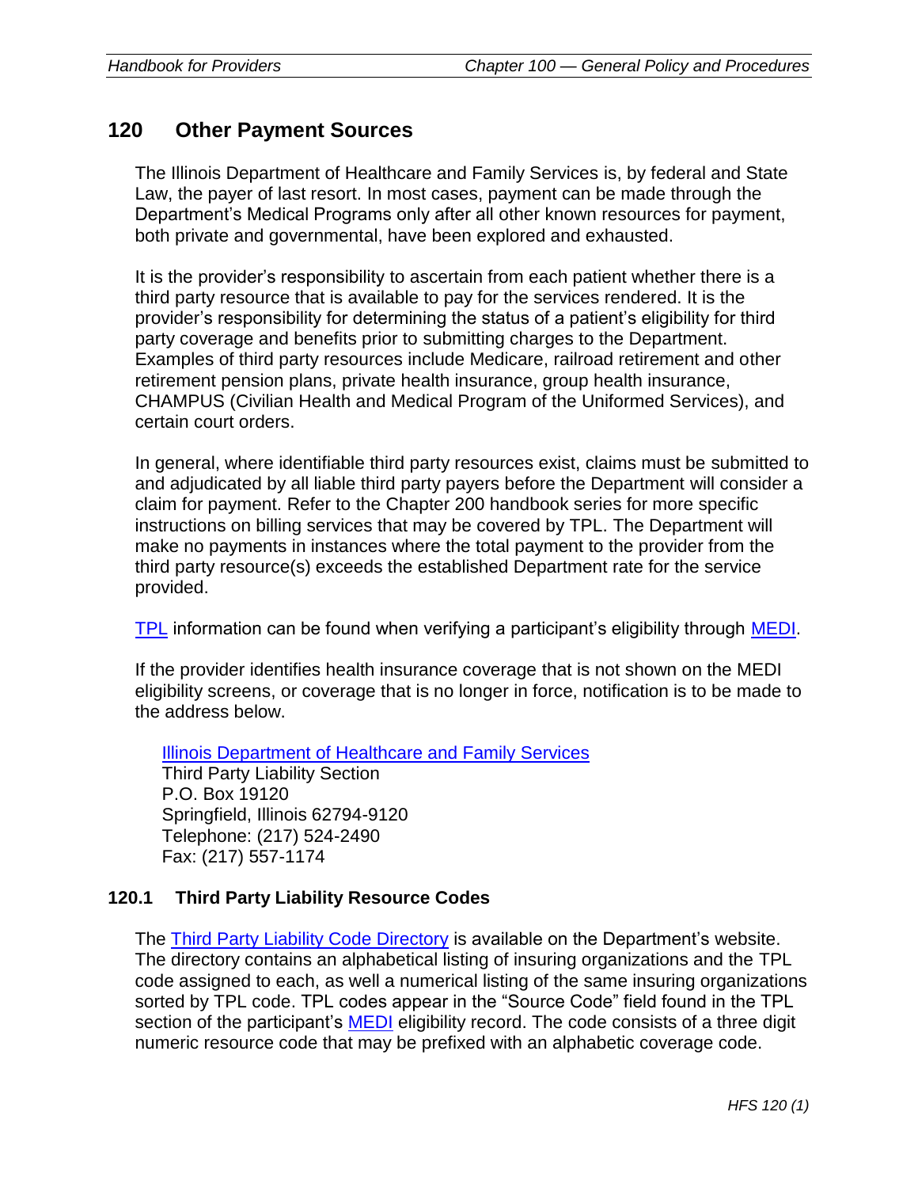## 120 Other Payment Sources

The Illinois Department of Healthcare and Family Services is, by federal and State Law, the payer of last resort. In most cases, payment can be made through the Department's Medical Programs only after all other known resources for payment, both private and governmental, have been explored and exhausted.

It is the provider's responsibility to ascertain from each patient whether there is a third party resource that is available to pay for the services rendered. It is the provider's responsibility for determining the status of a patient's eligibility for third party coverage and benefits prior to submitting charges to the Department. Examples of third party resources include Medicare, railroad retirement and other retirement pension plans, private health insurance, group health insurance, CHAMPUS (Civilian Health and Medical Program of the Uniformed Services), and certain court orders.

In general, where identifiable third party resources exist, claims must be submitted to and adjudicated by all liable third party payers before the Department will consider a claim for payment. Refer to the Chapter 200 handbook series for more specific instructions on billing services that may be covered by TPL. The Department will make no payments in instances where the total payment to the provider from the third party resource(s) exceeds the established Department rate for the service provided.

TPL information can be found when verifying a participant's eligibility through MEDI.

If the provider identifies health insurance coverage that is not shown on the MEDI eligibility screens, or coverage that is no longer in force, notification is to be made to the address below.

> Illinois Department of Healthcare and Family Services
> Third Party Liability Section
> P.O. Box 19120
> Springfield, Illinois 62794-9120
> Telephone: (217) 524-2490
> Fax: (217) 557-1174

### 120.1 Third Party Liability Resource Codes

The Third Party Liability Code Directory is available on the Department's website. The directory contains an alphabetical listing of insuring organizations and the TPL code assigned to each, as well a numerical listing of the same insuring organizations sorted by TPL code. TPL codes appear in the "Source Code" field found in the TPL section of the participant's MEDI eligibility record. The code consists of a three digit numeric resource code that may be prefixed with an alphabetic coverage code.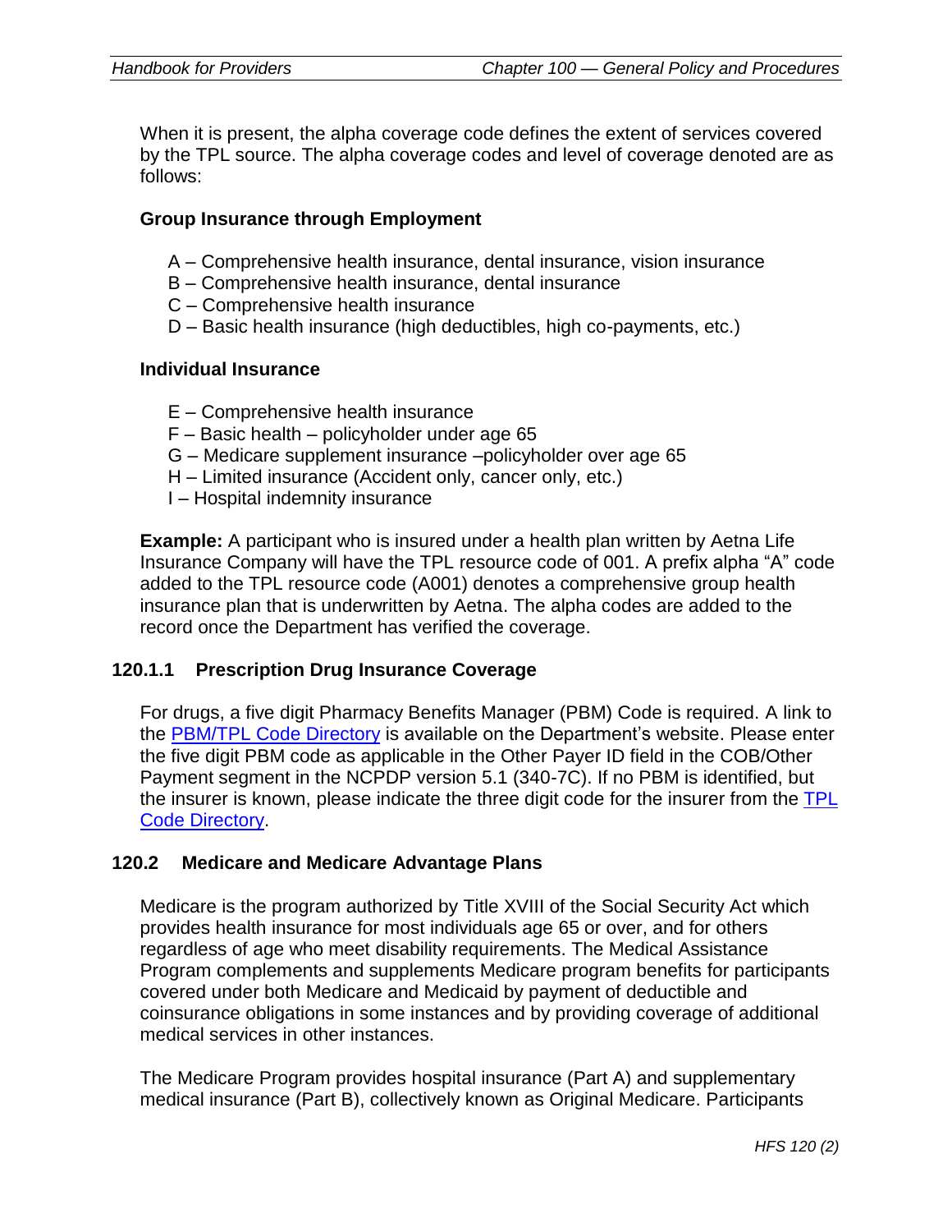When it is present, the alpha coverage code defines the extent of services covered by the TPL source. The alpha coverage codes and level of coverage denoted are as follows:

**Group Insurance through Employment**

- A – Comprehensive health insurance, dental insurance, vision insurance
- B – Comprehensive health insurance, dental insurance
- C – Comprehensive health insurance
- D – Basic health insurance (high deductibles, high co-payments, etc.)

**Individual Insurance**

- E – Comprehensive health insurance
- F – Basic health – policyholder under age 65
- G – Medicare supplement insurance –policyholder over age 65
- H – Limited insurance (Accident only, cancer only, etc.)
- I – Hospital indemnity insurance

**Example:** A participant who is insured under a health plan written by Aetna Life Insurance Company will have the TPL resource code of 001. A prefix alpha "A" code added to the TPL resource code (A001) denotes a comprehensive group health insurance plan that is underwritten by Aetna. The alpha codes are added to the record once the Department has verified the coverage.

### 120.1.1 Prescription Drug Insurance Coverage

For drugs, a five digit Pharmacy Benefits Manager (PBM) Code is required. A link to the PBM/TPL Code Directory is available on the Department's website. Please enter the five digit PBM code as applicable in the Other Payer ID field in the COB/Other Payment segment in the NCPDP version 5.1 (340-7C). If no PBM is identified, but the insurer is known, please indicate the three digit code for the insurer from the TPL Code Directory.

## 120.2 Medicare and Medicare Advantage Plans

Medicare is the program authorized by Title XVIII of the Social Security Act which provides health insurance for most individuals age 65 or over, and for others regardless of age who meet disability requirements. The Medical Assistance Program complements and supplements Medicare program benefits for participants covered under both Medicare and Medicaid by payment of deductible and coinsurance obligations in some instances and by providing coverage of additional medical services in other instances.

The Medicare Program provides hospital insurance (Part A) and supplementary medical insurance (Part B), collectively known as Original Medicare. Participants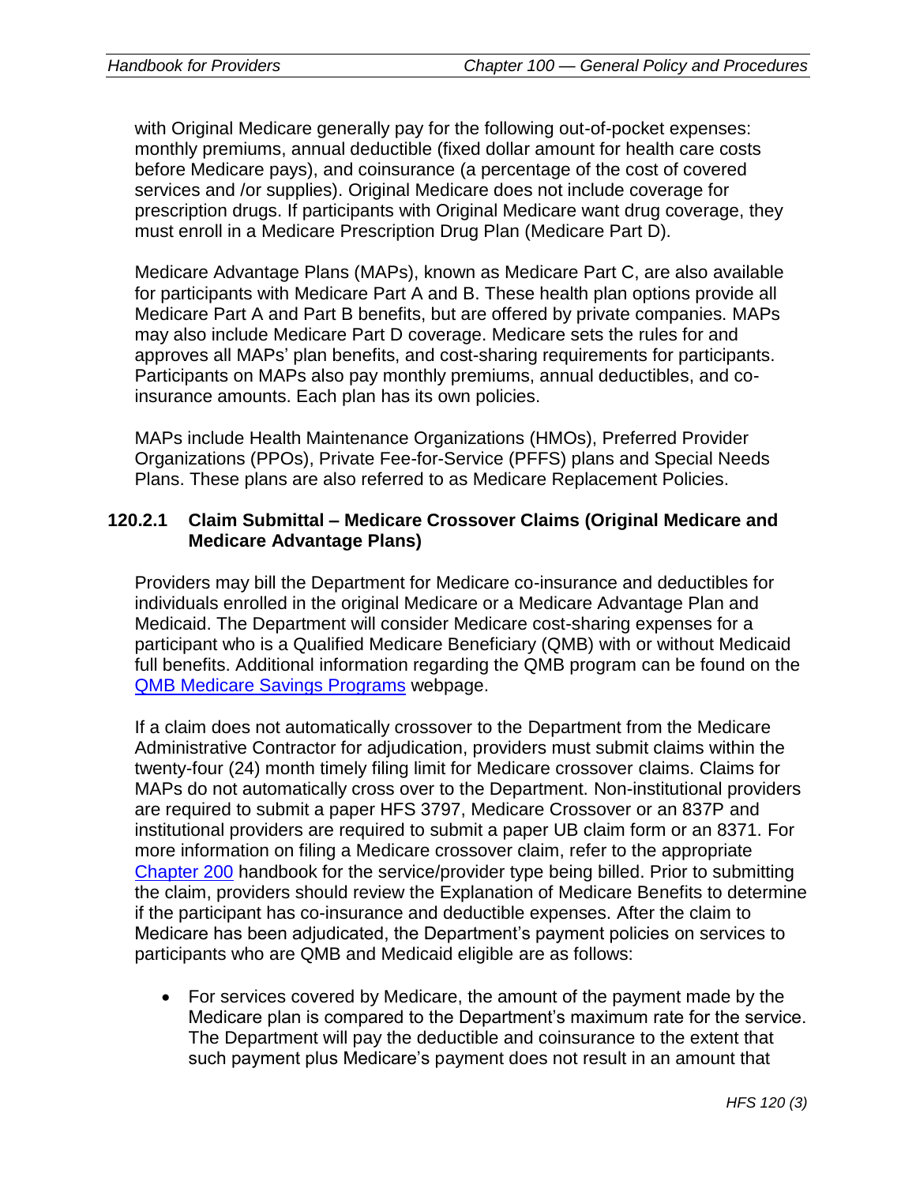with Original Medicare generally pay for the following out-of-pocket expenses: monthly premiums, annual deductible (fixed dollar amount for health care costs before Medicare pays), and coinsurance (a percentage of the cost of covered services and /or supplies). Original Medicare does not include coverage for prescription drugs. If participants with Original Medicare want drug coverage, they must enroll in a Medicare Prescription Drug Plan (Medicare Part D).

Medicare Advantage Plans (MAPs), known as Medicare Part C, are also available for participants with Medicare Part A and B. These health plan options provide all Medicare Part A and Part B benefits, but are offered by private companies. MAPs may also include Medicare Part D coverage. Medicare sets the rules for and approves all MAPs' plan benefits, and cost-sharing requirements for participants. Participants on MAPs also pay monthly premiums, annual deductibles, and co-insurance amounts. Each plan has its own policies.

MAPs include Health Maintenance Organizations (HMOs), Preferred Provider Organizations (PPOs), Private Fee-for-Service (PFFS) plans and Special Needs Plans. These plans are also referred to as Medicare Replacement Policies.

#### 120.2.1 Claim Submittal – Medicare Crossover Claims (Original Medicare and Medicare Advantage Plans)

Providers may bill the Department for Medicare co-insurance and deductibles for individuals enrolled in the original Medicare or a Medicare Advantage Plan and Medicaid. The Department will consider Medicare cost-sharing expenses for a participant who is a Qualified Medicare Beneficiary (QMB) with or without Medicaid full benefits. Additional information regarding the QMB program can be found on the QMB Medicare Savings Programs webpage.

If a claim does not automatically crossover to the Department from the Medicare Administrative Contractor for adjudication, providers must submit claims within the twenty-four (24) month timely filing limit for Medicare crossover claims. Claims for MAPs do not automatically cross over to the Department. Non-institutional providers are required to submit a paper HFS 3797, Medicare Crossover or an 837P and institutional providers are required to submit a paper UB claim form or an 837I. For more information on filing a Medicare crossover claim, refer to the appropriate Chapter 200 handbook for the service/provider type being billed. Prior to submitting the claim, providers should review the Explanation of Medicare Benefits to determine if the participant has co-insurance and deductible expenses. After the claim to Medicare has been adjudicated, the Department's payment policies on services to participants who are QMB and Medicaid eligible are as follows:

- For services covered by Medicare, the amount of the payment made by the Medicare plan is compared to the Department's maximum rate for the service. The Department will pay the deductible and coinsurance to the extent that such payment plus Medicare's payment does not result in an amount that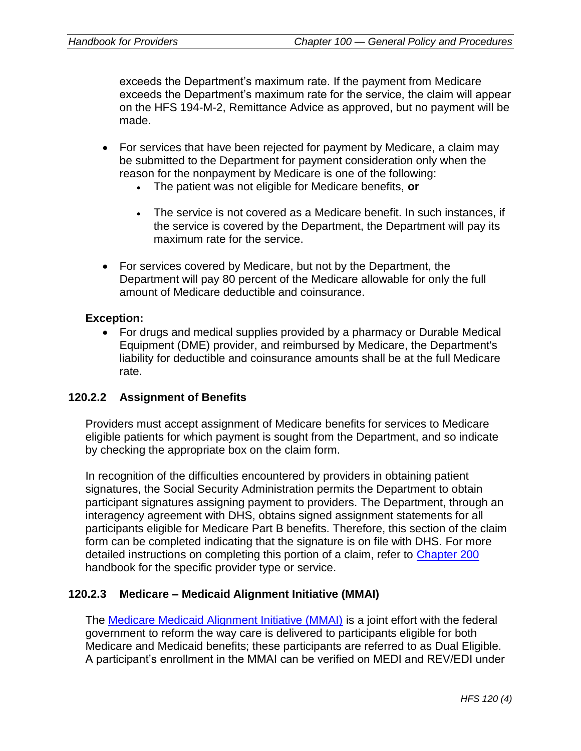exceeds the Department's maximum rate. If the payment from Medicare exceeds the Department's maximum rate for the service, the claim will appear on the HFS 194-M-2, Remittance Advice as approved, but no payment will be made.

- For services that have been rejected for payment by Medicare, a claim may be submitted to the Department for payment consideration only when the reason for the nonpayment by Medicare is one of the following:
  - The patient was not eligible for Medicare benefits, **or**
  - The service is not covered as a Medicare benefit. In such instances, if the service is covered by the Department, the Department will pay its maximum rate for the service.
- For services covered by Medicare, but not by the Department, the Department will pay 80 percent of the Medicare allowable for only the full amount of Medicare deductible and coinsurance.

**Exception:**

- For drugs and medical supplies provided by a pharmacy or Durable Medical Equipment (DME) provider, and reimbursed by Medicare, the Department's liability for deductible and coinsurance amounts shall be at the full Medicare rate.

### 120.2.2 Assignment of Benefits

Providers must accept assignment of Medicare benefits for services to Medicare eligible patients for which payment is sought from the Department, and so indicate by checking the appropriate box on the claim form.

In recognition of the difficulties encountered by providers in obtaining patient signatures, the Social Security Administration permits the Department to obtain participant signatures assigning payment to providers. The Department, through an interagency agreement with DHS, obtains signed assignment statements for all participants eligible for Medicare Part B benefits. Therefore, this section of the claim form can be completed indicating that the signature is on file with DHS. For more detailed instructions on completing this portion of a claim, refer to Chapter 200 handbook for the specific provider type or service.

### 120.2.3 Medicare – Medicaid Alignment Initiative (MMAI)

The Medicare Medicaid Alignment Initiative (MMAI) is a joint effort with the federal government to reform the way care is delivered to participants eligible for both Medicare and Medicaid benefits; these participants are referred to as Dual Eligible. A participant's enrollment in the MMAI can be verified on MEDI and REV/EDI under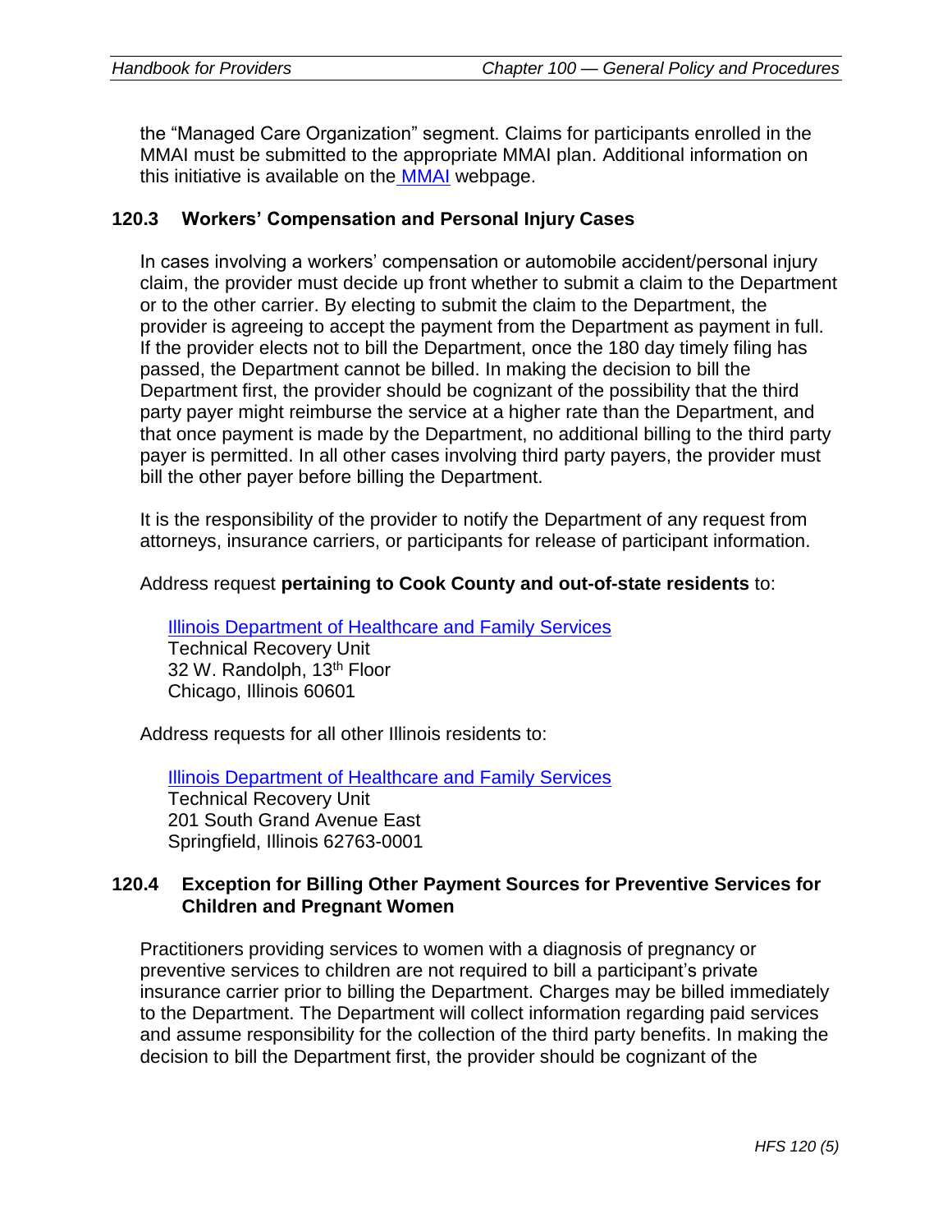the "Managed Care Organization" segment. Claims for participants enrolled in the MMAI must be submitted to the appropriate MMAI plan. Additional information on this initiative is available on the MMAI webpage.

## 120.3 Workers' Compensation and Personal Injury Cases

In cases involving a workers' compensation or automobile accident/personal injury claim, the provider must decide up front whether to submit a claim to the Department or to the other carrier. By electing to submit the claim to the Department, the provider is agreeing to accept the payment from the Department as payment in full. If the provider elects not to bill the Department, once the 180 day timely filing has passed, the Department cannot be billed. In making the decision to bill the Department first, the provider should be cognizant of the possibility that the third party payer might reimburse the service at a higher rate than the Department, and that once payment is made by the Department, no additional billing to the third party payer is permitted. In all other cases involving third party payers, the provider must bill the other payer before billing the Department.

It is the responsibility of the provider to notify the Department of any request from attorneys, insurance carriers, or participants for release of participant information.

Address request **pertaining to Cook County and out-of-state residents** to:

Illinois Department of Healthcare and Family Services
Technical Recovery Unit
32 W. Randolph, 13th Floor
Chicago, Illinois 60601

Address requests for all other Illinois residents to:

Illinois Department of Healthcare and Family Services
Technical Recovery Unit
201 South Grand Avenue East
Springfield, Illinois 62763-0001

## 120.4 Exception for Billing Other Payment Sources for Preventive Services for Children and Pregnant Women

Practitioners providing services to women with a diagnosis of pregnancy or preventive services to children are not required to bill a participant's private insurance carrier prior to billing the Department. Charges may be billed immediately to the Department. The Department will collect information regarding paid services and assume responsibility for the collection of the third party benefits. In making the decision to bill the Department first, the provider should be cognizant of the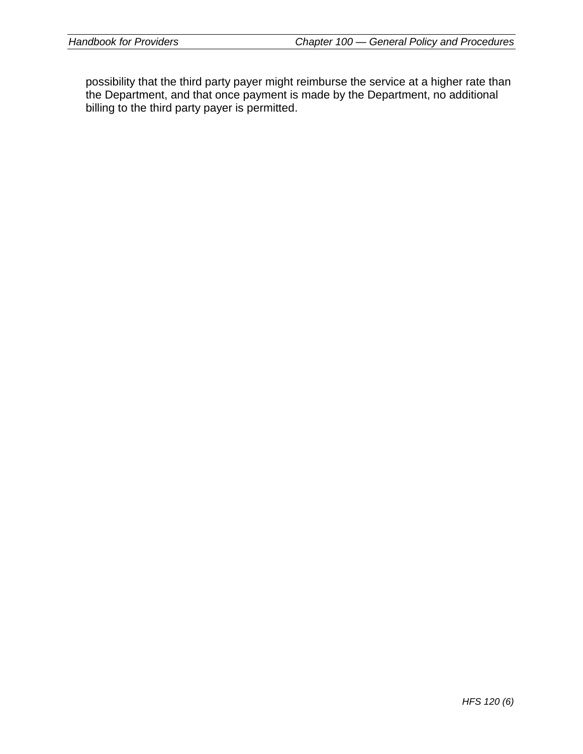possibility that the third party payer might reimburse the service at a higher rate than the Department, and that once payment is made by the Department, no additional billing to the third party payer is permitted.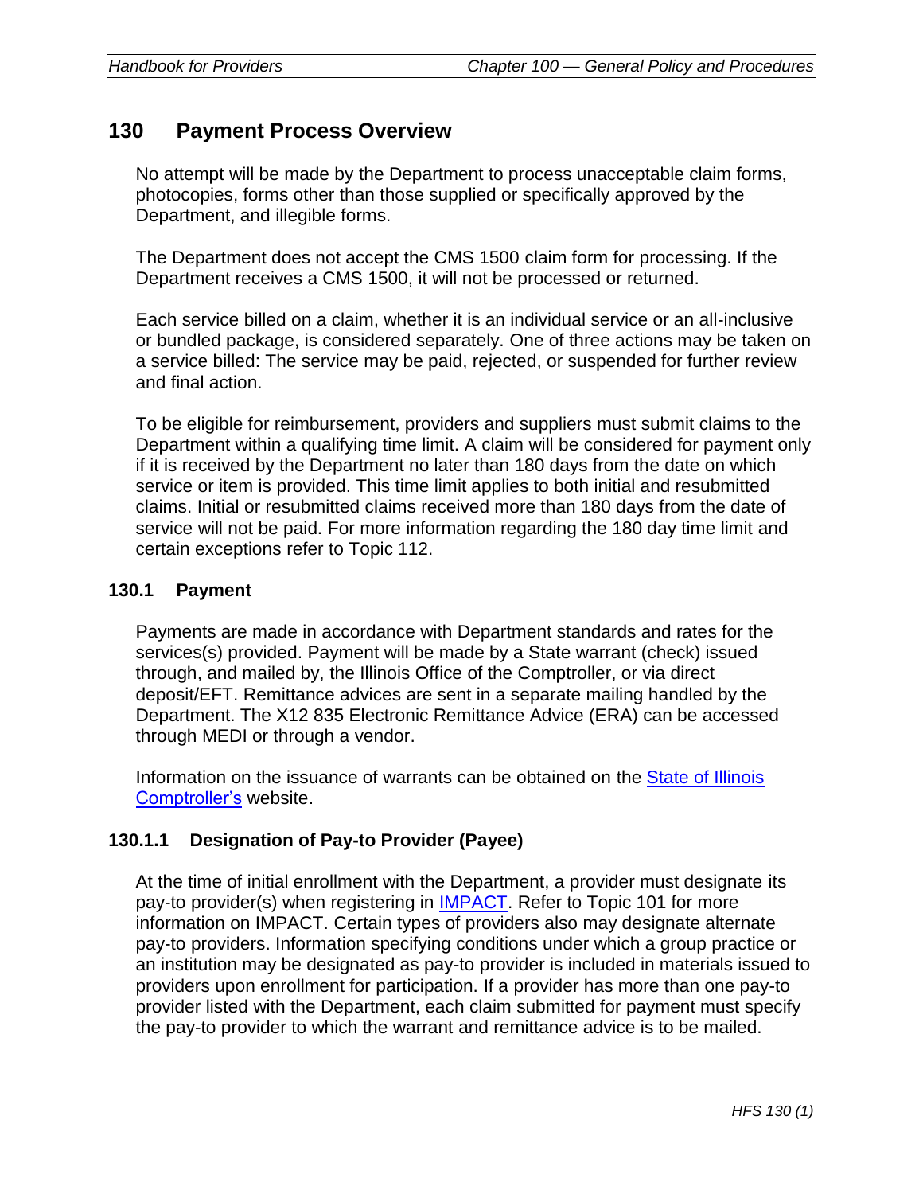## 130 Payment Process Overview

No attempt will be made by the Department to process unacceptable claim forms, photocopies, forms other than those supplied or specifically approved by the Department, and illegible forms.

The Department does not accept the CMS 1500 claim form for processing. If the Department receives a CMS 1500, it will not be processed or returned.

Each service billed on a claim, whether it is an individual service or an all-inclusive or bundled package, is considered separately. One of three actions may be taken on a service billed: The service may be paid, rejected, or suspended for further review and final action.

To be eligible for reimbursement, providers and suppliers must submit claims to the Department within a qualifying time limit. A claim will be considered for payment only if it is received by the Department no later than 180 days from the date on which service or item is provided. This time limit applies to both initial and resubmitted claims. Initial or resubmitted claims received more than 180 days from the date of service will not be paid. For more information regarding the 180 day time limit and certain exceptions refer to Topic 112.

### 130.1 Payment

Payments are made in accordance with Department standards and rates for the services(s) provided. Payment will be made by a State warrant (check) issued through, and mailed by, the Illinois Office of the Comptroller, or via direct deposit/EFT. Remittance advices are sent in a separate mailing handled by the Department. The X12 835 Electronic Remittance Advice (ERA) can be accessed through MEDI or through a vendor.

Information on the issuance of warrants can be obtained on the State of Illinois Comptroller's website.

#### 130.1.1 Designation of Pay-to Provider (Payee)

At the time of initial enrollment with the Department, a provider must designate its pay-to provider(s) when registering in IMPACT. Refer to Topic 101 for more information on IMPACT. Certain types of providers also may designate alternate pay-to providers. Information specifying conditions under which a group practice or an institution may be designated as pay-to provider is included in materials issued to providers upon enrollment for participation. If a provider has more than one pay-to provider listed with the Department, each claim submitted for payment must specify the pay-to provider to which the warrant and remittance advice is to be mailed.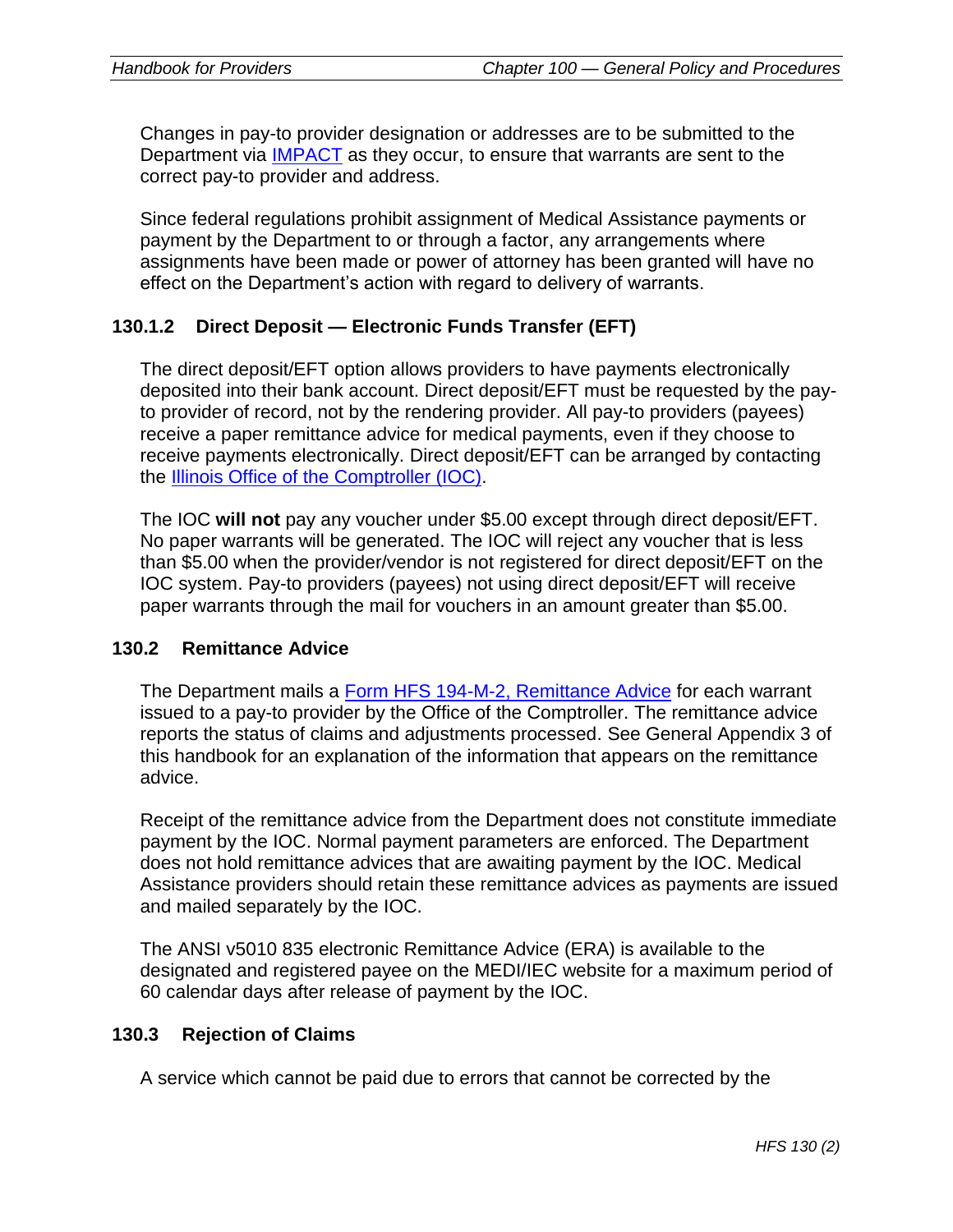Changes in pay-to provider designation or addresses are to be submitted to the Department via [IMPACT](#) as they occur, to ensure that warrants are sent to the correct pay-to provider and address.

Since federal regulations prohibit assignment of Medical Assistance payments or payment by the Department to or through a factor, any arrangements where assignments have been made or power of attorney has been granted will have no effect on the Department's action with regard to delivery of warrants.

### 130.1.2 Direct Deposit — Electronic Funds Transfer (EFT)

The direct deposit/EFT option allows providers to have payments electronically deposited into their bank account. Direct deposit/EFT must be requested by the pay-to provider of record, not by the rendering provider. All pay-to providers (payees) receive a paper remittance advice for medical payments, even if they choose to receive payments electronically. Direct deposit/EFT can be arranged by contacting the [Illinois Office of the Comptroller (IOC)](#).

The IOC **will not** pay any voucher under $5.00 except through direct deposit/EFT. No paper warrants will be generated. The IOC will reject any voucher that is less than $5.00 when the provider/vendor is not registered for direct deposit/EFT on the IOC system. Pay-to providers (payees) not using direct deposit/EFT will receive paper warrants through the mail for vouchers in an amount greater than $5.00.

## 130.2 Remittance Advice

The Department mails a [Form HFS 194-M-2, Remittance Advice](#) for each warrant issued to a pay-to provider by the Office of the Comptroller. The remittance advice reports the status of claims and adjustments processed. See General Appendix 3 of this handbook for an explanation of the information that appears on the remittance advice.

Receipt of the remittance advice from the Department does not constitute immediate payment by the IOC. Normal payment parameters are enforced. The Department does not hold remittance advices that are awaiting payment by the IOC. Medical Assistance providers should retain these remittance advices as payments are issued and mailed separately by the IOC.

The ANSI v5010 835 electronic Remittance Advice (ERA) is available to the designated and registered payee on the MEDI/IEC website for a maximum period of 60 calendar days after release of payment by the IOC.

## 130.3 Rejection of Claims

A service which cannot be paid due to errors that cannot be corrected by the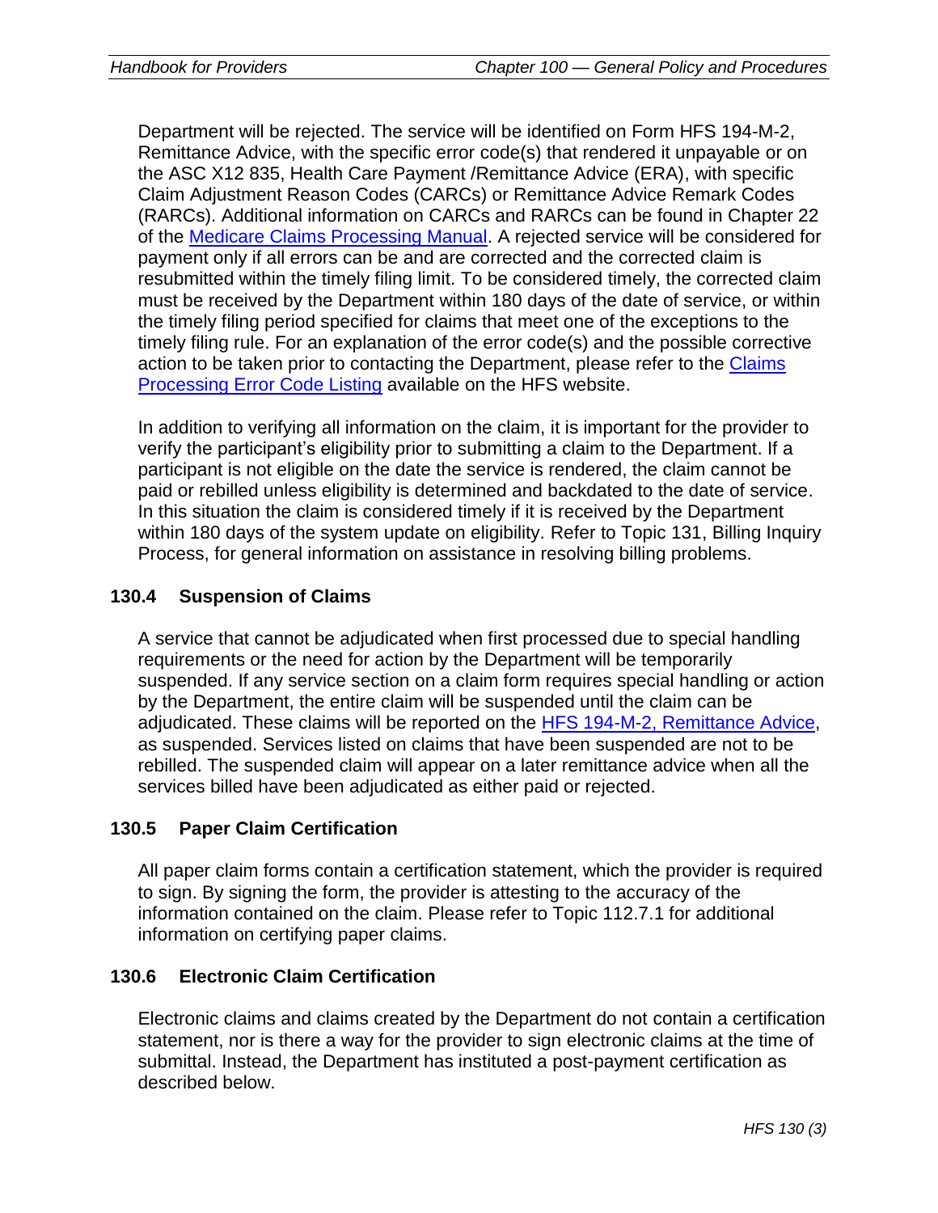Department will be rejected. The service will be identified on Form HFS 194-M-2, Remittance Advice, with the specific error code(s) that rendered it unpayable or on the ASC X12 835, Health Care Payment /Remittance Advice (ERA), with specific Claim Adjustment Reason Codes (CARCs) or Remittance Advice Remark Codes (RARCs). Additional information on CARCs and RARCs can be found in Chapter 22 of the Medicare Claims Processing Manual. A rejected service will be considered for payment only if all errors can be and are corrected and the corrected claim is resubmitted within the timely filing limit. To be considered timely, the corrected claim must be received by the Department within 180 days of the date of service, or within the timely filing period specified for claims that meet one of the exceptions to the timely filing rule. For an explanation of the error code(s) and the possible corrective action to be taken prior to contacting the Department, please refer to the Claims Processing Error Code Listing available on the HFS website.

In addition to verifying all information on the claim, it is important for the provider to verify the participant's eligibility prior to submitting a claim to the Department. If a participant is not eligible on the date the service is rendered, the claim cannot be paid or rebilled unless eligibility is determined and backdated to the date of service. In this situation the claim is considered timely if it is received by the Department within 180 days of the system update on eligibility. Refer to Topic 131, Billing Inquiry Process, for general information on assistance in resolving billing problems.

## 130.4 Suspension of Claims

A service that cannot be adjudicated when first processed due to special handling requirements or the need for action by the Department will be temporarily suspended. If any service section on a claim form requires special handling or action by the Department, the entire claim will be suspended until the claim can be adjudicated. These claims will be reported on the HFS 194-M-2, Remittance Advice, as suspended. Services listed on claims that have been suspended are not to be rebilled. The suspended claim will appear on a later remittance advice when all the services billed have been adjudicated as either paid or rejected.

## 130.5 Paper Claim Certification

All paper claim forms contain a certification statement, which the provider is required to sign. By signing the form, the provider is attesting to the accuracy of the information contained on the claim. Please refer to Topic 112.7.1 for additional information on certifying paper claims.

## 130.6 Electronic Claim Certification

Electronic claims and claims created by the Department do not contain a certification statement, nor is there a way for the provider to sign electronic claims at the time of submittal. Instead, the Department has instituted a post-payment certification as described below.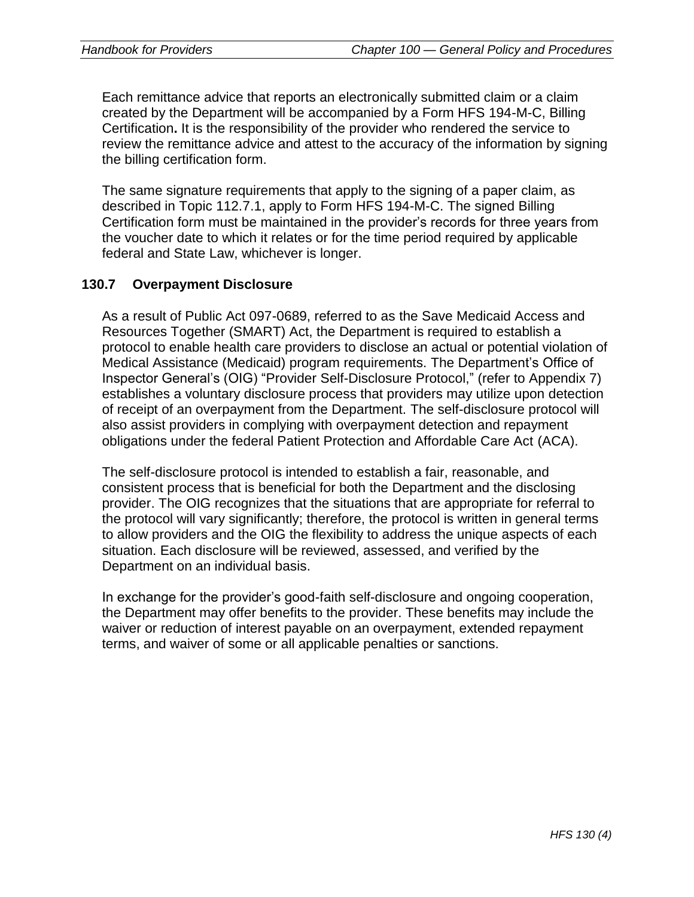Each remittance advice that reports an electronically submitted claim or a claim created by the Department will be accompanied by a Form HFS 194-M-C, Billing Certification**.** It is the responsibility of the provider who rendered the service to review the remittance advice and attest to the accuracy of the information by signing the billing certification form.

The same signature requirements that apply to the signing of a paper claim, as described in Topic 112.7.1, apply to Form HFS 194-M-C. The signed Billing Certification form must be maintained in the provider's records for three years from the voucher date to which it relates or for the time period required by applicable federal and State Law, whichever is longer.

## 130.7 Overpayment Disclosure

As a result of Public Act 097-0689, referred to as the Save Medicaid Access and Resources Together (SMART) Act, the Department is required to establish a protocol to enable health care providers to disclose an actual or potential violation of Medical Assistance (Medicaid) program requirements. The Department's Office of Inspector General's (OIG) "Provider Self-Disclosure Protocol," (refer to Appendix 7) establishes a voluntary disclosure process that providers may utilize upon detection of receipt of an overpayment from the Department. The self-disclosure protocol will also assist providers in complying with overpayment detection and repayment obligations under the federal Patient Protection and Affordable Care Act (ACA).

The self-disclosure protocol is intended to establish a fair, reasonable, and consistent process that is beneficial for both the Department and the disclosing provider. The OIG recognizes that the situations that are appropriate for referral to the protocol will vary significantly; therefore, the protocol is written in general terms to allow providers and the OIG the flexibility to address the unique aspects of each situation. Each disclosure will be reviewed, assessed, and verified by the Department on an individual basis.

In exchange for the provider's good-faith self-disclosure and ongoing cooperation, the Department may offer benefits to the provider. These benefits may include the waiver or reduction of interest payable on an overpayment, extended repayment terms, and waiver of some or all applicable penalties or sanctions.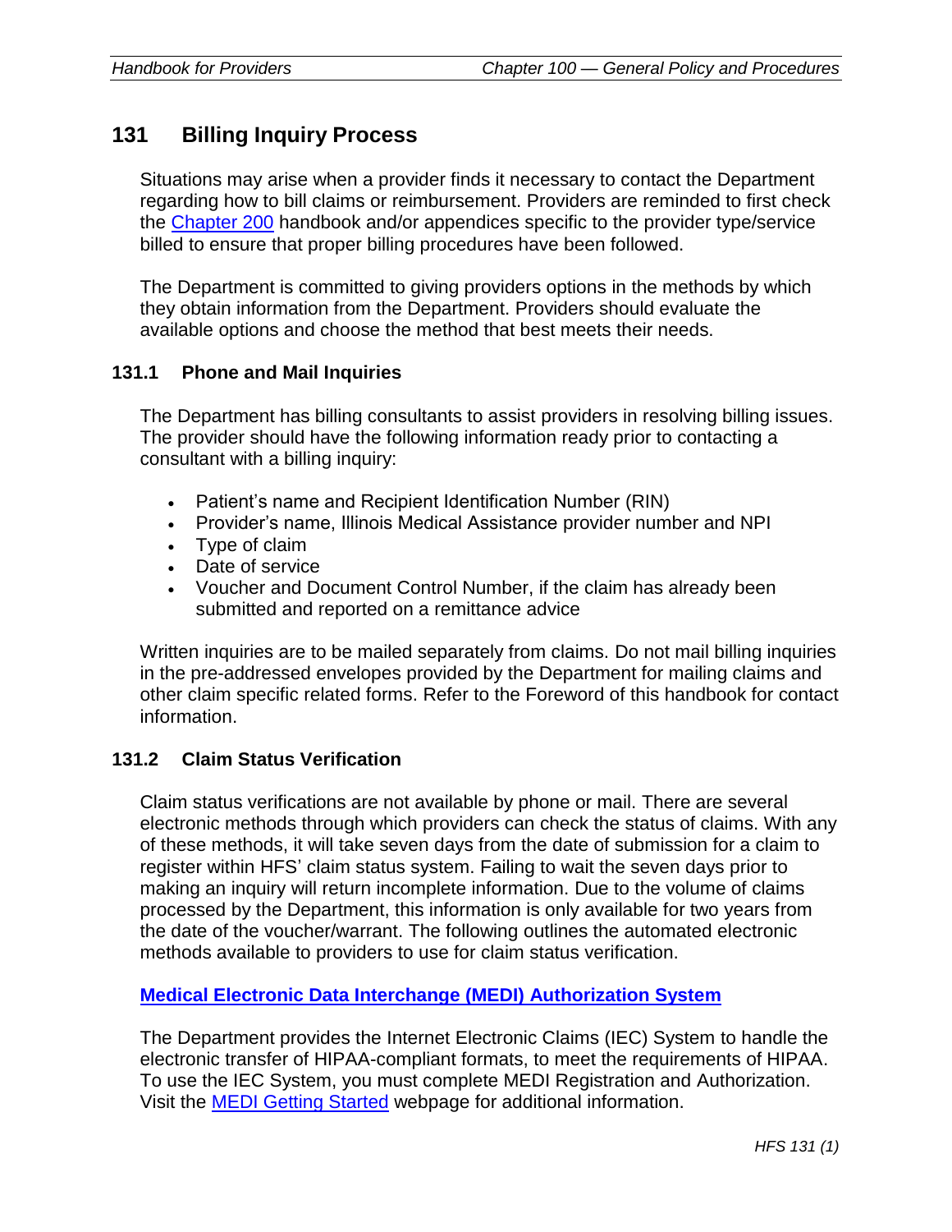## 131 Billing Inquiry Process

Situations may arise when a provider finds it necessary to contact the Department regarding how to bill claims or reimbursement. Providers are reminded to first check the Chapter 200 handbook and/or appendices specific to the provider type/service billed to ensure that proper billing procedures have been followed.

The Department is committed to giving providers options in the methods by which they obtain information from the Department. Providers should evaluate the available options and choose the method that best meets their needs.

### 131.1 Phone and Mail Inquiries

The Department has billing consultants to assist providers in resolving billing issues. The provider should have the following information ready prior to contacting a consultant with a billing inquiry:

- Patient's name and Recipient Identification Number (RIN)
- Provider's name, Illinois Medical Assistance provider number and NPI
- Type of claim
- Date of service
- Voucher and Document Control Number, if the claim has already been submitted and reported on a remittance advice

Written inquiries are to be mailed separately from claims. Do not mail billing inquiries in the pre-addressed envelopes provided by the Department for mailing claims and other claim specific related forms. Refer to the Foreword of this handbook for contact information.

### 131.2 Claim Status Verification

Claim status verifications are not available by phone or mail. There are several electronic methods through which providers can check the status of claims. With any of these methods, it will take seven days from the date of submission for a claim to register within HFS' claim status system. Failing to wait the seven days prior to making an inquiry will return incomplete information. Due to the volume of claims processed by the Department, this information is only available for two years from the date of the voucher/warrant. The following outlines the automated electronic methods available to providers to use for claim status verification.

**Medical Electronic Data Interchange (MEDI) Authorization System**

The Department provides the Internet Electronic Claims (IEC) System to handle the electronic transfer of HIPAA-compliant formats, to meet the requirements of HIPAA. To use the IEC System, you must complete MEDI Registration and Authorization. Visit the MEDI Getting Started webpage for additional information.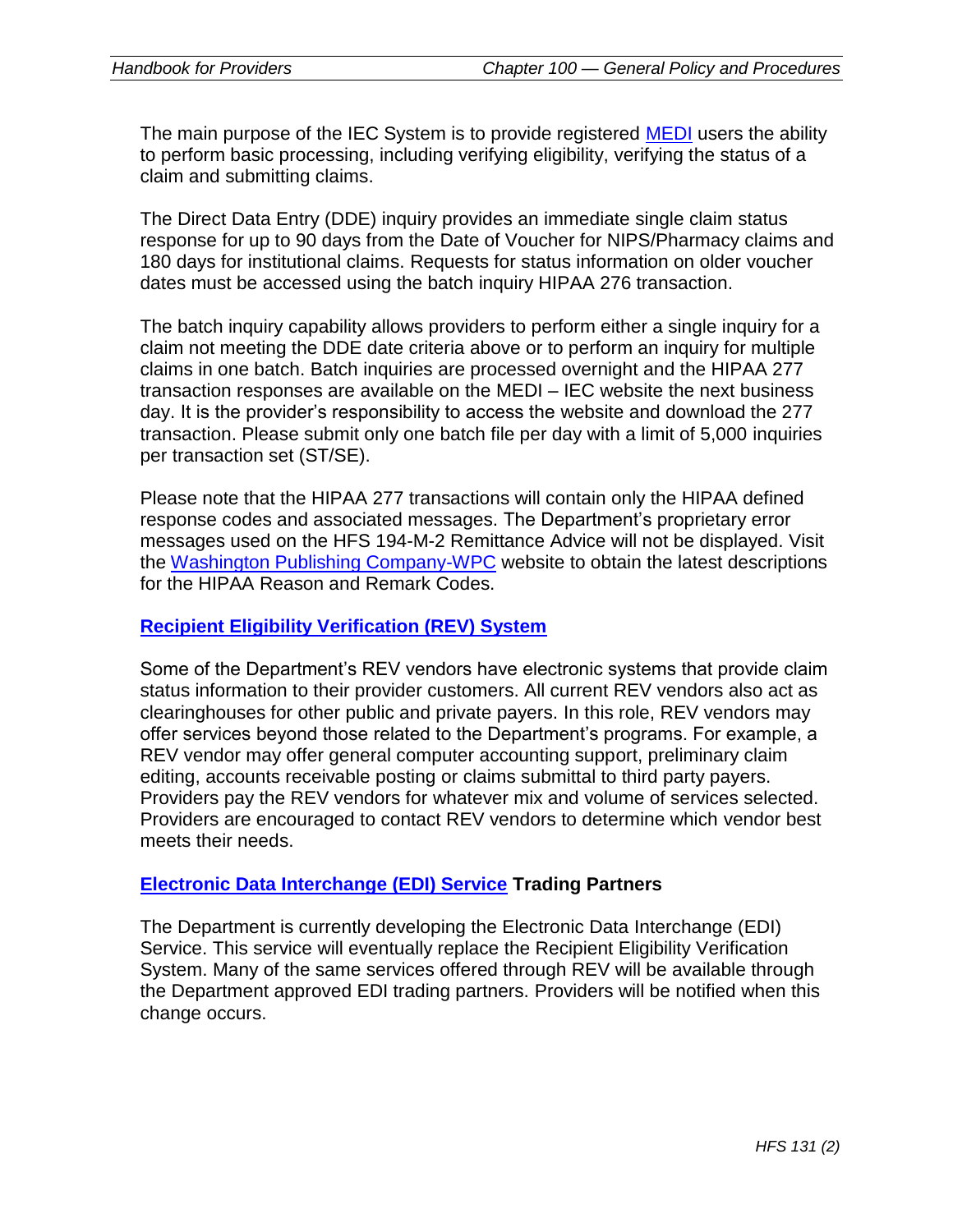The main purpose of the IEC System is to provide registered MEDI users the ability to perform basic processing, including verifying eligibility, verifying the status of a claim and submitting claims.

The Direct Data Entry (DDE) inquiry provides an immediate single claim status response for up to 90 days from the Date of Voucher for NIPS/Pharmacy claims and 180 days for institutional claims. Requests for status information on older voucher dates must be accessed using the batch inquiry HIPAA 276 transaction.

The batch inquiry capability allows providers to perform either a single inquiry for a claim not meeting the DDE date criteria above or to perform an inquiry for multiple claims in one batch. Batch inquiries are processed overnight and the HIPAA 277 transaction responses are available on the MEDI – IEC website the next business day. It is the provider's responsibility to access the website and download the 277 transaction. Please submit only one batch file per day with a limit of 5,000 inquiries per transaction set (ST/SE).

Please note that the HIPAA 277 transactions will contain only the HIPAA defined response codes and associated messages. The Department's proprietary error messages used on the HFS 194-M-2 Remittance Advice will not be displayed. Visit the Washington Publishing Company-WPC website to obtain the latest descriptions for the HIPAA Reason and Remark Codes.

**Recipient Eligibility Verification (REV) System**

Some of the Department's REV vendors have electronic systems that provide claim status information to their provider customers. All current REV vendors also act as clearinghouses for other public and private payers. In this role, REV vendors may offer services beyond those related to the Department's programs. For example, a REV vendor may offer general computer accounting support, preliminary claim editing, accounts receivable posting or claims submittal to third party payers. Providers pay the REV vendors for whatever mix and volume of services selected. Providers are encouraged to contact REV vendors to determine which vendor best meets their needs.

**Electronic Data Interchange (EDI) Service Trading Partners**

The Department is currently developing the Electronic Data Interchange (EDI) Service. This service will eventually replace the Recipient Eligibility Verification System. Many of the same services offered through REV will be available through the Department approved EDI trading partners. Providers will be notified when this change occurs.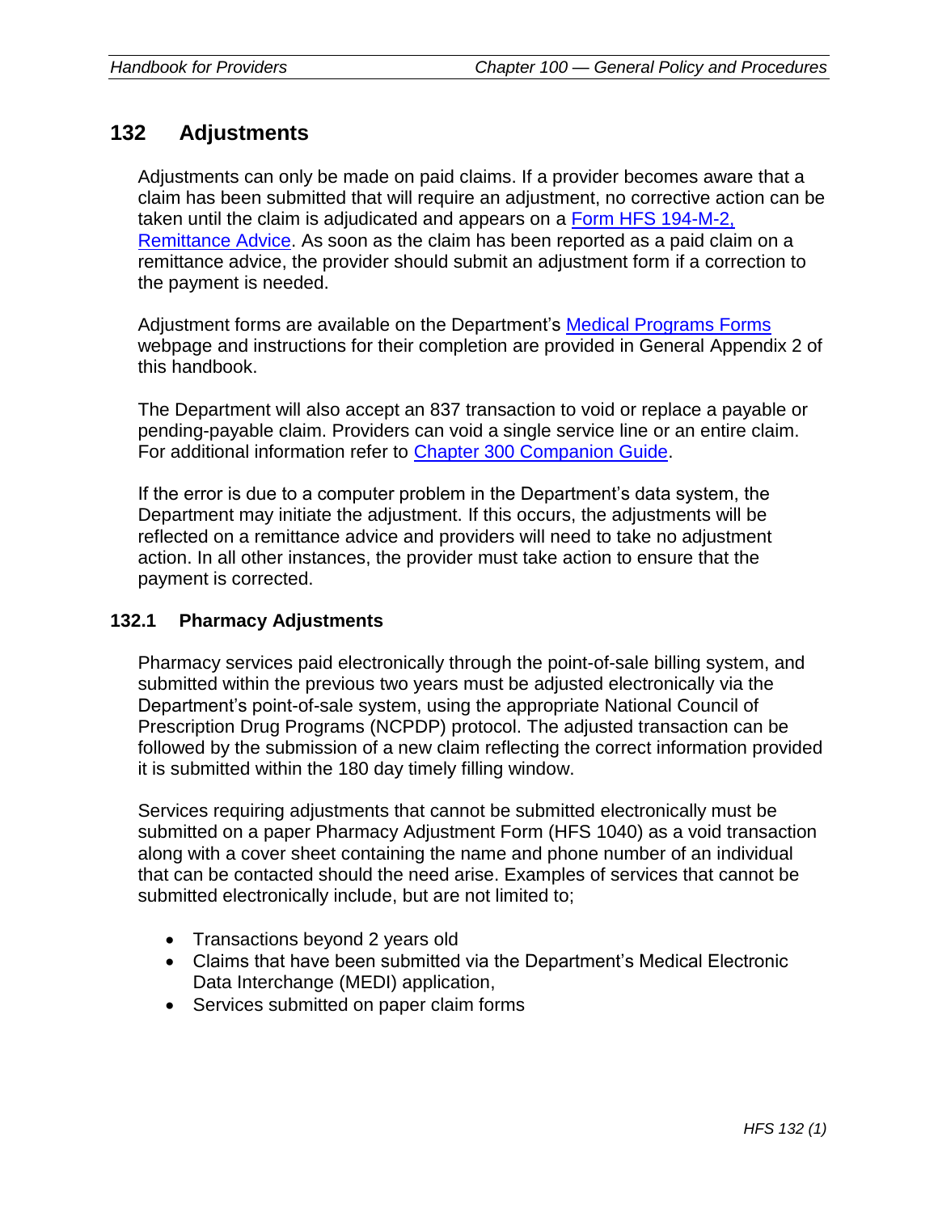## 132 Adjustments

Adjustments can only be made on paid claims. If a provider becomes aware that a claim has been submitted that will require an adjustment, no corrective action can be taken until the claim is adjudicated and appears on a Form HFS 194-M-2, Remittance Advice. As soon as the claim has been reported as a paid claim on a remittance advice, the provider should submit an adjustment form if a correction to the payment is needed.

Adjustment forms are available on the Department's Medical Programs Forms webpage and instructions for their completion are provided in General Appendix 2 of this handbook.

The Department will also accept an 837 transaction to void or replace a payable or pending-payable claim. Providers can void a single service line or an entire claim. For additional information refer to Chapter 300 Companion Guide.

If the error is due to a computer problem in the Department's data system, the Department may initiate the adjustment. If this occurs, the adjustments will be reflected on a remittance advice and providers will need to take no adjustment action. In all other instances, the provider must take action to ensure that the payment is corrected.

### 132.1 Pharmacy Adjustments

Pharmacy services paid electronically through the point-of-sale billing system, and submitted within the previous two years must be adjusted electronically via the Department's point-of-sale system, using the appropriate National Council of Prescription Drug Programs (NCPDP) protocol. The adjusted transaction can be followed by the submission of a new claim reflecting the correct information provided it is submitted within the 180 day timely filling window.

Services requiring adjustments that cannot be submitted electronically must be submitted on a paper Pharmacy Adjustment Form (HFS 1040) as a void transaction along with a cover sheet containing the name and phone number of an individual that can be contacted should the need arise. Examples of services that cannot be submitted electronically include, but are not limited to;

- Transactions beyond 2 years old
- Claims that have been submitted via the Department's Medical Electronic Data Interchange (MEDI) application,
- Services submitted on paper claim forms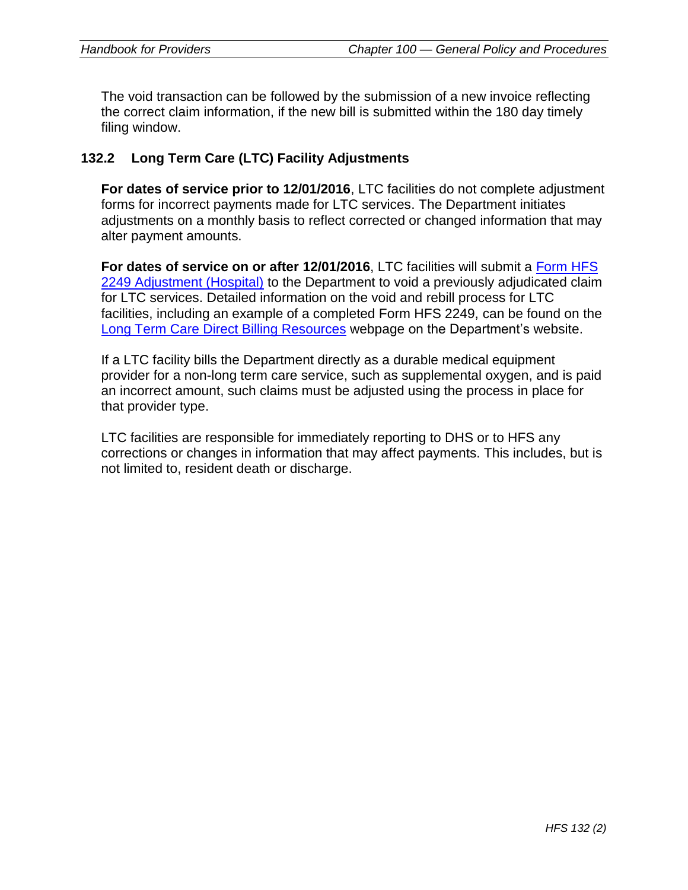The void transaction can be followed by the submission of a new invoice reflecting the correct claim information, if the new bill is submitted within the 180 day timely filing window.

## 132.2 Long Term Care (LTC) Facility Adjustments

**For dates of service prior to 12/01/2016**, LTC facilities do not complete adjustment forms for incorrect payments made for LTC services. The Department initiates adjustments on a monthly basis to reflect corrected or changed information that may alter payment amounts.

**For dates of service on or after 12/01/2016**, LTC facilities will submit a Form HFS 2249 Adjustment (Hospital) to the Department to void a previously adjudicated claim for LTC services. Detailed information on the void and rebill process for LTC facilities, including an example of a completed Form HFS 2249, can be found on the Long Term Care Direct Billing Resources webpage on the Department's website.

If a LTC facility bills the Department directly as a durable medical equipment provider for a non-long term care service, such as supplemental oxygen, and is paid an incorrect amount, such claims must be adjusted using the process in place for that provider type.

LTC facilities are responsible for immediately reporting to DHS or to HFS any corrections or changes in information that may affect payments. This includes, but is not limited to, resident death or discharge.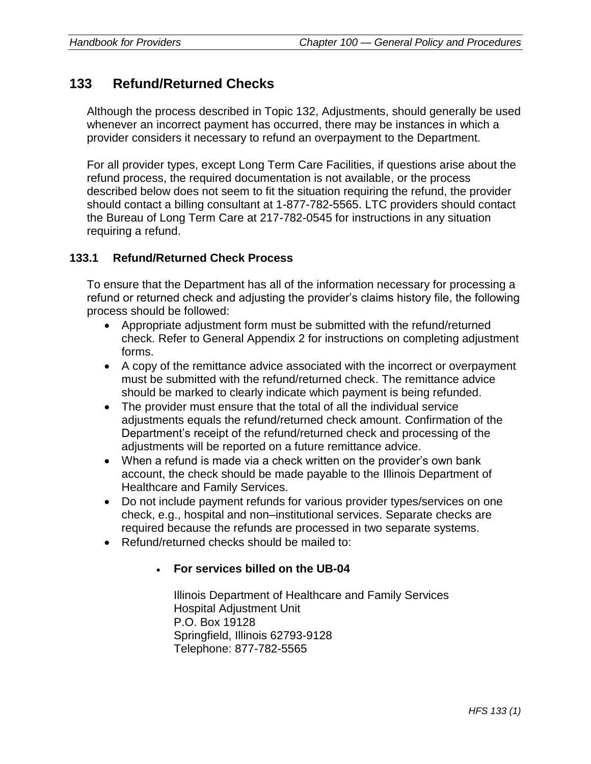## 133 Refund/Returned Checks

Although the process described in Topic 132, Adjustments, should generally be used whenever an incorrect payment has occurred, there may be instances in which a provider considers it necessary to refund an overpayment to the Department.

For all provider types, except Long Term Care Facilities, if questions arise about the refund process, the required documentation is not available, or the process described below does not seem to fit the situation requiring the refund, the provider should contact a billing consultant at 1-877-782-5565. LTC providers should contact the Bureau of Long Term Care at 217-782-0545 for instructions in any situation requiring a refund.

### 133.1 Refund/Returned Check Process

To ensure that the Department has all of the information necessary for processing a refund or returned check and adjusting the provider's claims history file, the following process should be followed:

- Appropriate adjustment form must be submitted with the refund/returned check. Refer to General Appendix 2 for instructions on completing adjustment forms.
- A copy of the remittance advice associated with the incorrect or overpayment must be submitted with the refund/returned check. The remittance advice should be marked to clearly indicate which payment is being refunded.
- The provider must ensure that the total of all the individual service adjustments equals the refund/returned check amount. Confirmation of the Department's receipt of the refund/returned check and processing of the adjustments will be reported on a future remittance advice.
- When a refund is made via a check written on the provider's own bank account, the check should be made payable to the Illinois Department of Healthcare and Family Services.
- Do not include payment refunds for various provider types/services on one check, e.g., hospital and non–institutional services. Separate checks are required because the refunds are processed in two separate systems.
- Refund/returned checks should be mailed to:
  - **For services billed on the UB-04**

    Illinois Department of Healthcare and Family Services  
    Hospital Adjustment Unit  
    P.O. Box 19128  
    Springfield, Illinois 62793-9128  
    Telephone: 877-782-5565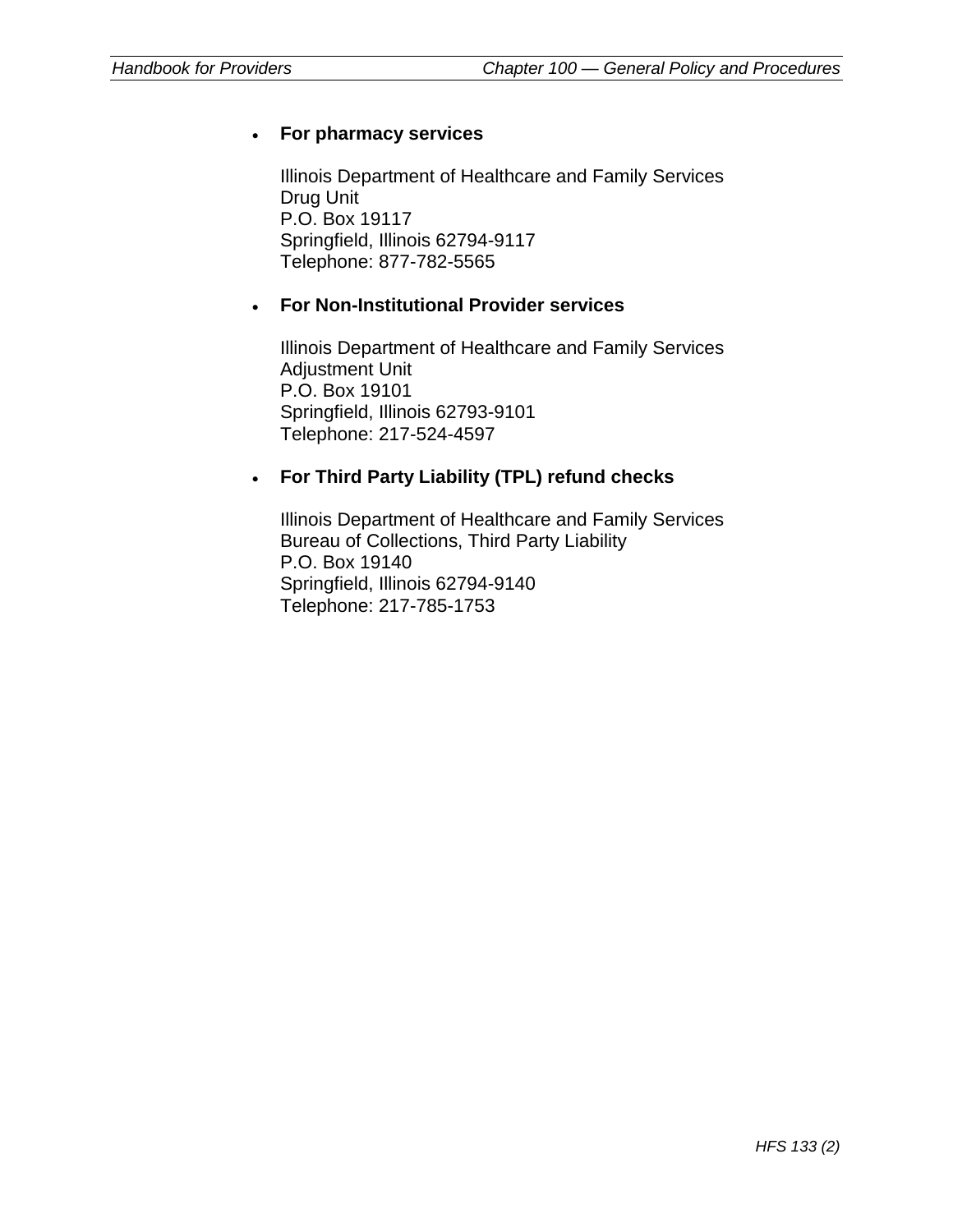- **For pharmacy services**

  Illinois Department of Healthcare and Family Services
  Drug Unit
  P.O. Box 19117
  Springfield, Illinois 62794-9117
  Telephone: 877-782-5565

- **For Non-Institutional Provider services**

  Illinois Department of Healthcare and Family Services
  Adjustment Unit
  P.O. Box 19101
  Springfield, Illinois 62793-9101
  Telephone: 217-524-4597

- **For Third Party Liability (TPL) refund checks**

  Illinois Department of Healthcare and Family Services
  Bureau of Collections, Third Party Liability
  P.O. Box 19140
  Springfield, Illinois 62794-9140
  Telephone: 217-785-1753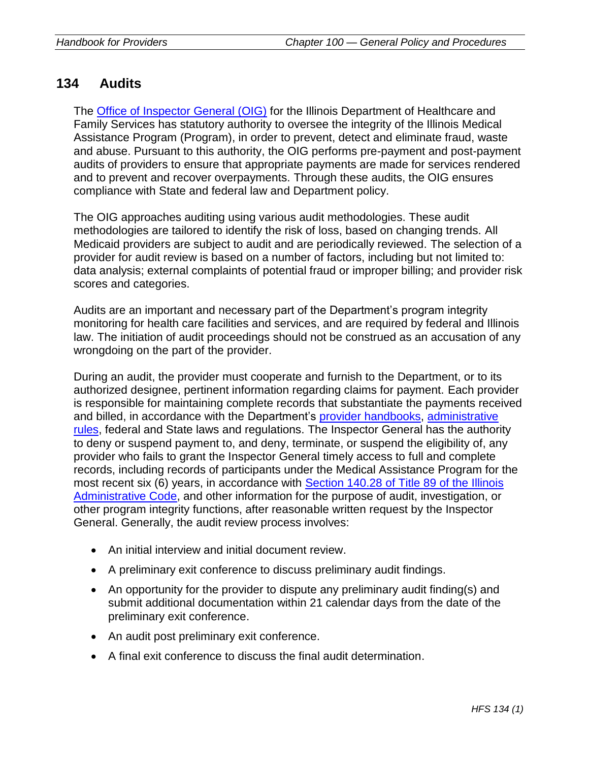## 134 Audits

The Office of Inspector General (OIG) for the Illinois Department of Healthcare and Family Services has statutory authority to oversee the integrity of the Illinois Medical Assistance Program (Program), in order to prevent, detect and eliminate fraud, waste and abuse. Pursuant to this authority, the OIG performs pre-payment and post-payment audits of providers to ensure that appropriate payments are made for services rendered and to prevent and recover overpayments. Through these audits, the OIG ensures compliance with State and federal law and Department policy.

The OIG approaches auditing using various audit methodologies. These audit methodologies are tailored to identify the risk of loss, based on changing trends. All Medicaid providers are subject to audit and are periodically reviewed. The selection of a provider for audit review is based on a number of factors, including but not limited to: data analysis; external complaints of potential fraud or improper billing; and provider risk scores and categories.

Audits are an important and necessary part of the Department's program integrity monitoring for health care facilities and services, and are required by federal and Illinois law. The initiation of audit proceedings should not be construed as an accusation of any wrongdoing on the part of the provider.

During an audit, the provider must cooperate and furnish to the Department, or to its authorized designee, pertinent information regarding claims for payment. Each provider is responsible for maintaining complete records that substantiate the payments received and billed, in accordance with the Department's provider handbooks, administrative rules, federal and State laws and regulations. The Inspector General has the authority to deny or suspend payment to, and deny, terminate, or suspend the eligibility of, any provider who fails to grant the Inspector General timely access to full and complete records, including records of participants under the Medical Assistance Program for the most recent six (6) years, in accordance with Section 140.28 of Title 89 of the Illinois Administrative Code, and other information for the purpose of audit, investigation, or other program integrity functions, after reasonable written request by the Inspector General. Generally, the audit review process involves:

- An initial interview and initial document review.
- A preliminary exit conference to discuss preliminary audit findings.
- An opportunity for the provider to dispute any preliminary audit finding(s) and submit additional documentation within 21 calendar days from the date of the preliminary exit conference.
- An audit post preliminary exit conference.
- A final exit conference to discuss the final audit determination.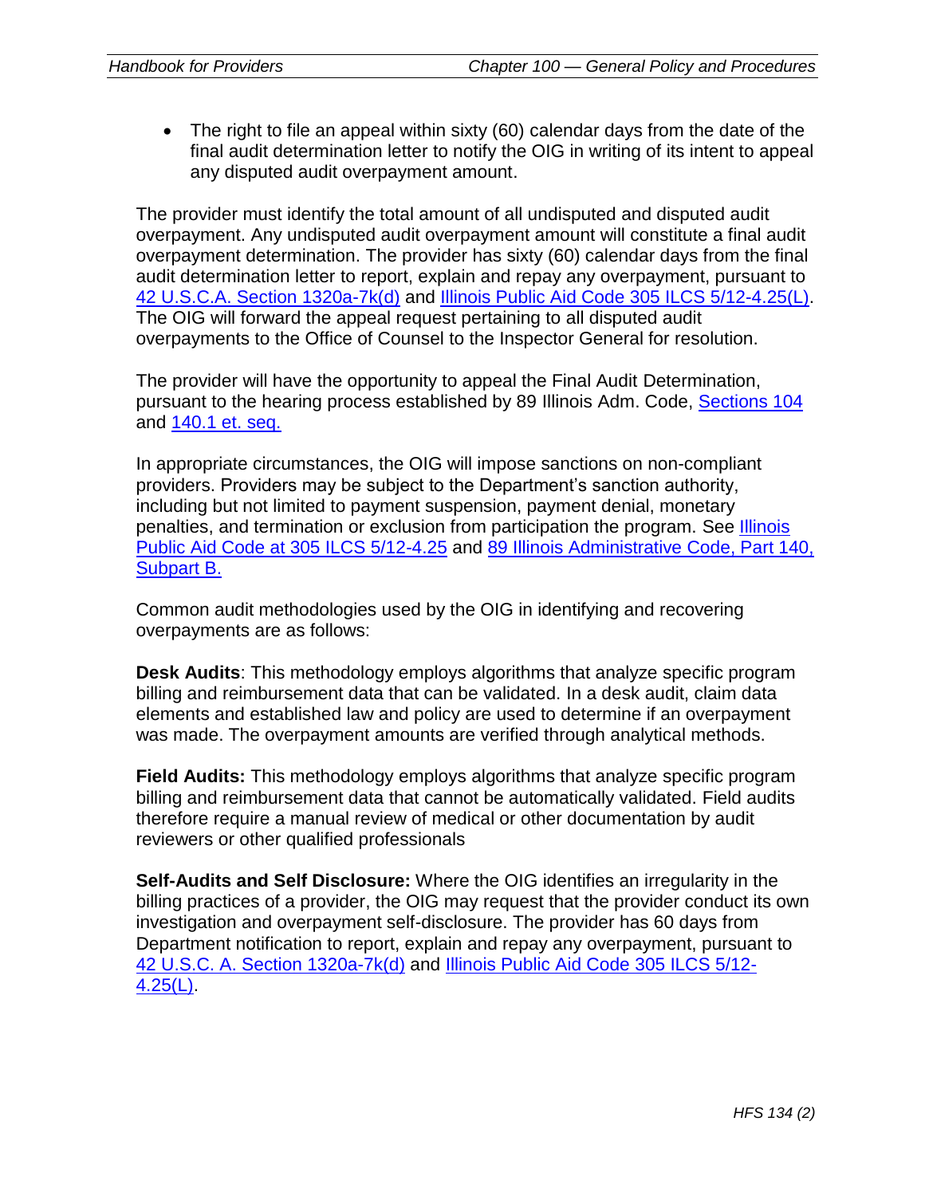- The right to file an appeal within sixty (60) calendar days from the date of the final audit determination letter to notify the OIG in writing of its intent to appeal any disputed audit overpayment amount.

The provider must identify the total amount of all undisputed and disputed audit overpayment. Any undisputed audit overpayment amount will constitute a final audit overpayment determination. The provider has sixty (60) calendar days from the final audit determination letter to report, explain and repay any overpayment, pursuant to 42 U.S.C.A. Section 1320a-7k(d) and Illinois Public Aid Code 305 ILCS 5/12-4.25(L). The OIG will forward the appeal request pertaining to all disputed audit overpayments to the Office of Counsel to the Inspector General for resolution.

The provider will have the opportunity to appeal the Final Audit Determination, pursuant to the hearing process established by 89 Illinois Adm. Code, Sections 104 and 140.1 et. seq.

In appropriate circumstances, the OIG will impose sanctions on non-compliant providers. Providers may be subject to the Department's sanction authority, including but not limited to payment suspension, payment denial, monetary penalties, and termination or exclusion from participation the program. See Illinois Public Aid Code at 305 ILCS 5/12-4.25 and 89 Illinois Administrative Code, Part 140, Subpart B.

Common audit methodologies used by the OIG in identifying and recovering overpayments are as follows:

**Desk Audits**: This methodology employs algorithms that analyze specific program billing and reimbursement data that can be validated. In a desk audit, claim data elements and established law and policy are used to determine if an overpayment was made. The overpayment amounts are verified through analytical methods.

**Field Audits:** This methodology employs algorithms that analyze specific program billing and reimbursement data that cannot be automatically validated. Field audits therefore require a manual review of medical or other documentation by audit reviewers or other qualified professionals

**Self-Audits and Self Disclosure:** Where the OIG identifies an irregularity in the billing practices of a provider, the OIG may request that the provider conduct its own investigation and overpayment self-disclosure. The provider has 60 days from Department notification to report, explain and repay any overpayment, pursuant to 42 U.S.C. A. Section 1320a-7k(d) and Illinois Public Aid Code 305 ILCS 5/12-4.25(L).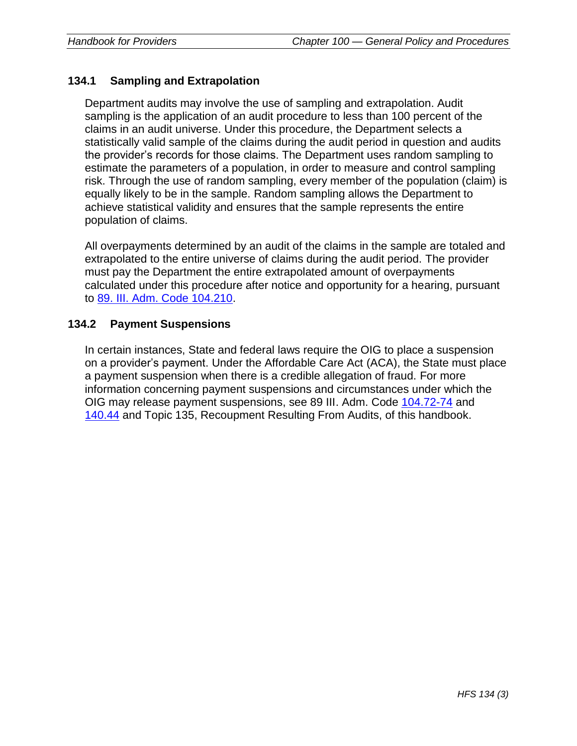### 134.1 Sampling and Extrapolation

Department audits may involve the use of sampling and extrapolation. Audit sampling is the application of an audit procedure to less than 100 percent of the claims in an audit universe. Under this procedure, the Department selects a statistically valid sample of the claims during the audit period in question and audits the provider's records for those claims. The Department uses random sampling to estimate the parameters of a population, in order to measure and control sampling risk. Through the use of random sampling, every member of the population (claim) is equally likely to be in the sample. Random sampling allows the Department to achieve statistical validity and ensures that the sample represents the entire population of claims.

All overpayments determined by an audit of the claims in the sample are totaled and extrapolated to the entire universe of claims during the audit period. The provider must pay the Department the entire extrapolated amount of overpayments calculated under this procedure after notice and opportunity for a hearing, pursuant to 89. Ill. Adm. Code 104.210.

### 134.2 Payment Suspensions

In certain instances, State and federal laws require the OIG to place a suspension on a provider's payment. Under the Affordable Care Act (ACA), the State must place a payment suspension when there is a credible allegation of fraud. For more information concerning payment suspensions and circumstances under which the OIG may release payment suspensions, see 89 Ill. Adm. Code 104.72-74 and 140.44 and Topic 135, Recoupment Resulting From Audits, of this handbook.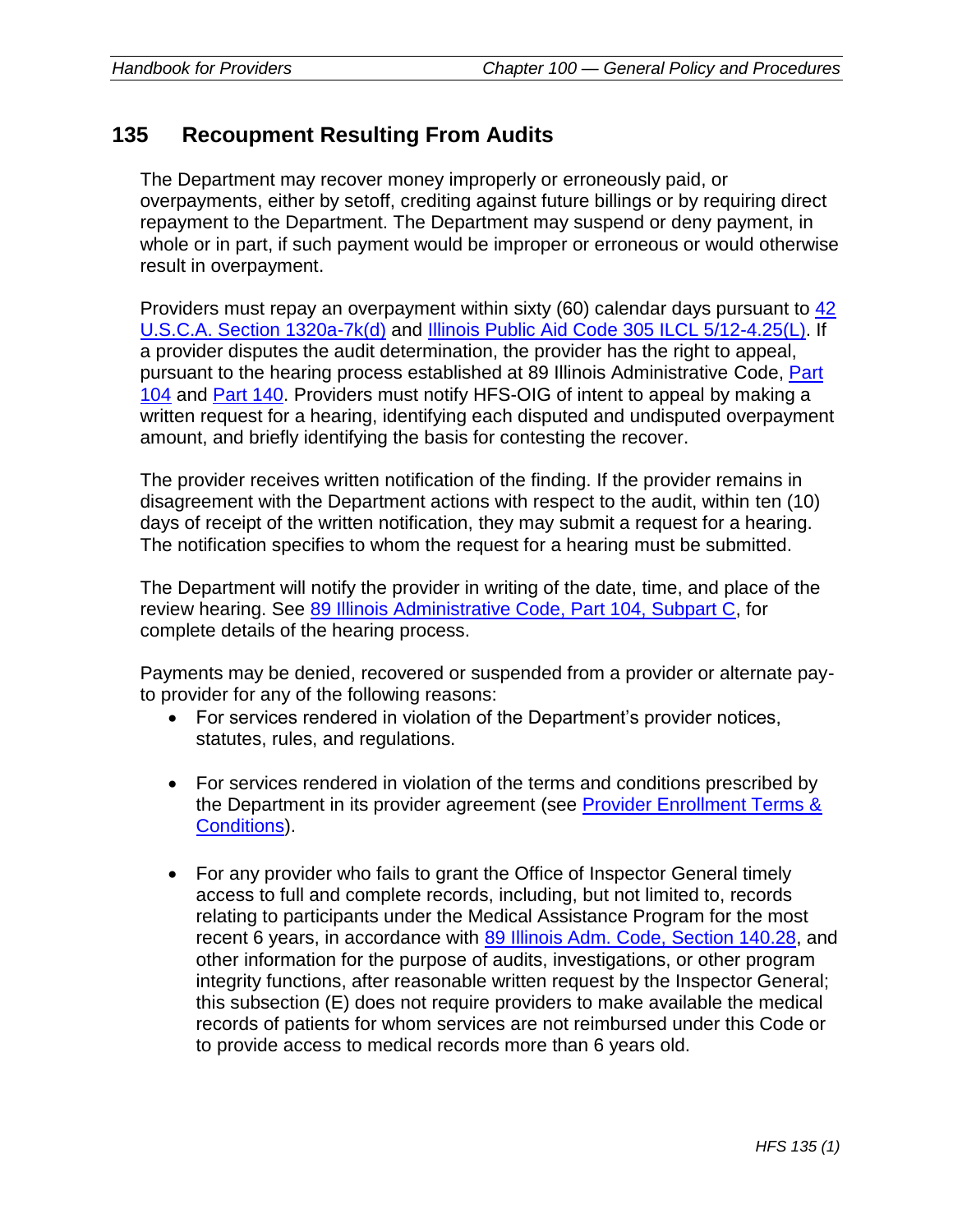## 135 Recoupment Resulting From Audits

The Department may recover money improperly or erroneously paid, or overpayments, either by setoff, crediting against future billings or by requiring direct repayment to the Department. The Department may suspend or deny payment, in whole or in part, if such payment would be improper or erroneous or would otherwise result in overpayment.

Providers must repay an overpayment within sixty (60) calendar days pursuant to 42 U.S.C.A. Section 1320a-7k(d) and Illinois Public Aid Code 305 ILCL 5/12-4.25(L). If a provider disputes the audit determination, the provider has the right to appeal, pursuant to the hearing process established at 89 Illinois Administrative Code, Part 104 and Part 140. Providers must notify HFS-OIG of intent to appeal by making a written request for a hearing, identifying each disputed and undisputed overpayment amount, and briefly identifying the basis for contesting the recover.

The provider receives written notification of the finding. If the provider remains in disagreement with the Department actions with respect to the audit, within ten (10) days of receipt of the written notification, they may submit a request for a hearing. The notification specifies to whom the request for a hearing must be submitted.

The Department will notify the provider in writing of the date, time, and place of the review hearing. See 89 Illinois Administrative Code, Part 104, Subpart C, for complete details of the hearing process.

Payments may be denied, recovered or suspended from a provider or alternate pay-to provider for any of the following reasons:

- For services rendered in violation of the Department's provider notices, statutes, rules, and regulations.
- For services rendered in violation of the terms and conditions prescribed by the Department in its provider agreement (see Provider Enrollment Terms & Conditions).
- For any provider who fails to grant the Office of Inspector General timely access to full and complete records, including, but not limited to, records relating to participants under the Medical Assistance Program for the most recent 6 years, in accordance with 89 Illinois Adm. Code, Section 140.28, and other information for the purpose of audits, investigations, or other program integrity functions, after reasonable written request by the Inspector General; this subsection (E) does not require providers to make available the medical records of patients for whom services are not reimbursed under this Code or to provide access to medical records more than 6 years old.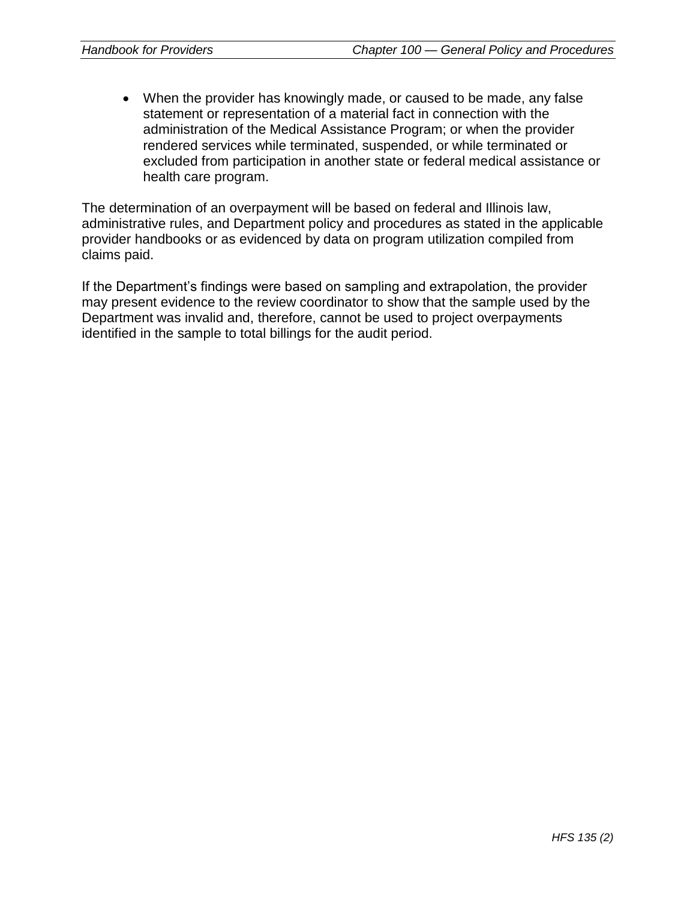- When the provider has knowingly made, or caused to be made, any false statement or representation of a material fact in connection with the administration of the Medical Assistance Program; or when the provider rendered services while terminated, suspended, or while terminated or excluded from participation in another state or federal medical assistance or health care program.

The determination of an overpayment will be based on federal and Illinois law, administrative rules, and Department policy and procedures as stated in the applicable provider handbooks or as evidenced by data on program utilization compiled from claims paid.

If the Department's findings were based on sampling and extrapolation, the provider may present evidence to the review coordinator to show that the sample used by the Department was invalid and, therefore, cannot be used to project overpayments identified in the sample to total billings for the audit period.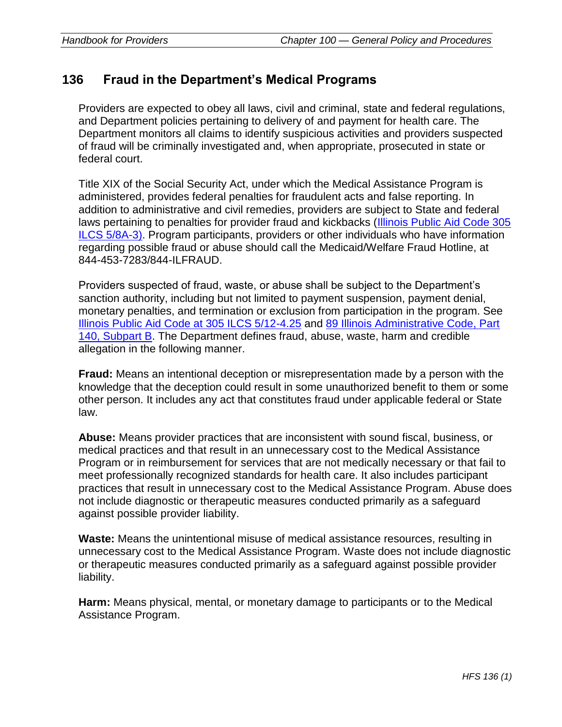## 136 Fraud in the Department's Medical Programs

Providers are expected to obey all laws, civil and criminal, state and federal regulations, and Department policies pertaining to delivery of and payment for health care. The Department monitors all claims to identify suspicious activities and providers suspected of fraud will be criminally investigated and, when appropriate, prosecuted in state or federal court.

Title XIX of the Social Security Act, under which the Medical Assistance Program is administered, provides federal penalties for fraudulent acts and false reporting. In addition to administrative and civil remedies, providers are subject to State and federal laws pertaining to penalties for provider fraud and kickbacks (Illinois Public Aid Code 305 ILCS 5/8A-3). Program participants, providers or other individuals who have information regarding possible fraud or abuse should call the Medicaid/Welfare Fraud Hotline, at 844-453-7283/844-ILFRAUD.

Providers suspected of fraud, waste, or abuse shall be subject to the Department's sanction authority, including but not limited to payment suspension, payment denial, monetary penalties, and termination or exclusion from participation in the program. See Illinois Public Aid Code at 305 ILCS 5/12-4.25 and 89 Illinois Administrative Code, Part 140, Subpart B. The Department defines fraud, abuse, waste, harm and credible allegation in the following manner.

**Fraud:** Means an intentional deception or misrepresentation made by a person with the knowledge that the deception could result in some unauthorized benefit to them or some other person. It includes any act that constitutes fraud under applicable federal or State law.

**Abuse:** Means provider practices that are inconsistent with sound fiscal, business, or medical practices and that result in an unnecessary cost to the Medical Assistance Program or in reimbursement for services that are not medically necessary or that fail to meet professionally recognized standards for health care. It also includes participant practices that result in unnecessary cost to the Medical Assistance Program. Abuse does not include diagnostic or therapeutic measures conducted primarily as a safeguard against possible provider liability.

**Waste:** Means the unintentional misuse of medical assistance resources, resulting in unnecessary cost to the Medical Assistance Program. Waste does not include diagnostic or therapeutic measures conducted primarily as a safeguard against possible provider liability.

**Harm:** Means physical, mental, or monetary damage to participants or to the Medical Assistance Program.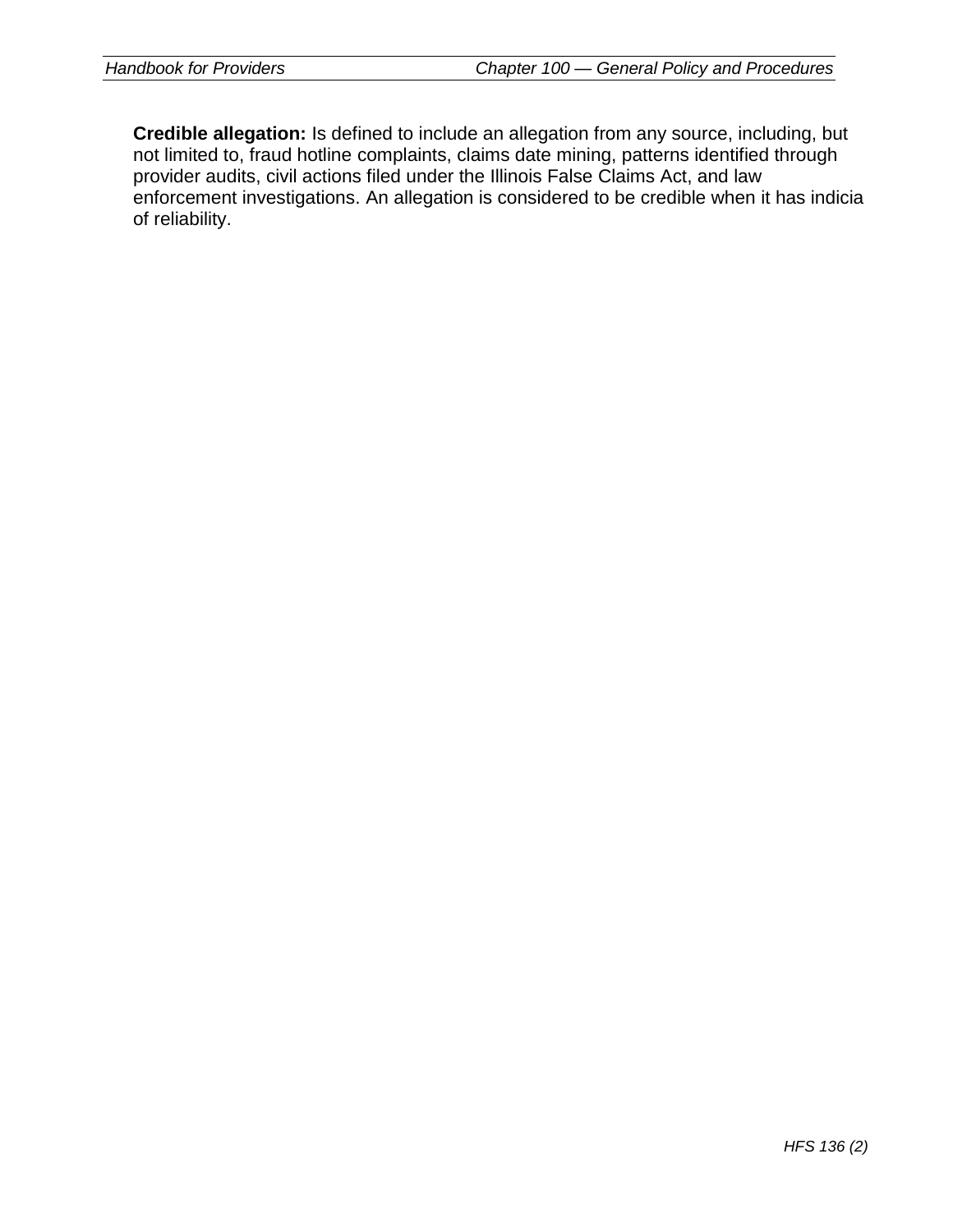**Credible allegation:** Is defined to include an allegation from any source, including, but not limited to, fraud hotline complaints, claims date mining, patterns identified through provider audits, civil actions filed under the Illinois False Claims Act, and law enforcement investigations. An allegation is considered to be credible when it has indicia of reliability.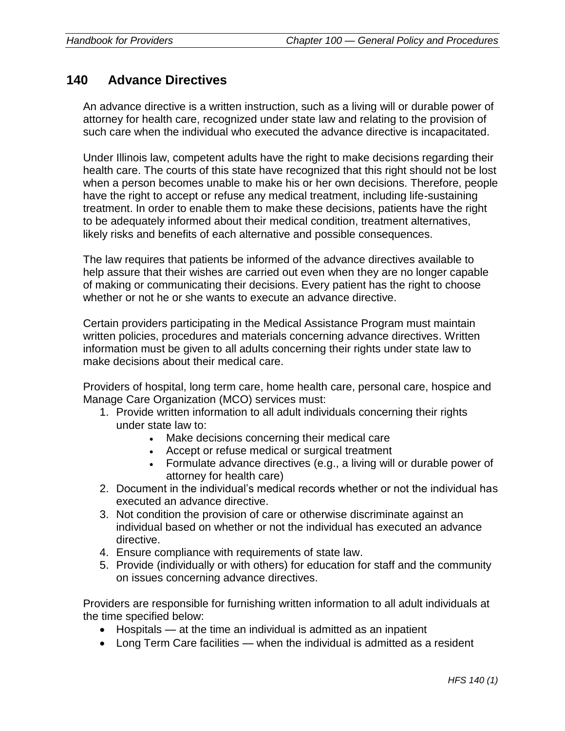## 140 Advance Directives

An advance directive is a written instruction, such as a living will or durable power of attorney for health care, recognized under state law and relating to the provision of such care when the individual who executed the advance directive is incapacitated.

Under Illinois law, competent adults have the right to make decisions regarding their health care. The courts of this state have recognized that this right should not be lost when a person becomes unable to make his or her own decisions. Therefore, people have the right to accept or refuse any medical treatment, including life-sustaining treatment. In order to enable them to make these decisions, patients have the right to be adequately informed about their medical condition, treatment alternatives, likely risks and benefits of each alternative and possible consequences.

The law requires that patients be informed of the advance directives available to help assure that their wishes are carried out even when they are no longer capable of making or communicating their decisions. Every patient has the right to choose whether or not he or she wants to execute an advance directive.

Certain providers participating in the Medical Assistance Program must maintain written policies, procedures and materials concerning advance directives. Written information must be given to all adults concerning their rights under state law to make decisions about their medical care.

Providers of hospital, long term care, home health care, personal care, hospice and Manage Care Organization (MCO) services must:

1. Provide written information to all adult individuals concerning their rights under state law to:
   - Make decisions concerning their medical care
   - Accept or refuse medical or surgical treatment
   - Formulate advance directives (e.g., a living will or durable power of attorney for health care)
2. Document in the individual's medical records whether or not the individual has executed an advance directive.
3. Not condition the provision of care or otherwise discriminate against an individual based on whether or not the individual has executed an advance directive.
4. Ensure compliance with requirements of state law.
5. Provide (individually or with others) for education for staff and the community on issues concerning advance directives.

Providers are responsible for furnishing written information to all adult individuals at the time specified below:

- Hospitals — at the time an individual is admitted as an inpatient
- Long Term Care facilities — when the individual is admitted as a resident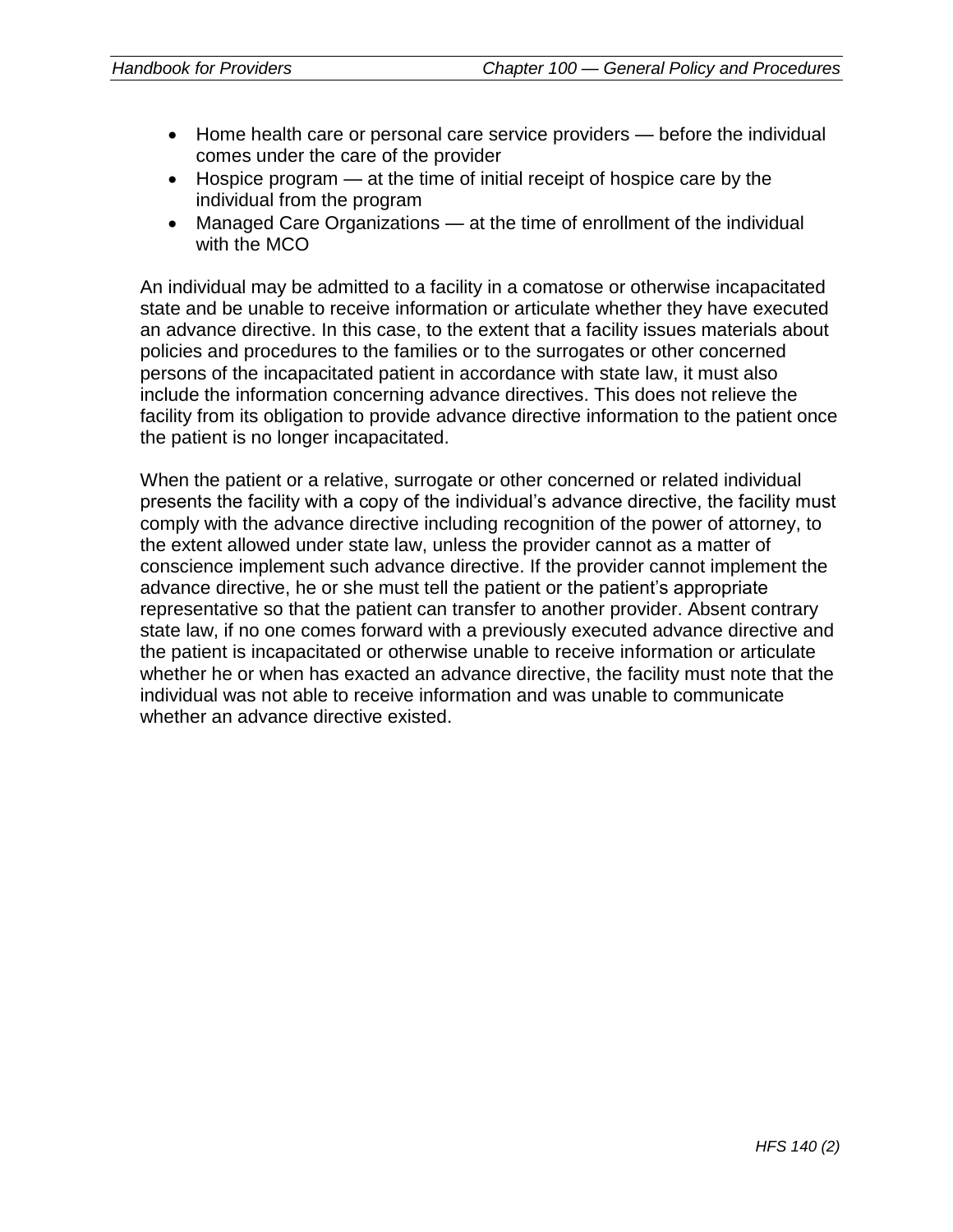- Home health care or personal care service providers — before the individual comes under the care of the provider
- Hospice program — at the time of initial receipt of hospice care by the individual from the program
- Managed Care Organizations — at the time of enrollment of the individual with the MCO

An individual may be admitted to a facility in a comatose or otherwise incapacitated state and be unable to receive information or articulate whether they have executed an advance directive. In this case, to the extent that a facility issues materials about policies and procedures to the families or to the surrogates or other concerned persons of the incapacitated patient in accordance with state law, it must also include the information concerning advance directives. This does not relieve the facility from its obligation to provide advance directive information to the patient once the patient is no longer incapacitated.

When the patient or a relative, surrogate or other concerned or related individual presents the facility with a copy of the individual's advance directive, the facility must comply with the advance directive including recognition of the power of attorney, to the extent allowed under state law, unless the provider cannot as a matter of conscience implement such advance directive. If the provider cannot implement the advance directive, he or she must tell the patient or the patient's appropriate representative so that the patient can transfer to another provider. Absent contrary state law, if no one comes forward with a previously executed advance directive and the patient is incapacitated or otherwise unable to receive information or articulate whether he or when has exacted an advance directive, the facility must note that the individual was not able to receive information and was unable to communicate whether an advance directive existed.